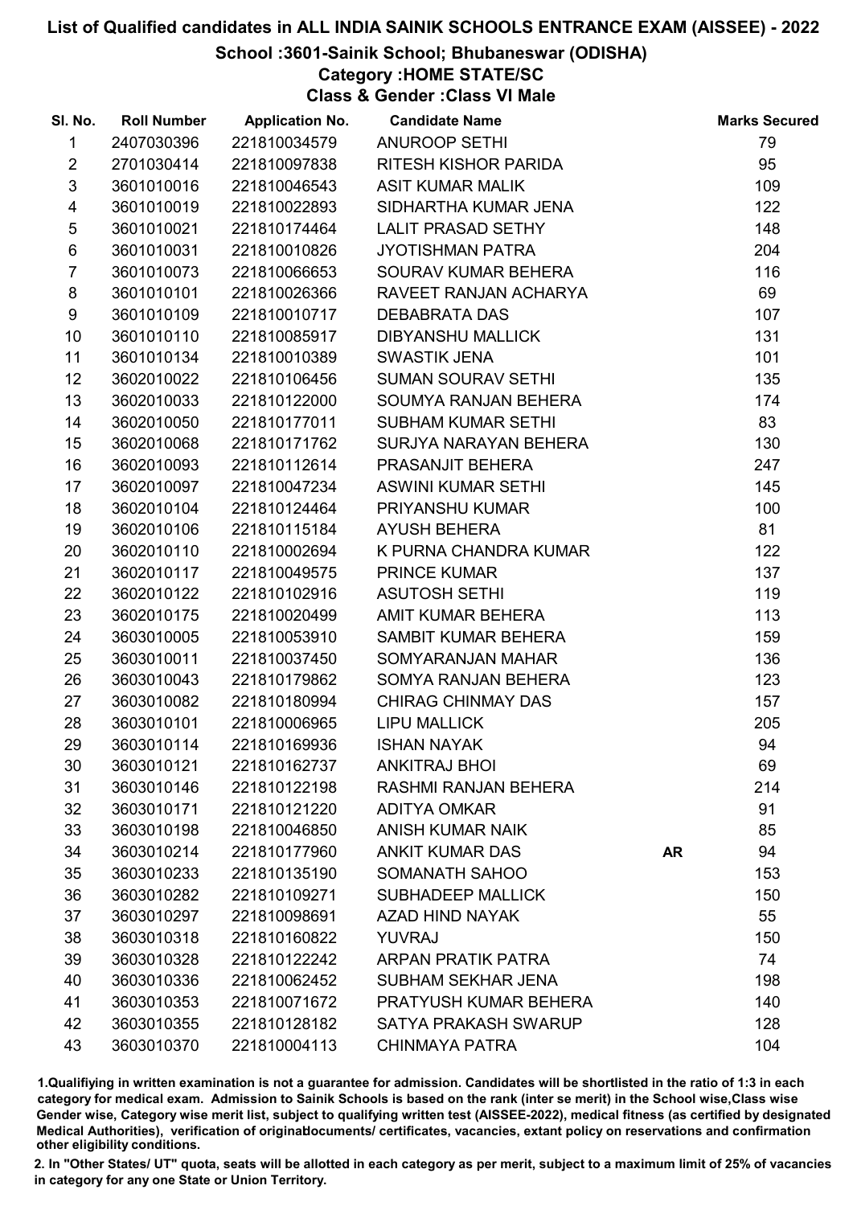# List of Qualified candidates in ALL INDIA SAINIK SCHOOLS ENTRANCE EXAM (AISSEE) - 2022

## School :3601-Sainik School; Bhubaneswar (ODISHA)

### Category :HOME STATE/SC

### Class & Gender :Class VI Male

| Sl. No. | Roll Number | Application No. | Candidate Name | | Marks Secured |
|---|---|---|---|---|---|
| 1 | 2407030396 | 221810034579 | ANUROOP SETHI | | 79 |
| 2 | 2701030414 | 221810097838 | RITESH KISHOR PARIDA | | 95 |
| 3 | 3601010016 | 221810046543 | ASIT KUMAR MALIK | | 109 |
| 4 | 3601010019 | 221810022893 | SIDHARTHA KUMAR JENA | | 122 |
| 5 | 3601010021 | 221810174464 | LALIT PRASAD SETHY | | 148 |
| 6 | 3601010031 | 221810010826 | JYOTISHMAN PATRA | | 204 |
| 7 | 3601010073 | 221810066653 | SOURAV KUMAR BEHERA | | 116 |
| 8 | 3601010101 | 221810026366 | RAVEET RANJAN ACHARYA | | 69 |
| 9 | 3601010109 | 221810010717 | DEBABRATA DAS | | 107 |
| 10 | 3601010110 | 221810085917 | DIBYANSHU MALLICK | | 131 |
| 11 | 3601010134 | 221810010389 | SWASTIK JENA | | 101 |
| 12 | 3602010022 | 221810106456 | SUMAN SOURAV SETHI | | 135 |
| 13 | 3602010033 | 221810122000 | SOUMYA RANJAN BEHERA | | 174 |
| 14 | 3602010050 | 221810177011 | SUBHAM KUMAR SETHI | | 83 |
| 15 | 3602010068 | 221810171762 | SURJYA NARAYAN BEHERA | | 130 |
| 16 | 3602010093 | 221810112614 | PRASANJIT BEHERA | | 247 |
| 17 | 3602010097 | 221810047234 | ASWINI KUMAR SETHI | | 145 |
| 18 | 3602010104 | 221810124464 | PRIYANSHU KUMAR | | 100 |
| 19 | 3602010106 | 221810115184 | AYUSH BEHERA | | 81 |
| 20 | 3602010110 | 221810002694 | K PURNA CHANDRA KUMAR | | 122 |
| 21 | 3602010117 | 221810049575 | PRINCE KUMAR | | 137 |
| 22 | 3602010122 | 221810102916 | ASUTOSH SETHI | | 119 |
| 23 | 3602010175 | 221810020499 | AMIT KUMAR BEHERA | | 113 |
| 24 | 3603010005 | 221810053910 | SAMBIT KUMAR BEHERA | | 159 |
| 25 | 3603010011 | 221810037450 | SOMYARANJAN MAHAR | | 136 |
| 26 | 3603010043 | 221810179862 | SOMYA RANJAN BEHERA | | 123 |
| 27 | 3603010082 | 221810180994 | CHIRAG CHINMAY DAS | | 157 |
| 28 | 3603010101 | 221810006965 | LIPU MALLICK | | 205 |
| 29 | 3603010114 | 221810169936 | ISHAN NAYAK | | 94 |
| 30 | 3603010121 | 221810162737 | ANKITRAJ BHOI | | 69 |
| 31 | 3603010146 | 221810122198 | RASHMI RANJAN BEHERA | | 214 |
| 32 | 3603010171 | 221810121220 | ADITYA OMKAR | | 91 |
| 33 | 3603010198 | 221810046850 | ANISH KUMAR NAIK | | 85 |
| 34 | 3603010214 | 221810177960 | ANKIT KUMAR DAS | AR | 94 |
| 35 | 3603010233 | 221810135190 | SOMANATH SAHOO | | 153 |
| 36 | 3603010282 | 221810109271 | SUBHADEEP MALLICK | | 150 |
| 37 | 3603010297 | 221810098691 | AZAD HIND NAYAK | | 55 |
| 38 | 3603010318 | 221810160822 | YUVRAJ | | 150 |
| 39 | 3603010328 | 221810122242 | ARPAN PRATIK PATRA | | 74 |
| 40 | 3603010336 | 221810062452 | SUBHAM SEKHAR JENA | | 198 |
| 41 | 3603010353 | 221810071672 | PRATYUSH KUMAR BEHERA | | 140 |
| 42 | 3603010355 | 221810128182 | SATYA PRAKASH SWARUP | | 128 |
| 43 | 3603010370 | 221810004113 | CHINMAYA PATRA | | 104 |

1.Qualifiying in written examination is not a guarantee for admission. Candidates will be shortlisted in the ratio of 1:3 in each category for medical exam. Admission to Sainik Schools is based on the rank (inter se merit) in the School wise,Class wise Gender wise, Category wise merit list, subject to qualifying written test (AISSEE-2022), medical fitness (as certified by designated Medical Authorities), verification of originaldocuments/ certificates, vacancies, extant policy on reservations and confirmation other eligibility conditions.

2. In "Other States/ UT" quota, seats will be allotted in each category as per merit, subject to a maximum limit of 25% of vacancies in category for any one State or Union Territory.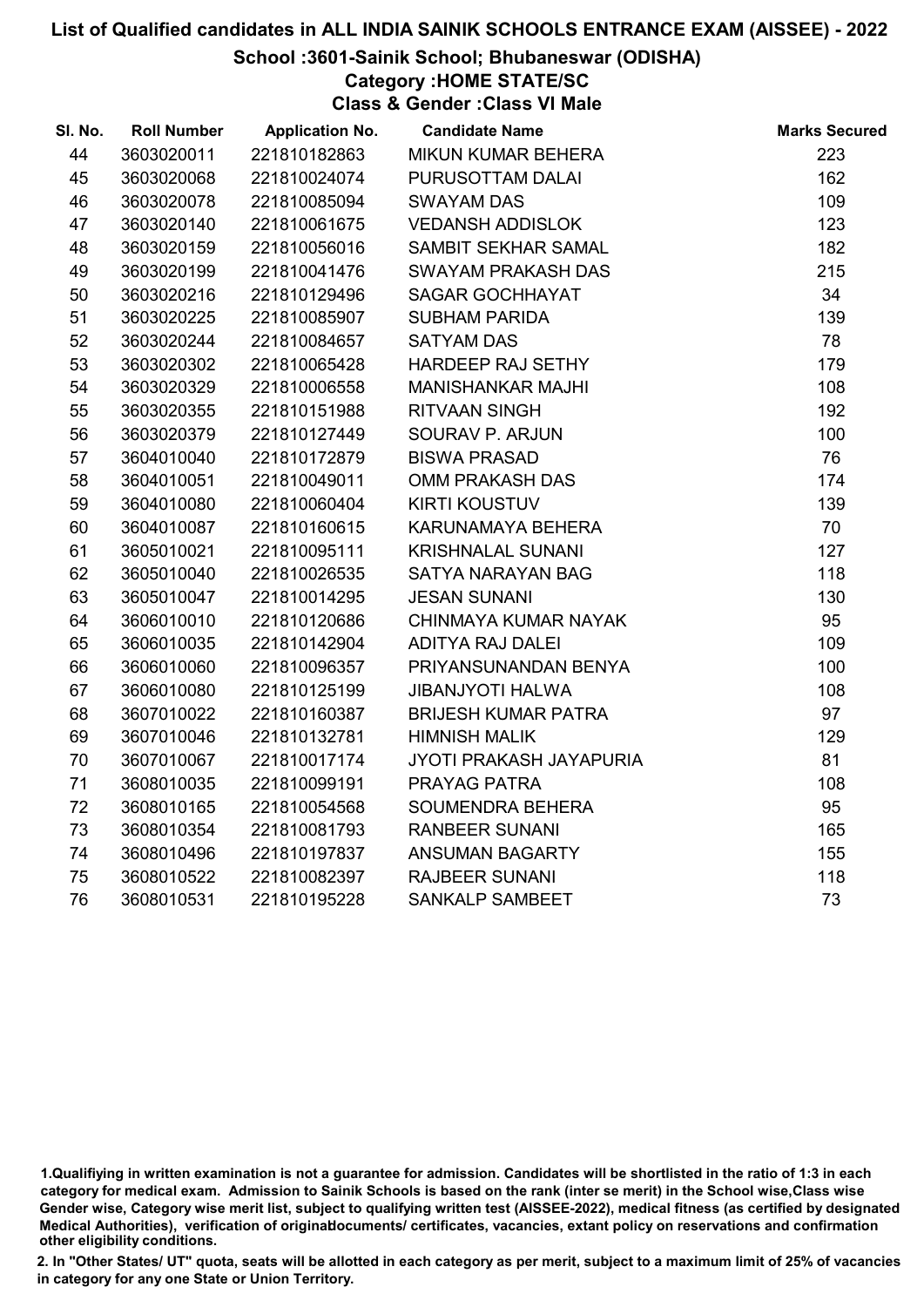# List of Qualified candidates in ALL INDIA SAINIK SCHOOLS ENTRANCE EXAM (AISSEE) - 2022

## School :3601-Sainik School; Bhubaneswar (ODISHA)

### Category :HOME STATE/SC

### Class & Gender :Class VI Male

| Sl. No. | Roll Number | Application No. | Candidate Name | Marks Secured |
|---|---|---|---|---|
| 44 | 3603020011 | 221810182863 | MIKUN KUMAR BEHERA | 223 |
| 45 | 3603020068 | 221810024074 | PURUSOTTAM DALAI | 162 |
| 46 | 3603020078 | 221810085094 | SWAYAM DAS | 109 |
| 47 | 3603020140 | 221810061675 | VEDANSH ADDISLOK | 123 |
| 48 | 3603020159 | 221810056016 | SAMBIT SEKHAR SAMAL | 182 |
| 49 | 3603020199 | 221810041476 | SWAYAM PRAKASH DAS | 215 |
| 50 | 3603020216 | 221810129496 | SAGAR GOCHHAYAT | 34 |
| 51 | 3603020225 | 221810085907 | SUBHAM PARIDA | 139 |
| 52 | 3603020244 | 221810084657 | SATYAM DAS | 78 |
| 53 | 3603020302 | 221810065428 | HARDEEP RAJ SETHY | 179 |
| 54 | 3603020329 | 221810006558 | MANISHANKAR MAJHI | 108 |
| 55 | 3603020355 | 221810151988 | RITVAAN SINGH | 192 |
| 56 | 3603020379 | 221810127449 | SOURAV P. ARJUN | 100 |
| 57 | 3604010040 | 221810172879 | BISWA PRASAD | 76 |
| 58 | 3604010051 | 221810049011 | OMM PRAKASH DAS | 174 |
| 59 | 3604010080 | 221810060404 | KIRTI KOUSTUV | 139 |
| 60 | 3604010087 | 221810160615 | KARUNAMAYA BEHERA | 70 |
| 61 | 3605010021 | 221810095111 | KRISHNALAL SUNANI | 127 |
| 62 | 3605010040 | 221810026535 | SATYA NARAYAN BAG | 118 |
| 63 | 3605010047 | 221810014295 | JESAN SUNANI | 130 |
| 64 | 3606010010 | 221810120686 | CHINMAYA KUMAR NAYAK | 95 |
| 65 | 3606010035 | 221810142904 | ADITYA RAJ DALEI | 109 |
| 66 | 3606010060 | 221810096357 | PRIYANSUNANDAN BENYA | 100 |
| 67 | 3606010080 | 221810125199 | JIBANJYOTI HALWA | 108 |
| 68 | 3607010022 | 221810160387 | BRIJESH KUMAR PATRA | 97 |
| 69 | 3607010046 | 221810132781 | HIMNISH MALIK | 129 |
| 70 | 3607010067 | 221810017174 | JYOTI PRAKASH JAYAPURIA | 81 |
| 71 | 3608010035 | 221810099191 | PRAYAG PATRA | 108 |
| 72 | 3608010165 | 221810054568 | SOUMENDRA BEHERA | 95 |
| 73 | 3608010354 | 221810081793 | RANBEER SUNANI | 165 |
| 74 | 3608010496 | 221810197837 | ANSUMAN BAGARTY | 155 |
| 75 | 3608010522 | 221810082397 | RAJBEER SUNANI | 118 |
| 76 | 3608010531 | 221810195228 | SANKALP SAMBEET | 73 |

1.Qualifiying in written examination is not a guarantee for admission. Candidates will be shortlisted in the ratio of 1:3 in each category for medical exam. Admission to Sainik Schools is based on the rank (inter se merit) in the School wise,Class wise Gender wise, Category wise merit list, subject to qualifying written test (AISSEE-2022), medical fitness (as certified by designated Medical Authorities), verification of originaldocuments/ certificates, vacancies, extant policy on reservations and confirmation other eligibility conditions.

2. In "Other States/ UT" quota, seats will be allotted in each category as per merit, subject to a maximum limit of 25% of vacancies in category for any one State or Union Territory.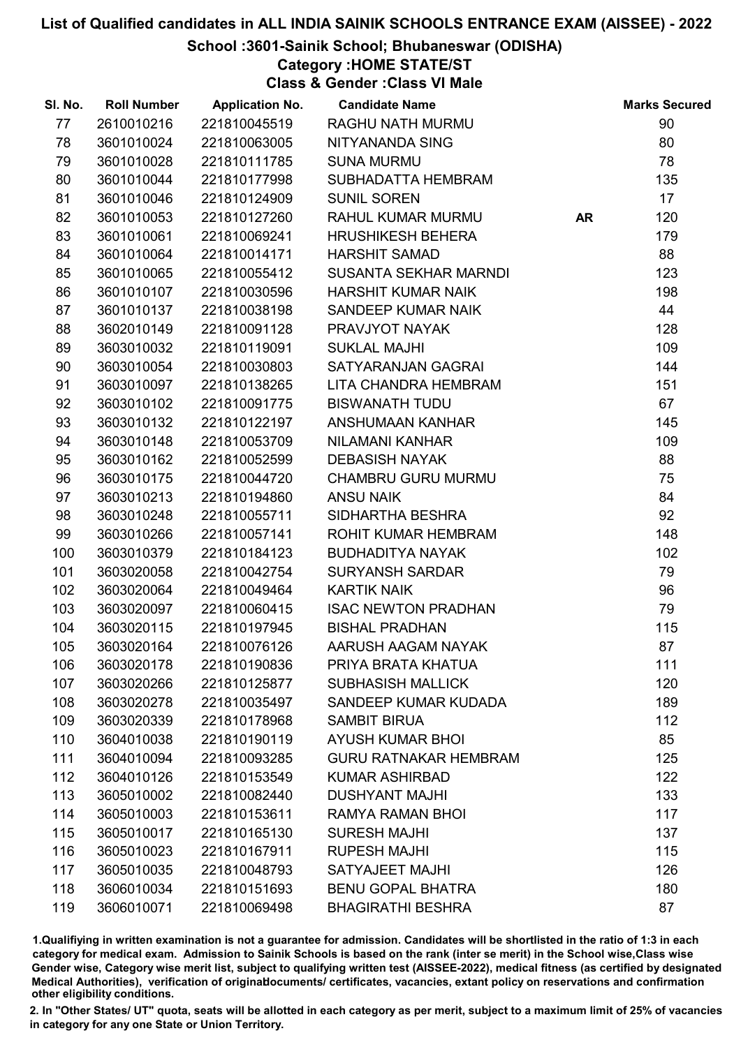# List of Qualified candidates in ALL INDIA SAINIK SCHOOLS ENTRANCE EXAM (AISSEE) - 2022

## School :3601-Sainik School; Bhubaneswar (ODISHA)

### Category :HOME STATE/ST

### Class & Gender :Class VI Male

| Sl. No. | Roll Number | Application No. | Candidate Name | | Marks Secured |
|---|---|---|---|---|---|
| 77 | 2610010216 | 221810045519 | RAGHU NATH MURMU | | 90 |
| 78 | 3601010024 | 221810063005 | NITYANANDA SING | | 80 |
| 79 | 3601010028 | 221810111785 | SUNA MURMU | | 78 |
| 80 | 3601010044 | 221810177998 | SUBHADATTA HEMBRAM | | 135 |
| 81 | 3601010046 | 221810124909 | SUNIL SOREN | | 17 |
| 82 | 3601010053 | 221810127260 | RAHUL KUMAR MURMU | AR | 120 |
| 83 | 3601010061 | 221810069241 | HRUSHIKESH BEHERA | | 179 |
| 84 | 3601010064 | 221810014171 | HARSHIT SAMAD | | 88 |
| 85 | 3601010065 | 221810055412 | SUSANTA SEKHAR MARNDI | | 123 |
| 86 | 3601010107 | 221810030596 | HARSHIT KUMAR NAIK | | 198 |
| 87 | 3601010137 | 221810038198 | SANDEEP KUMAR NAIK | | 44 |
| 88 | 3602010149 | 221810091128 | PRAVJYOT NAYAK | | 128 |
| 89 | 3603010032 | 221810119091 | SUKLAL MAJHI | | 109 |
| 90 | 3603010054 | 221810030803 | SATYARANJAN GAGRAI | | 144 |
| 91 | 3603010097 | 221810138265 | LITA CHANDRA HEMBRAM | | 151 |
| 92 | 3603010102 | 221810091775 | BISWANATH TUDU | | 67 |
| 93 | 3603010132 | 221810122197 | ANSHUMAAN KANHAR | | 145 |
| 94 | 3603010148 | 221810053709 | NILAMANI KANHAR | | 109 |
| 95 | 3603010162 | 221810052599 | DEBASISH NAYAK | | 88 |
| 96 | 3603010175 | 221810044720 | CHAMBRU GURU MURMU | | 75 |
| 97 | 3603010213 | 221810194860 | ANSU NAIK | | 84 |
| 98 | 3603010248 | 221810055711 | SIDHARTHA BESHRA | | 92 |
| 99 | 3603010266 | 221810057141 | ROHIT KUMAR HEMBRAM | | 148 |
| 100 | 3603010379 | 221810184123 | BUDHADITYA NAYAK | | 102 |
| 101 | 3603020058 | 221810042754 | SURYANSH SARDAR | | 79 |
| 102 | 3603020064 | 221810049464 | KARTIK NAIK | | 96 |
| 103 | 3603020097 | 221810060415 | ISAC NEWTON PRADHAN | | 79 |
| 104 | 3603020115 | 221810197945 | BISHAL PRADHAN | | 115 |
| 105 | 3603020164 | 221810076126 | AARUSH AAGAM NAYAK | | 87 |
| 106 | 3603020178 | 221810190836 | PRIYA BRATA KHATUA | | 111 |
| 107 | 3603020266 | 221810125877 | SUBHASISH MALLICK | | 120 |
| 108 | 3603020278 | 221810035497 | SANDEEP KUMAR KUDADA | | 189 |
| 109 | 3603020339 | 221810178968 | SAMBIT BIRUA | | 112 |
| 110 | 3604010038 | 221810190119 | AYUSH KUMAR BHOI | | 85 |
| 111 | 3604010094 | 221810093285 | GURU RATNAKAR HEMBRAM | | 125 |
| 112 | 3604010126 | 221810153549 | KUMAR ASHIRBAD | | 122 |
| 113 | 3605010002 | 221810082440 | DUSHYANT MAJHI | | 133 |
| 114 | 3605010003 | 221810153611 | RAMYA RAMAN BHOI | | 117 |
| 115 | 3605010017 | 221810165130 | SURESH MAJHI | | 137 |
| 116 | 3605010023 | 221810167911 | RUPESH MAJHI | | 115 |
| 117 | 3605010035 | 221810048793 | SATYAJEET MAJHI | | 126 |
| 118 | 3606010034 | 221810151693 | BENU GOPAL BHATRA | | 180 |
| 119 | 3606010071 | 221810069498 | BHAGIRATHI BESHRA | | 87 |

1.Qualifiying in written examination is not a guarantee for admission. Candidates will be shortlisted in the ratio of 1:3 in each category for medical exam. Admission to Sainik Schools is based on the rank (inter se merit) in the School wise,Class wise Gender wise, Category wise merit list, subject to qualifying written test (AISSEE-2022), medical fitness (as certified by designated Medical Authorities), verification of originaldocuments/ certificates, vacancies, extant policy on reservations and confirmation other eligibility conditions.

2. In "Other States/ UT" quota, seats will be allotted in each category as per merit, subject to a maximum limit of 25% of vacancies in category for any one State or Union Territory.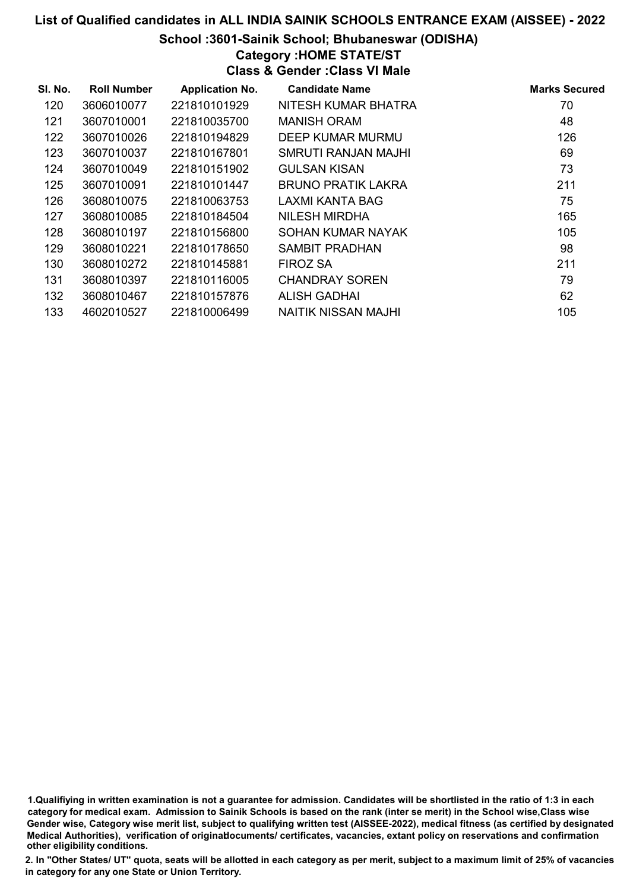# List of Qualified candidates in ALL INDIA SAINIK SCHOOLS ENTRANCE EXAM (AISSEE) - 2022

## School :3601-Sainik School; Bhubaneswar (ODISHA)

### Category :HOME STATE/ST

### Class & Gender :Class VI Male

| Sl. No. | Roll Number | Application No. | Candidate Name | Marks Secured |
|---|---|---|---|---|
| 120 | 3606010077 | 221810101929 | NITESH KUMAR BHATRA | 70 |
| 121 | 3607010001 | 221810035700 | MANISH ORAM | 48 |
| 122 | 3607010026 | 221810194829 | DEEP KUMAR MURMU | 126 |
| 123 | 3607010037 | 221810167801 | SMRUTI RANJAN MAJHI | 69 |
| 124 | 3607010049 | 221810151902 | GULSAN KISAN | 73 |
| 125 | 3607010091 | 221810101447 | BRUNO PRATIK LAKRA | 211 |
| 126 | 3608010075 | 221810063753 | LAXMI KANTA BAG | 75 |
| 127 | 3608010085 | 221810184504 | NILESH MIRDHA | 165 |
| 128 | 3608010197 | 221810156800 | SOHAN KUMAR NAYAK | 105 |
| 129 | 3608010221 | 221810178650 | SAMBIT PRADHAN | 98 |
| 130 | 3608010272 | 221810145881 | FIROZ SA | 211 |
| 131 | 3608010397 | 221810116005 | CHANDRAY SOREN | 79 |
| 132 | 3608010467 | 221810157876 | ALISH GADHAI | 62 |
| 133 | 4602010527 | 221810006499 | NAITIK NISSAN MAJHI | 105 |

1.Qualifiying in written examination is not a guarantee for admission. Candidates will be shortlisted in the ratio of 1:3 in each category for medical exam. Admission to Sainik Schools is based on the rank (inter se merit) in the School wise,Class wise Gender wise, Category wise merit list, subject to qualifying written test (AISSEE-2022), medical fitness (as certified by designated Medical Authorities), verification of originaldocuments/ certificates, vacancies, extant policy on reservations and confirmation other eligibility conditions.

2. In "Other States/ UT" quota, seats will be allotted in each category as per merit, subject to a maximum limit of 25% of vacancies in category for any one State or Union Territory.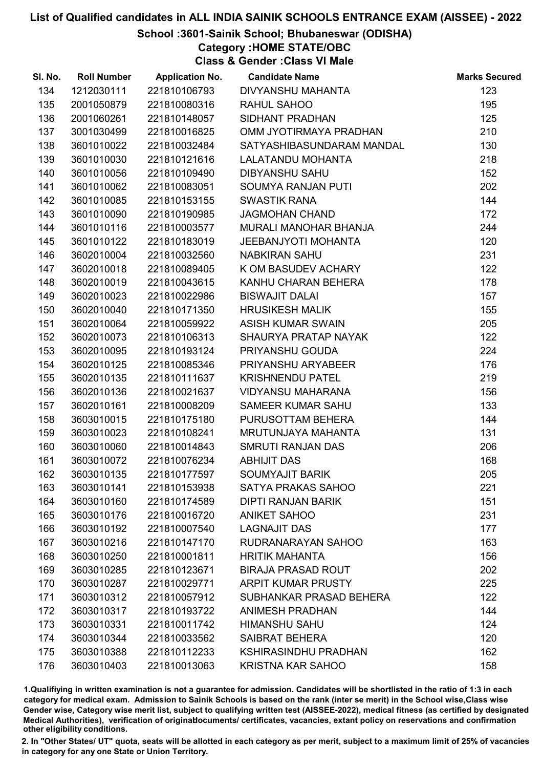# List of Qualified candidates in ALL INDIA SAINIK SCHOOLS ENTRANCE EXAM (AISSEE) - 2022

## School :3601-Sainik School; Bhubaneswar (ODISHA)

### Category :HOME STATE/OBC

### Class & Gender :Class VI Male

| Sl. No. | Roll Number | Application No. | Candidate Name | Marks Secured |
|---|---|---|---|---|
| 134 | 1212030111 | 221810106793 | DIVYANSHU MAHANTA | 123 |
| 135 | 2001050879 | 221810080316 | RAHUL SAHOO | 195 |
| 136 | 2001060261 | 221810148057 | SIDHANT PRADHAN | 125 |
| 137 | 3001030499 | 221810016825 | OMM JYOTIRMAYA PRADHAN | 210 |
| 138 | 3601010022 | 221810032484 | SATYASHIBASUNDARAM MANDAL | 130 |
| 139 | 3601010030 | 221810121616 | LALATANDU MOHANTA | 218 |
| 140 | 3601010056 | 221810109490 | DIBYANSHU SAHU | 152 |
| 141 | 3601010062 | 221810083051 | SOUMYA RANJAN PUTI | 202 |
| 142 | 3601010085 | 221810153155 | SWASTIK RANA | 144 |
| 143 | 3601010090 | 221810190985 | JAGMOHAN CHAND | 172 |
| 144 | 3601010116 | 221810003577 | MURALI MANOHAR BHANJA | 244 |
| 145 | 3601010122 | 221810183019 | JEEBANJYOTI MOHANTA | 120 |
| 146 | 3602010004 | 221810032560 | NABKIRAN SAHU | 231 |
| 147 | 3602010018 | 221810089405 | K OM BASUDEV ACHARY | 122 |
| 148 | 3602010019 | 221810043615 | KANHU CHARAN BEHERA | 178 |
| 149 | 3602010023 | 221810022986 | BISWAJIT DALAI | 157 |
| 150 | 3602010040 | 221810171350 | HRUSIKESH MALIK | 155 |
| 151 | 3602010064 | 221810059922 | ASISH KUMAR SWAIN | 205 |
| 152 | 3602010073 | 221810106313 | SHAURYA PRATAP NAYAK | 122 |
| 153 | 3602010095 | 221810193124 | PRIYANSHU GOUDA | 224 |
| 154 | 3602010125 | 221810085346 | PRIYANSHU ARYABEER | 176 |
| 155 | 3602010135 | 221810111637 | KRISHNENDU PATEL | 219 |
| 156 | 3602010136 | 221810021637 | VIDYANSU MAHARANA | 156 |
| 157 | 3602010161 | 221810008209 | SAMEER KUMAR SAHU | 133 |
| 158 | 3603010015 | 221810175180 | PURUSOTTAM BEHERA | 144 |
| 159 | 3603010023 | 221810108241 | MRUTUNJAYA MAHANTA | 131 |
| 160 | 3603010060 | 221810014843 | SMRUTI RANJAN DAS | 206 |
| 161 | 3603010072 | 221810076234 | ABHIJIT DAS | 168 |
| 162 | 3603010135 | 221810177597 | SOUMYAJIT BARIK | 205 |
| 163 | 3603010141 | 221810153938 | SATYA PRAKAS SAHOO | 221 |
| 164 | 3603010160 | 221810174589 | DIPTI RANJAN BARIK | 151 |
| 165 | 3603010176 | 221810016720 | ANIKET SAHOO | 231 |
| 166 | 3603010192 | 221810007540 | LAGNAJIT DAS | 177 |
| 167 | 3603010216 | 221810147170 | RUDRANARAYAN SAHOO | 163 |
| 168 | 3603010250 | 221810001811 | HRITIK MAHANTA | 156 |
| 169 | 3603010285 | 221810123671 | BIRAJA PRASAD ROUT | 202 |
| 170 | 3603010287 | 221810029771 | ARPIT KUMAR PRUSTY | 225 |
| 171 | 3603010312 | 221810057912 | SUBHANKAR PRASAD BEHERA | 122 |
| 172 | 3603010317 | 221810193722 | ANIMESH PRADHAN | 144 |
| 173 | 3603010331 | 221810011742 | HIMANSHU SAHU | 124 |
| 174 | 3603010344 | 221810033562 | SAIBRAT BEHERA | 120 |
| 175 | 3603010388 | 221810112233 | KSHIRASINDHU PRADHAN | 162 |
| 176 | 3603010403 | 221810013063 | KRISTNA KAR SAHOO | 158 |

1.Qualifiying in written examination is not a guarantee for admission. Candidates will be shortlisted in the ratio of 1:3 in each category for medical exam. Admission to Sainik Schools is based on the rank (inter se merit) in the School wise,Class wise Gender wise, Category wise merit list, subject to qualifying written test (AISSEE-2022), medical fitness (as certified by designated Medical Authorities), verification of originaldocuments/ certificates, vacancies, extant policy on reservations and confirmation other eligibility conditions.

2. In "Other States/ UT" quota, seats will be allotted in each category as per merit, subject to a maximum limit of 25% of vacancies in category for any one State or Union Territory.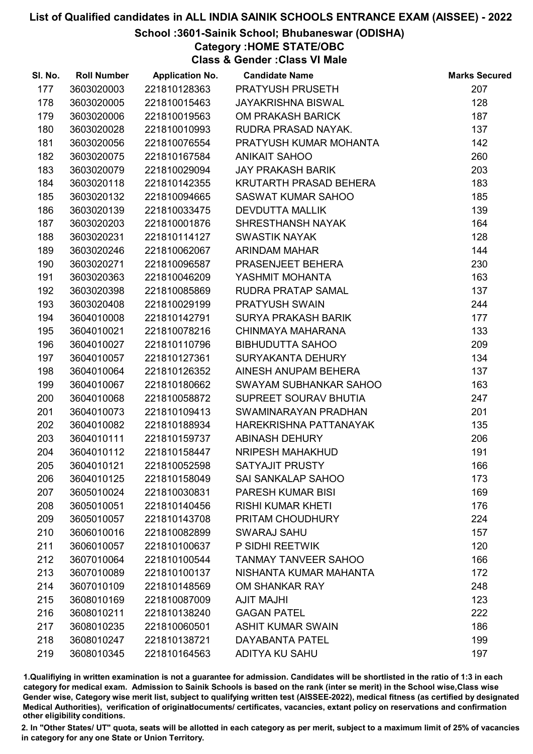# List of Qualified candidates in ALL INDIA SAINIK SCHOOLS ENTRANCE EXAM (AISSEE) - 2022

## School :3601-Sainik School; Bhubaneswar (ODISHA)

### Category :HOME STATE/OBC

### Class & Gender :Class VI Male

| Sl. No. | Roll Number | Application No. | Candidate Name | Marks Secured |
|---|---|---|---|---|
| 177 | 3603020003 | 221810128363 | PRATYUSH PRUSETH | 207 |
| 178 | 3603020005 | 221810015463 | JAYAKRISHNA BISWAL | 128 |
| 179 | 3603020006 | 221810019563 | OM PRAKASH BARICK | 187 |
| 180 | 3603020028 | 221810010993 | RUDRA PRASAD NAYAK. | 137 |
| 181 | 3603020056 | 221810076554 | PRATYUSH KUMAR MOHANTA | 142 |
| 182 | 3603020075 | 221810167584 | ANIKAIT SAHOO | 260 |
| 183 | 3603020079 | 221810029094 | JAY PRAKASH BARIK | 203 |
| 184 | 3603020118 | 221810142355 | KRUTARTH PRASAD BEHERA | 183 |
| 185 | 3603020132 | 221810094665 | SASWAT KUMAR SAHOO | 185 |
| 186 | 3603020139 | 221810033475 | DEVDUTTA MALLIK | 139 |
| 187 | 3603020203 | 221810001876 | SHRESTHANSH NAYAK | 164 |
| 188 | 3603020231 | 221810114127 | SWASTIK NAYAK | 128 |
| 189 | 3603020246 | 221810062067 | ARINDAM MAHAR | 144 |
| 190 | 3603020271 | 221810096587 | PRASENJEET BEHERA | 230 |
| 191 | 3603020363 | 221810046209 | YASHMIT MOHANTA | 163 |
| 192 | 3603020398 | 221810085869 | RUDRA PRATAP SAMAL | 137 |
| 193 | 3603020408 | 221810029199 | PRATYUSH SWAIN | 244 |
| 194 | 3604010008 | 221810142791 | SURYA PRAKASH BARIK | 177 |
| 195 | 3604010021 | 221810078216 | CHINMAYA MAHARANA | 133 |
| 196 | 3604010027 | 221810110796 | BIBHUDUTTA SAHOO | 209 |
| 197 | 3604010057 | 221810127361 | SURYAKANTA DEHURY | 134 |
| 198 | 3604010064 | 221810126352 | AINESH ANUPAM BEHERA | 137 |
| 199 | 3604010067 | 221810180662 | SWAYAM SUBHANKAR SAHOO | 163 |
| 200 | 3604010068 | 221810058872 | SUPREET SOURAV BHUTIA | 247 |
| 201 | 3604010073 | 221810109413 | SWAMINARAYAN PRADHAN | 201 |
| 202 | 3604010082 | 221810188934 | HAREKRISHNA PATTANAYAK | 135 |
| 203 | 3604010111 | 221810159737 | ABINASH DEHURY | 206 |
| 204 | 3604010112 | 221810158447 | NRIPESH MAHAKHUD | 191 |
| 205 | 3604010121 | 221810052598 | SATYAJIT PRUSTY | 166 |
| 206 | 3604010125 | 221810158049 | SAI SANKALAP SAHOO | 173 |
| 207 | 3605010024 | 221810030831 | PARESH KUMAR BISI | 169 |
| 208 | 3605010051 | 221810140456 | RISHI KUMAR KHETI | 176 |
| 209 | 3605010057 | 221810143708 | PRITAM CHOUDHURY | 224 |
| 210 | 3606010016 | 221810082899 | SWARAJ SAHU | 157 |
| 211 | 3606010057 | 221810100637 | P SIDHI REETWIK | 120 |
| 212 | 3607010064 | 221810100544 | TANMAY TANVEER SAHOO | 166 |
| 213 | 3607010089 | 221810100137 | NISHANTA KUMAR MAHANTA | 172 |
| 214 | 3607010109 | 221810148569 | OM SHANKAR RAY | 248 |
| 215 | 3608010169 | 221810087009 | AJIT MAJHI | 123 |
| 216 | 3608010211 | 221810138240 | GAGAN PATEL | 222 |
| 217 | 3608010235 | 221810060501 | ASHIT KUMAR SWAIN | 186 |
| 218 | 3608010247 | 221810138721 | DAYABANTA PATEL | 199 |
| 219 | 3608010345 | 221810164563 | ADITYA KU SAHU | 197 |

1.Qualifiying in written examination is not a guarantee for admission. Candidates will be shortlisted in the ratio of 1:3 in each category for medical exam. Admission to Sainik Schools is based on the rank (inter se merit) in the School wise,Class wise Gender wise, Category wise merit list, subject to qualifying written test (AISSEE-2022), medical fitness (as certified by designated Medical Authorities), verification of originaldocuments/ certificates, vacancies, extant policy on reservations and confirmation other eligibility conditions.

2. In "Other States/ UT" quota, seats will be allotted in each category as per merit, subject to a maximum limit of 25% of vacancies in category for any one State or Union Territory.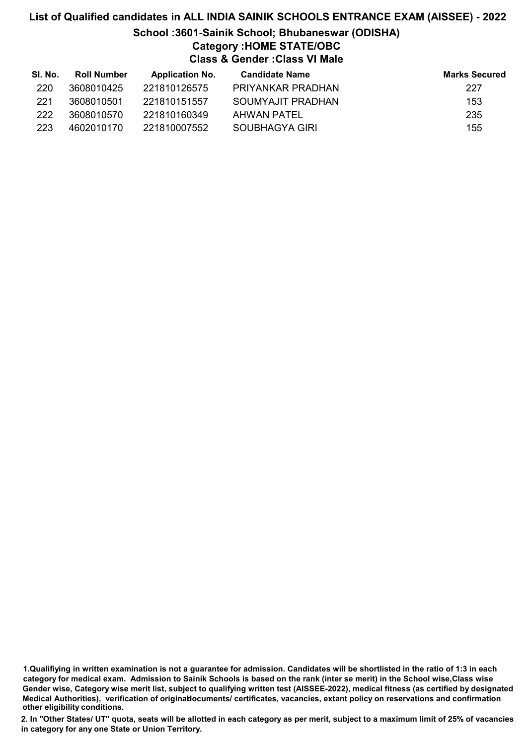# List of Qualified candidates in ALL INDIA SAINIK SCHOOLS ENTRANCE EXAM (AISSEE) - 2022

## School :3601-Sainik School; Bhubaneswar (ODISHA)

### Category :HOME STATE/OBC

### Class & Gender :Class VI Male

| Sl. No. | Roll Number | Application No. | Candidate Name | Marks Secured |
|---|---|---|---|---|
| 220 | 3608010425 | 221810126575 | PRIYANKAR PRADHAN | 227 |
| 221 | 3608010501 | 221810151557 | SOUMYAJIT PRADHAN | 153 |
| 222 | 3608010570 | 221810160349 | AHWAN PATEL | 235 |
| 223 | 4602010170 | 221810007552 | SOUBHAGYA GIRI | 155 |

**1.Qualifiying in written examination is not a guarantee for admission. Candidates will be shortlisted in the ratio of 1:3 in each category for medical exam. Admission to Sainik Schools is based on the rank (inter se merit) in the School wise,Class wise Gender wise, Category wise merit list, subject to qualifying written test (AISSEE-2022), medical fitness (as certified by designated Medical Authorities), verification of originaldocuments/ certificates, vacancies, extant policy on reservations and confirmation other eligibility conditions.**

**2. In "Other States/ UT" quota, seats will be allotted in each category as per merit, subject to a maximum limit of 25% of vacancies in category for any one State or Union Territory.**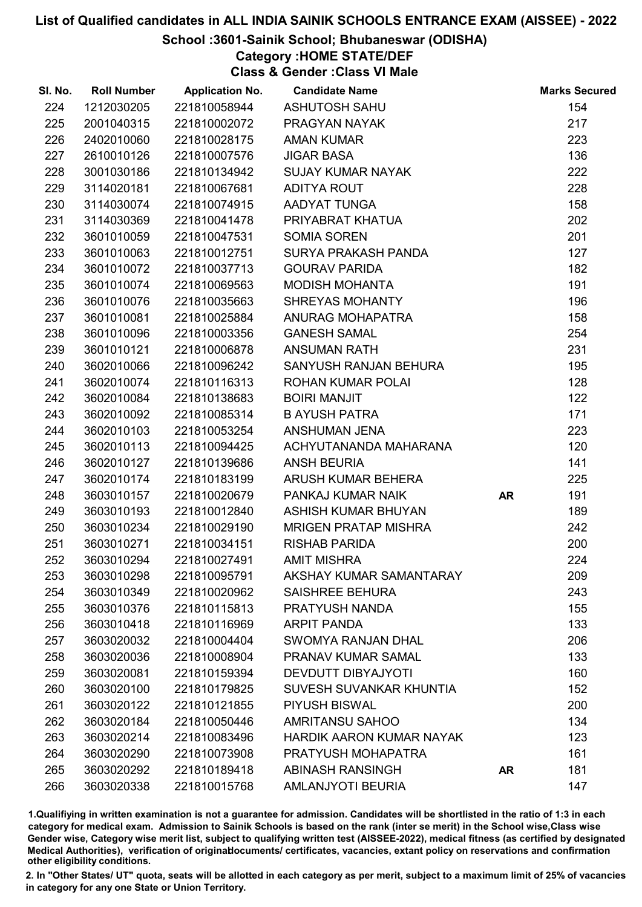# List of Qualified candidates in ALL INDIA SAINIK SCHOOLS ENTRANCE EXAM (AISSEE) - 2022

## School :3601-Sainik School; Bhubaneswar (ODISHA)

### Category :HOME STATE/DEF

### Class & Gender :Class VI Male

| Sl. No. | Roll Number | Application No. | Candidate Name | | Marks Secured |
|---|---|---|---|---|---|
| 224 | 1212030205 | 221810058944 | ASHUTOSH SAHU | | 154 |
| 225 | 2001040315 | 221810002072 | PRAGYAN NAYAK | | 217 |
| 226 | 2402010060 | 221810028175 | AMAN KUMAR | | 223 |
| 227 | 2610010126 | 221810007576 | JIGAR BASA | | 136 |
| 228 | 3001030186 | 221810134942 | SUJAY KUMAR NAYAK | | 222 |
| 229 | 3114020181 | 221810067681 | ADITYA ROUT | | 228 |
| 230 | 3114030074 | 221810074915 | AADYAT TUNGA | | 158 |
| 231 | 3114030369 | 221810041478 | PRIYABRAT KHATUA | | 202 |
| 232 | 3601010059 | 221810047531 | SOMIA SOREN | | 201 |
| 233 | 3601010063 | 221810012751 | SURYA PRAKASH PANDA | | 127 |
| 234 | 3601010072 | 221810037713 | GOURAV PARIDA | | 182 |
| 235 | 3601010074 | 221810069563 | MODISH MOHANTA | | 191 |
| 236 | 3601010076 | 221810035663 | SHREYAS MOHANTY | | 196 |
| 237 | 3601010081 | 221810025884 | ANURAG MOHAPATRA | | 158 |
| 238 | 3601010096 | 221810003356 | GANESH SAMAL | | 254 |
| 239 | 3601010121 | 221810006878 | ANSUMAN RATH | | 231 |
| 240 | 3602010066 | 221810096242 | SANYUSH RANJAN BEHURA | | 195 |
| 241 | 3602010074 | 221810116313 | ROHAN KUMAR POLAI | | 128 |
| 242 | 3602010084 | 221810138683 | BOIRI MANJIT | | 122 |
| 243 | 3602010092 | 221810085314 | B AYUSH PATRA | | 171 |
| 244 | 3602010103 | 221810053254 | ANSHUMAN JENA | | 223 |
| 245 | 3602010113 | 221810094425 | ACHYUTANANDA MAHARANA | | 120 |
| 246 | 3602010127 | 221810139686 | ANSH BEURIA | | 141 |
| 247 | 3602010174 | 221810183199 | ARUSH KUMAR BEHERA | | 225 |
| 248 | 3603010157 | 221810020679 | PANKAJ KUMAR NAIK | **AR** | 191 |
| 249 | 3603010193 | 221810012840 | ASHISH KUMAR BHUYAN | | 189 |
| 250 | 3603010234 | 221810029190 | MRIGEN PRATAP MISHRA | | 242 |
| 251 | 3603010271 | 221810034151 | RISHAB PARIDA | | 200 |
| 252 | 3603010294 | 221810027491 | AMIT MISHRA | | 224 |
| 253 | 3603010298 | 221810095791 | AKSHAY KUMAR SAMANTARAY | | 209 |
| 254 | 3603010349 | 221810020962 | SAISHREE BEHURA | | 243 |
| 255 | 3603010376 | 221810115813 | PRATYUSH NANDA | | 155 |
| 256 | 3603010418 | 221810116969 | ARPIT PANDA | | 133 |
| 257 | 3603020032 | 221810004404 | SWOMYA RANJAN DHAL | | 206 |
| 258 | 3603020036 | 221810008904 | PRANAV KUMAR SAMAL | | 133 |
| 259 | 3603020081 | 221810159394 | DEVDUTT DIBYAJYOTI | | 160 |
| 260 | 3603020100 | 221810179825 | SUVESH SUVANKAR KHUNTIA | | 152 |
| 261 | 3603020122 | 221810121855 | PIYUSH BISWAL | | 200 |
| 262 | 3603020184 | 221810050446 | AMRITANSU SAHOO | | 134 |
| 263 | 3603020214 | 221810083496 | HARDIK AARON KUMAR NAYAK | | 123 |
| 264 | 3603020290 | 221810073908 | PRATYUSH MOHAPATRA | | 161 |
| 265 | 3603020292 | 221810189418 | ABINASH RANSINGH | **AR** | 181 |
| 266 | 3603020338 | 221810015768 | AMLANJYOTI BEURIA | | 147 |

1.Qualifiying in written examination is not a guarantee for admission. Candidates will be shortlisted in the ratio of 1:3 in each category for medical exam. Admission to Sainik Schools is based on the rank (inter se merit) in the School wise,Class wise Gender wise, Category wise merit list, subject to qualifying written test (AISSEE-2022), medical fitness (as certified by designated Medical Authorities), verification of originaldocuments/ certificates, vacancies, extant policy on reservations and confirmation other eligibility conditions.

2. In "Other States/ UT" quota, seats will be allotted in each category as per merit, subject to a maximum limit of 25% of vacancies in category for any one State or Union Territory.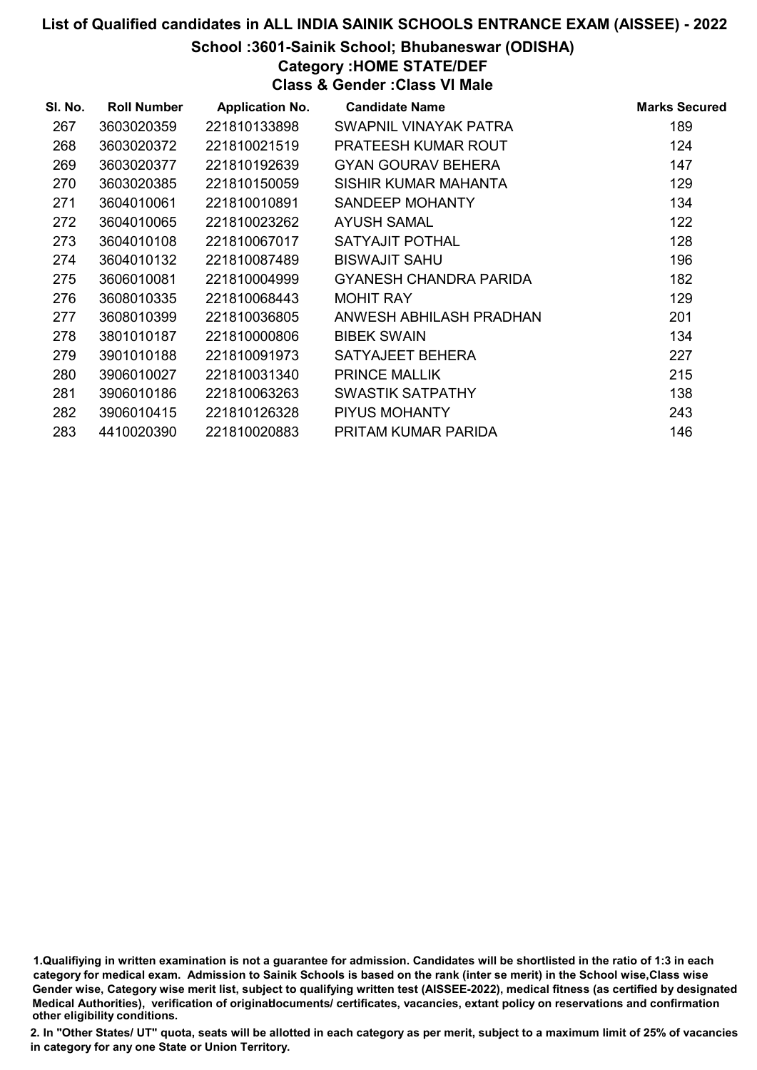# List of Qualified candidates in ALL INDIA SAINIK SCHOOLS ENTRANCE EXAM (AISSEE) - 2022

## School :3601-Sainik School; Bhubaneswar (ODISHA)

### Category :HOME STATE/DEF

### Class & Gender :Class VI Male

| Sl. No. | Roll Number | Application No. | Candidate Name | Marks Secured |
|---|---|---|---|---|
| 267 | 3603020359 | 221810133898 | SWAPNIL VINAYAK PATRA | 189 |
| 268 | 3603020372 | 221810021519 | PRATEESH KUMAR ROUT | 124 |
| 269 | 3603020377 | 221810192639 | GYAN GOURAV BEHERA | 147 |
| 270 | 3603020385 | 221810150059 | SISHIR KUMAR MAHANTA | 129 |
| 271 | 3604010061 | 221810010891 | SANDEEP MOHANTY | 134 |
| 272 | 3604010065 | 221810023262 | AYUSH SAMAL | 122 |
| 273 | 3604010108 | 221810067017 | SATYAJIT POTHAL | 128 |
| 274 | 3604010132 | 221810087489 | BISWAJIT SAHU | 196 |
| 275 | 3606010081 | 221810004999 | GYANESH CHANDRA PARIDA | 182 |
| 276 | 3608010335 | 221810068443 | MOHIT RAY | 129 |
| 277 | 3608010399 | 221810036805 | ANWESH ABHILASH PRADHAN | 201 |
| 278 | 3801010187 | 221810000806 | BIBEK SWAIN | 134 |
| 279 | 3901010188 | 221810091973 | SATYAJEET BEHERA | 227 |
| 280 | 3906010027 | 221810031340 | PRINCE MALLIK | 215 |
| 281 | 3906010186 | 221810063263 | SWASTIK SATPATHY | 138 |
| 282 | 3906010415 | 221810126328 | PIYUS MOHANTY | 243 |
| 283 | 4410020390 | 221810020883 | PRITAM KUMAR PARIDA | 146 |

1.Qualifiying in written examination is not a guarantee for admission. Candidates will be shortlisted in the ratio of 1:3 in each category for medical exam. Admission to Sainik Schools is based on the rank (inter se merit) in the School wise,Class wise Gender wise, Category wise merit list, subject to qualifying written test (AISSEE-2022), medical fitness (as certified by designated Medical Authorities), verification of originaldocuments/ certificates, vacancies, extant policy on reservations and confirmation other eligibility conditions.

2. In "Other States/ UT" quota, seats will be allotted in each category as per merit, subject to a maximum limit of 25% of vacancies in category for any one State or Union Territory.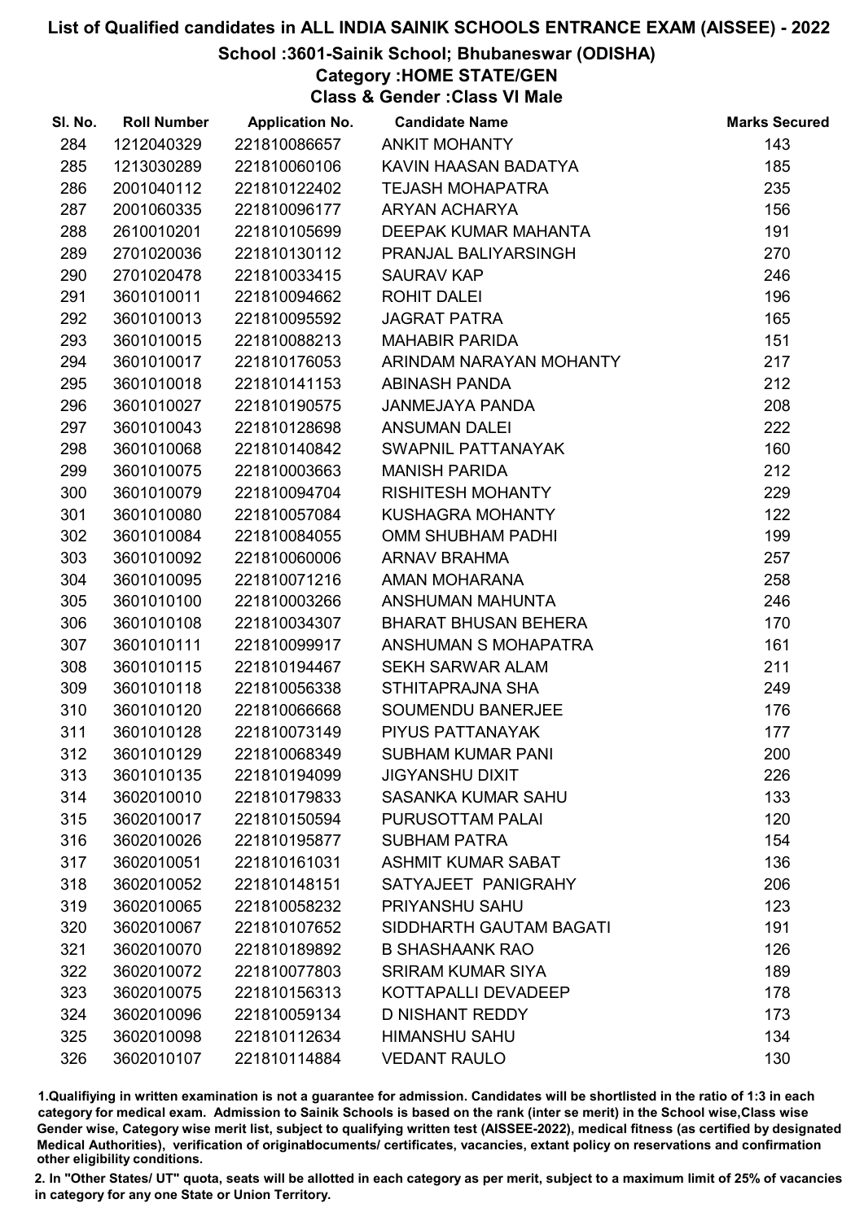# List of Qualified candidates in ALL INDIA SAINIK SCHOOLS ENTRANCE EXAM (AISSEE) - 2022

## School :3601-Sainik School; Bhubaneswar (ODISHA)

### Category :HOME STATE/GEN

### Class & Gender :Class VI Male

| Sl. No. | Roll Number | Application No. | Candidate Name | Marks Secured |
|---|---|---|---|---|
| 284 | 1212040329 | 221810086657 | ANKIT MOHANTY | 143 |
| 285 | 1213030289 | 221810060106 | KAVIN HAASAN BADATYA | 185 |
| 286 | 2001040112 | 221810122402 | TEJASH MOHAPATRA | 235 |
| 287 | 2001060335 | 221810096177 | ARYAN ACHARYA | 156 |
| 288 | 2610010201 | 221810105699 | DEEPAK KUMAR MAHANTA | 191 |
| 289 | 2701020036 | 221810130112 | PRANJAL BALIYARSINGH | 270 |
| 290 | 2701020478 | 221810033415 | SAURAV KAP | 246 |
| 291 | 3601010011 | 221810094662 | ROHIT DALEI | 196 |
| 292 | 3601010013 | 221810095592 | JAGRAT PATRA | 165 |
| 293 | 3601010015 | 221810088213 | MAHABIR PARIDA | 151 |
| 294 | 3601010017 | 221810176053 | ARINDAM NARAYAN MOHANTY | 217 |
| 295 | 3601010018 | 221810141153 | ABINASH PANDA | 212 |
| 296 | 3601010027 | 221810190575 | JANMEJAYA PANDA | 208 |
| 297 | 3601010043 | 221810128698 | ANSUMAN DALEI | 222 |
| 298 | 3601010068 | 221810140842 | SWAPNIL PATTANAYAK | 160 |
| 299 | 3601010075 | 221810003663 | MANISH PARIDA | 212 |
| 300 | 3601010079 | 221810094704 | RISHITESH MOHANTY | 229 |
| 301 | 3601010080 | 221810057084 | KUSHAGRA MOHANTY | 122 |
| 302 | 3601010084 | 221810084055 | OMM SHUBHAM PADHI | 199 |
| 303 | 3601010092 | 221810060006 | ARNAV BRAHMA | 257 |
| 304 | 3601010095 | 221810071216 | AMAN MOHARANA | 258 |
| 305 | 3601010100 | 221810003266 | ANSHUMAN MAHUNTA | 246 |
| 306 | 3601010108 | 221810034307 | BHARAT BHUSAN BEHERA | 170 |
| 307 | 3601010111 | 221810099917 | ANSHUMAN S MOHAPATRA | 161 |
| 308 | 3601010115 | 221810194467 | SEKH SARWAR ALAM | 211 |
| 309 | 3601010118 | 221810056338 | STHITAPRAJNA SHA | 249 |
| 310 | 3601010120 | 221810066668 | SOUMENDU BANERJEE | 176 |
| 311 | 3601010128 | 221810073149 | PIYUS PATTANAYAK | 177 |
| 312 | 3601010129 | 221810068349 | SUBHAM KUMAR PANI | 200 |
| 313 | 3601010135 | 221810194099 | JIGYANSHU DIXIT | 226 |
| 314 | 3602010010 | 221810179833 | SASANKA KUMAR SAHU | 133 |
| 315 | 3602010017 | 221810150594 | PURUSOTTAM PALAI | 120 |
| 316 | 3602010026 | 221810195877 | SUBHAM PATRA | 154 |
| 317 | 3602010051 | 221810161031 | ASHMIT KUMAR SABAT | 136 |
| 318 | 3602010052 | 221810148151 | SATYAJEET PANIGRAHY | 206 |
| 319 | 3602010065 | 221810058232 | PRIYANSHU SAHU | 123 |
| 320 | 3602010067 | 221810107652 | SIDDHARTH GAUTAM BAGATI | 191 |
| 321 | 3602010070 | 221810189892 | B SHASHAANK RAO | 126 |
| 322 | 3602010072 | 221810077803 | SRIRAM KUMAR SIYA | 189 |
| 323 | 3602010075 | 221810156313 | KOTTAPALLI DEVADEEP | 178 |
| 324 | 3602010096 | 221810059134 | D NISHANT REDDY | 173 |
| 325 | 3602010098 | 221810112634 | HIMANSHU SAHU | 134 |
| 326 | 3602010107 | 221810114884 | VEDANT RAULO | 130 |

1.Qualifiying in written examination is not a guarantee for admission. Candidates will be shortlisted in the ratio of 1:3 in each category for medical exam. Admission to Sainik Schools is based on the rank (inter se merit) in the School wise,Class wise Gender wise, Category wise merit list, subject to qualifying written test (AISSEE-2022), medical fitness (as certified by designated Medical Authorities), verification of originaldocuments/ certificates, vacancies, extant policy on reservations and confirmation other eligibility conditions.

2. In "Other States/ UT" quota, seats will be allotted in each category as per merit, subject to a maximum limit of 25% of vacancies in category for any one State or Union Territory.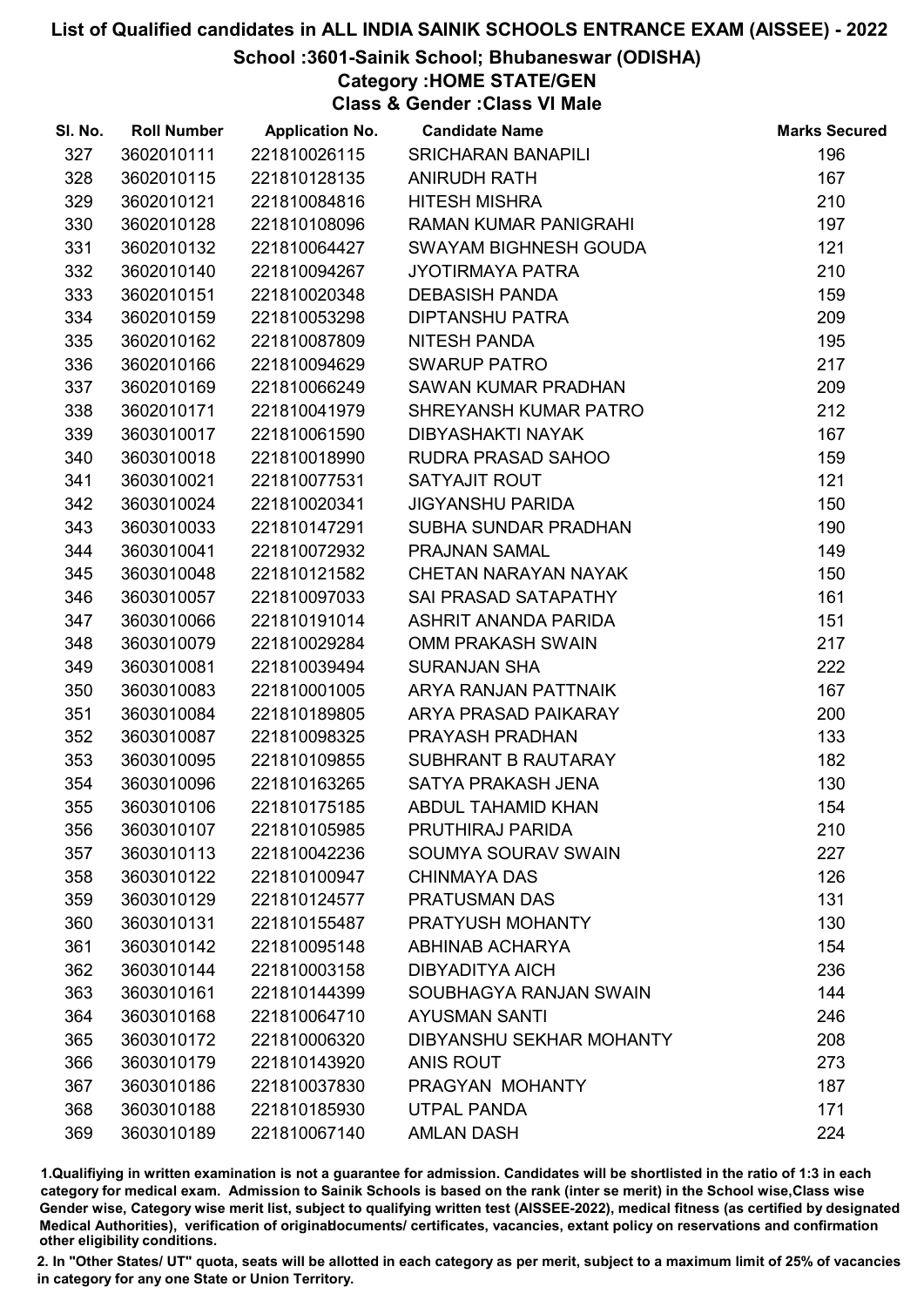# List of Qualified candidates in ALL INDIA SAINIK SCHOOLS ENTRANCE EXAM (AISSEE) - 2022

## School :3601-Sainik School; Bhubaneswar (ODISHA)

### Category :HOME STATE/GEN

### Class & Gender :Class VI Male

| Sl. No. | Roll Number | Application No. | Candidate Name | Marks Secured |
|---|---|---|---|---|
| 327 | 3602010111 | 221810026115 | SRICHARAN BANAPILI | 196 |
| 328 | 3602010115 | 221810128135 | ANIRUDH RATH | 167 |
| 329 | 3602010121 | 221810084816 | HITESH MISHRA | 210 |
| 330 | 3602010128 | 221810108096 | RAMAN KUMAR PANIGRAHI | 197 |
| 331 | 3602010132 | 221810064427 | SWAYAM BIGHNESH GOUDA | 121 |
| 332 | 3602010140 | 221810094267 | JYOTIRMAYA PATRA | 210 |
| 333 | 3602010151 | 221810020348 | DEBASISH PANDA | 159 |
| 334 | 3602010159 | 221810053298 | DIPTANSHU PATRA | 209 |
| 335 | 3602010162 | 221810087809 | NITESH PANDA | 195 |
| 336 | 3602010166 | 221810094629 | SWARUP PATRO | 217 |
| 337 | 3602010169 | 221810066249 | SAWAN KUMAR PRADHAN | 209 |
| 338 | 3602010171 | 221810041979 | SHREYANSH KUMAR PATRO | 212 |
| 339 | 3603010017 | 221810061590 | DIBYASHAKTI NAYAK | 167 |
| 340 | 3603010018 | 221810018990 | RUDRA PRASAD SAHOO | 159 |
| 341 | 3603010021 | 221810077531 | SATYAJIT ROUT | 121 |
| 342 | 3603010024 | 221810020341 | JIGYANSHU PARIDA | 150 |
| 343 | 3603010033 | 221810147291 | SUBHA SUNDAR PRADHAN | 190 |
| 344 | 3603010041 | 221810072932 | PRAJNAN SAMAL | 149 |
| 345 | 3603010048 | 221810121582 | CHETAN NARAYAN NAYAK | 150 |
| 346 | 3603010057 | 221810097033 | SAI PRASAD SATAPATHY | 161 |
| 347 | 3603010066 | 221810191014 | ASHRIT ANANDA PARIDA | 151 |
| 348 | 3603010079 | 221810029284 | OMM PRAKASH SWAIN | 217 |
| 349 | 3603010081 | 221810039494 | SURANJAN SHA | 222 |
| 350 | 3603010083 | 221810001005 | ARYA RANJAN PATTNAIK | 167 |
| 351 | 3603010084 | 221810189805 | ARYA PRASAD PAIKARAY | 200 |
| 352 | 3603010087 | 221810098325 | PRAYASH PRADHAN | 133 |
| 353 | 3603010095 | 221810109855 | SUBHRANT B RAUTARAY | 182 |
| 354 | 3603010096 | 221810163265 | SATYA PRAKASH JENA | 130 |
| 355 | 3603010106 | 221810175185 | ABDUL TAHAMID KHAN | 154 |
| 356 | 3603010107 | 221810105985 | PRUTHIRAJ PARIDA | 210 |
| 357 | 3603010113 | 221810042236 | SOUMYA SOURAV SWAIN | 227 |
| 358 | 3603010122 | 221810100947 | CHINMAYA DAS | 126 |
| 359 | 3603010129 | 221810124577 | PRATUSMAN DAS | 131 |
| 360 | 3603010131 | 221810155487 | PRATYUSH MOHANTY | 130 |
| 361 | 3603010142 | 221810095148 | ABHINAB ACHARYA | 154 |
| 362 | 3603010144 | 221810003158 | DIBYADITYA AICH | 236 |
| 363 | 3603010161 | 221810144399 | SOUBHAGYA RANJAN SWAIN | 144 |
| 364 | 3603010168 | 221810064710 | AYUSMAN SANTI | 246 |
| 365 | 3603010172 | 221810006320 | DIBYANSHU SEKHAR MOHANTY | 208 |
| 366 | 3603010179 | 221810143920 | ANIS ROUT | 273 |
| 367 | 3603010186 | 221810037830 | PRAGYAN  MOHANTY | 187 |
| 368 | 3603010188 | 221810185930 | UTPAL PANDA | 171 |
| 369 | 3603010189 | 221810067140 | AMLAN DASH | 224 |

1.Qualifiying in written examination is not a guarantee for admission. Candidates will be shortlisted in the ratio of 1:3 in each category for medical exam. Admission to Sainik Schools is based on the rank (inter se merit) in the School wise,Class wise Gender wise, Category wise merit list, subject to qualifying written test (AISSEE-2022), medical fitness (as certified by designated Medical Authorities), verification of originaldocuments/ certificates, vacancies, extant policy on reservations and confirmation other eligibility conditions.

2. In "Other States/ UT" quota, seats will be allotted in each category as per merit, subject to a maximum limit of 25% of vacancies in category for any one State or Union Territory.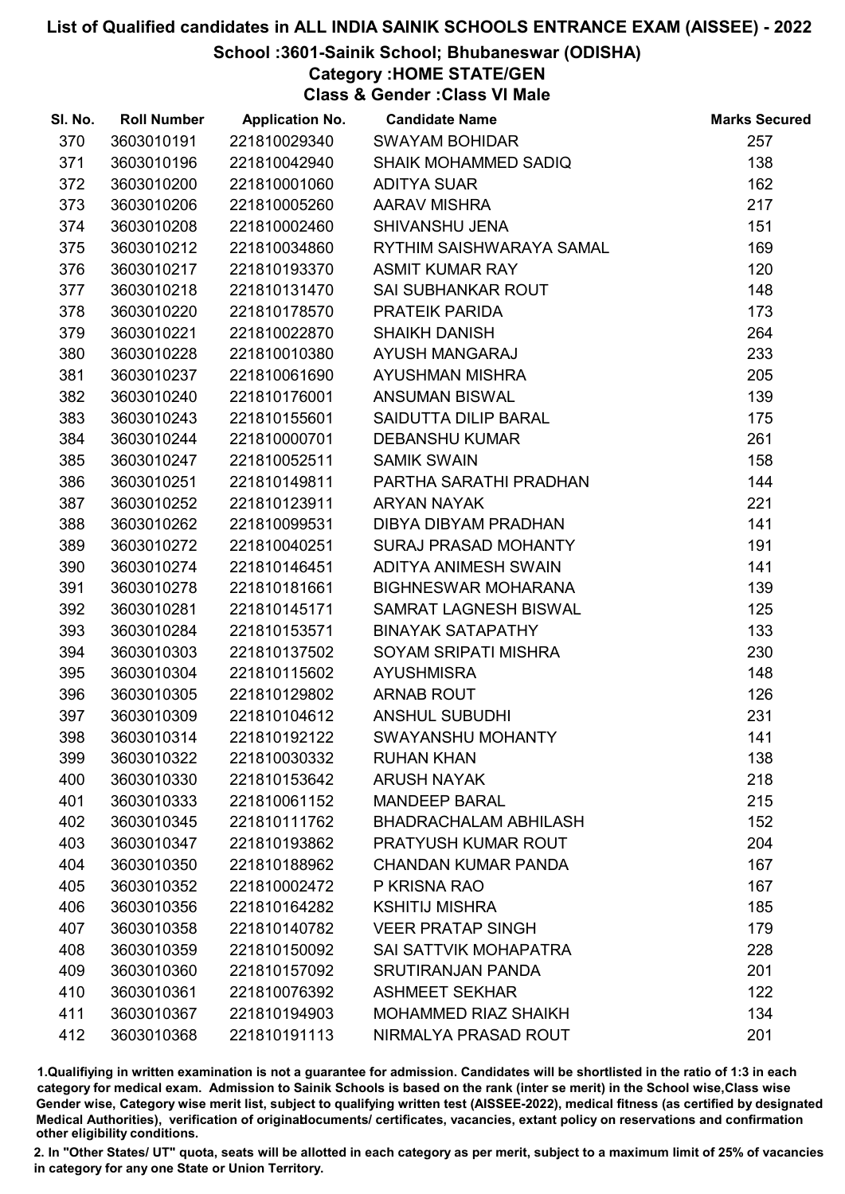# List of Qualified candidates in ALL INDIA SAINIK SCHOOLS ENTRANCE EXAM (AISSEE) - 2022

## School :3601-Sainik School; Bhubaneswar (ODISHA)

### Category :HOME STATE/GEN

### Class & Gender :Class VI Male

| Sl. No. | Roll Number | Application No. | Candidate Name | Marks Secured |
|---|---|---|---|---|
| 370 | 3603010191 | 221810029340 | SWAYAM BOHIDAR | 257 |
| 371 | 3603010196 | 221810042940 | SHAIK MOHAMMED SADIQ | 138 |
| 372 | 3603010200 | 221810001060 | ADITYA SUAR | 162 |
| 373 | 3603010206 | 221810005260 | AARAV MISHRA | 217 |
| 374 | 3603010208 | 221810002460 | SHIVANSHU JENA | 151 |
| 375 | 3603010212 | 221810034860 | RYTHIM SAISHWARAYA SAMAL | 169 |
| 376 | 3603010217 | 221810193370 | ASMIT KUMAR RAY | 120 |
| 377 | 3603010218 | 221810131470 | SAI SUBHANKAR ROUT | 148 |
| 378 | 3603010220 | 221810178570 | PRATEIK PARIDA | 173 |
| 379 | 3603010221 | 221810022870 | SHAIKH DANISH | 264 |
| 380 | 3603010228 | 221810010380 | AYUSH MANGARAJ | 233 |
| 381 | 3603010237 | 221810061690 | AYUSHMAN MISHRA | 205 |
| 382 | 3603010240 | 221810176001 | ANSUMAN BISWAL | 139 |
| 383 | 3603010243 | 221810155601 | SAIDUTTA DILIP BARAL | 175 |
| 384 | 3603010244 | 221810000701 | DEBANSHU KUMAR | 261 |
| 385 | 3603010247 | 221810052511 | SAMIK SWAIN | 158 |
| 386 | 3603010251 | 221810149811 | PARTHA SARATHI PRADHAN | 144 |
| 387 | 3603010252 | 221810123911 | ARYAN NAYAK | 221 |
| 388 | 3603010262 | 221810099531 | DIBYA DIBYAM PRADHAN | 141 |
| 389 | 3603010272 | 221810040251 | SURAJ PRASAD MOHANTY | 191 |
| 390 | 3603010274 | 221810146451 | ADITYA ANIMESH SWAIN | 141 |
| 391 | 3603010278 | 221810181661 | BIGHNESWAR MOHARANA | 139 |
| 392 | 3603010281 | 221810145171 | SAMRAT LAGNESH BISWAL | 125 |
| 393 | 3603010284 | 221810153571 | BINAYAK SATAPATHY | 133 |
| 394 | 3603010303 | 221810137502 | SOYAM SRIPATI MISHRA | 230 |
| 395 | 3603010304 | 221810115602 | AYUSHMISRA | 148 |
| 396 | 3603010305 | 221810129802 | ARNAB ROUT | 126 |
| 397 | 3603010309 | 221810104612 | ANSHUL SUBUDHI | 231 |
| 398 | 3603010314 | 221810192122 | SWAYANSHU MOHANTY | 141 |
| 399 | 3603010322 | 221810030332 | RUHAN KHAN | 138 |
| 400 | 3603010330 | 221810153642 | ARUSH NAYAK | 218 |
| 401 | 3603010333 | 221810061152 | MANDEEP BARAL | 215 |
| 402 | 3603010345 | 221810111762 | BHADRACHALAM ABHILASH | 152 |
| 403 | 3603010347 | 221810193862 | PRATYUSH KUMAR ROUT | 204 |
| 404 | 3603010350 | 221810188962 | CHANDAN KUMAR PANDA | 167 |
| 405 | 3603010352 | 221810002472 | P KRISNA RAO | 167 |
| 406 | 3603010356 | 221810164282 | KSHITIJ MISHRA | 185 |
| 407 | 3603010358 | 221810140782 | VEER PRATAP SINGH | 179 |
| 408 | 3603010359 | 221810150092 | SAI SATTVIK MOHAPATRA | 228 |
| 409 | 3603010360 | 221810157092 | SRUTIRANJAN PANDA | 201 |
| 410 | 3603010361 | 221810076392 | ASHMEET SEKHAR | 122 |
| 411 | 3603010367 | 221810194903 | MOHAMMED RIAZ SHAIKH | 134 |
| 412 | 3603010368 | 221810191113 | NIRMALYA PRASAD ROUT | 201 |

1.Qualifying in written examination is not a guarantee for admission. Candidates will be shortlisted in the ratio of 1:3 in each category for medical exam. Admission to Sainik Schools is based on the rank (inter se merit) in the School wise,Class wise Gender wise, Category wise merit list, subject to qualifying written test (AISSEE-2022), medical fitness (as certified by designated Medical Authorities), verification of originaldocuments/ certificates, vacancies, extant policy on reservations and confirmation other eligibility conditions.

2. In "Other States/ UT" quota, seats will be allotted in each category as per merit, subject to a maximum limit of 25% of vacancies in category for any one State or Union Territory.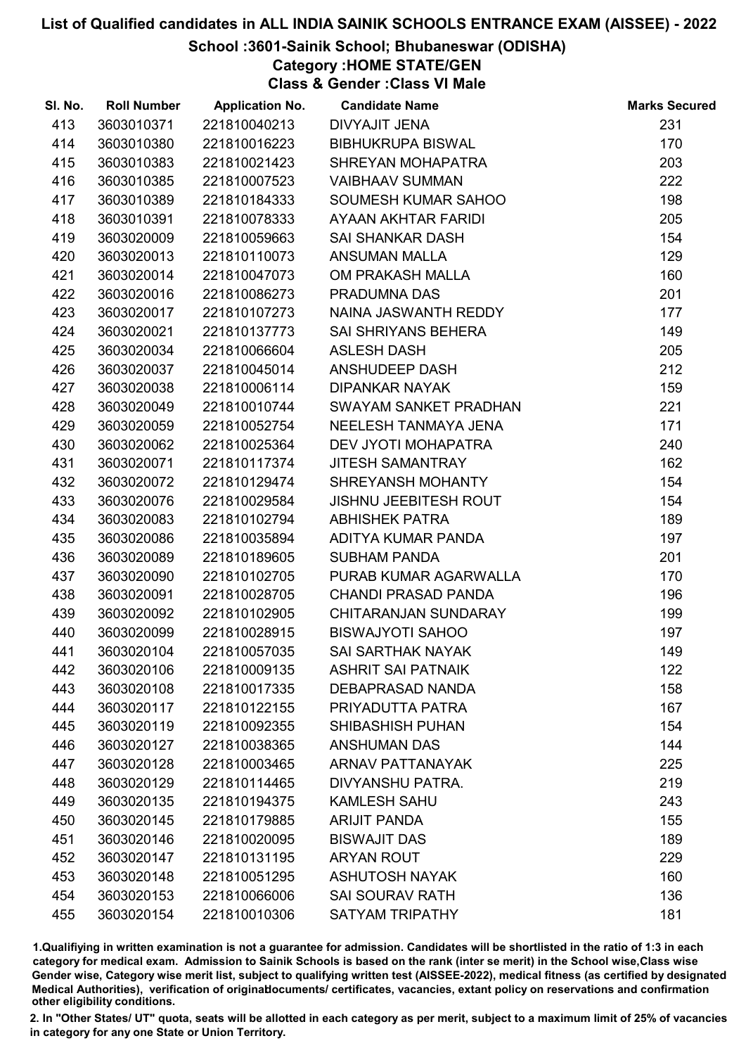# List of Qualified candidates in ALL INDIA SAINIK SCHOOLS ENTRANCE EXAM (AISSEE) - 2022

## School :3601-Sainik School; Bhubaneswar (ODISHA)

### Category :HOME STATE/GEN

### Class & Gender :Class VI Male

| Sl. No. | Roll Number | Application No. | Candidate Name | Marks Secured |
|---|---|---|---|---|
| 413 | 3603010371 | 221810040213 | DIVYAJIT JENA | 231 |
| 414 | 3603010380 | 221810016223 | BIBHUKRUPA BISWAL | 170 |
| 415 | 3603010383 | 221810021423 | SHREYAN MOHAPATRA | 203 |
| 416 | 3603010385 | 221810007523 | VAIBHAAV SUMMAN | 222 |
| 417 | 3603010389 | 221810184333 | SOUMESH KUMAR SAHOO | 198 |
| 418 | 3603010391 | 221810078333 | AYAAN AKHTAR FARIDI | 205 |
| 419 | 3603020009 | 221810059663 | SAI SHANKAR DASH | 154 |
| 420 | 3603020013 | 221810110073 | ANSUMAN MALLA | 129 |
| 421 | 3603020014 | 221810047073 | OM PRAKASH MALLA | 160 |
| 422 | 3603020016 | 221810086273 | PRADUMNA DAS | 201 |
| 423 | 3603020017 | 221810107273 | NAINA JASWANTH REDDY | 177 |
| 424 | 3603020021 | 221810137773 | SAI SHRIYANS BEHERA | 149 |
| 425 | 3603020034 | 221810066604 | ASLESH DASH | 205 |
| 426 | 3603020037 | 221810045014 | ANSHUDEEP DASH | 212 |
| 427 | 3603020038 | 221810006114 | DIPANKAR NAYAK | 159 |
| 428 | 3603020049 | 221810010744 | SWAYAM SANKET PRADHAN | 221 |
| 429 | 3603020059 | 221810052754 | NEELESH TANMAYA JENA | 171 |
| 430 | 3603020062 | 221810025364 | DEV JYOTI MOHAPATRA | 240 |
| 431 | 3603020071 | 221810117374 | JITESH SAMANTRAY | 162 |
| 432 | 3603020072 | 221810129474 | SHREYANSH MOHANTY | 154 |
| 433 | 3603020076 | 221810029584 | JISHNU JEEBITESH ROUT | 154 |
| 434 | 3603020083 | 221810102794 | ABHISHEK PATRA | 189 |
| 435 | 3603020086 | 221810035894 | ADITYA KUMAR PANDA | 197 |
| 436 | 3603020089 | 221810189605 | SUBHAM PANDA | 201 |
| 437 | 3603020090 | 221810102705 | PURAB KUMAR AGARWALLA | 170 |
| 438 | 3603020091 | 221810028705 | CHANDI PRASAD PANDA | 196 |
| 439 | 3603020092 | 221810102905 | CHITARANJAN SUNDARAY | 199 |
| 440 | 3603020099 | 221810028915 | BISWAJYOTI SAHOO | 197 |
| 441 | 3603020104 | 221810057035 | SAI SARTHAK NAYAK | 149 |
| 442 | 3603020106 | 221810009135 | ASHRIT SAI PATNAIK | 122 |
| 443 | 3603020108 | 221810017335 | DEBAPRASAD NANDA | 158 |
| 444 | 3603020117 | 221810122155 | PRIYADUTTA PATRA | 167 |
| 445 | 3603020119 | 221810092355 | SHIBASHISH PUHAN | 154 |
| 446 | 3603020127 | 221810038365 | ANSHUMAN DAS | 144 |
| 447 | 3603020128 | 221810003465 | ARNAV PATTANAYAK | 225 |
| 448 | 3603020129 | 221810114465 | DIVYANSHU PATRA. | 219 |
| 449 | 3603020135 | 221810194375 | KAMLESH SAHU | 243 |
| 450 | 3603020145 | 221810179885 | ARIJIT PANDA | 155 |
| 451 | 3603020146 | 221810020095 | BISWAJIT DAS | 189 |
| 452 | 3603020147 | 221810131195 | ARYAN ROUT | 229 |
| 453 | 3603020148 | 221810051295 | ASHUTOSH NAYAK | 160 |
| 454 | 3603020153 | 221810066006 | SAI SOURAV RATH | 136 |
| 455 | 3603020154 | 221810010306 | SATYAM TRIPATHY | 181 |

1.Qualifying in written examination is not a guarantee for admission. Candidates will be shortlisted in the ratio of 1:3 in each category for medical exam. Admission to Sainik Schools is based on the rank (inter se merit) in the School wise,Class wise Gender wise, Category wise merit list, subject to qualifying written test (AISSEE-2022), medical fitness (as certified by designated Medical Authorities), verification of originaldocuments/ certificates, vacancies, extant policy on reservations and confirmation other eligibility conditions.

2. In "Other States/ UT" quota, seats will be allotted in each category as per merit, subject to a maximum limit of 25% of vacancies in category for any one State or Union Territory.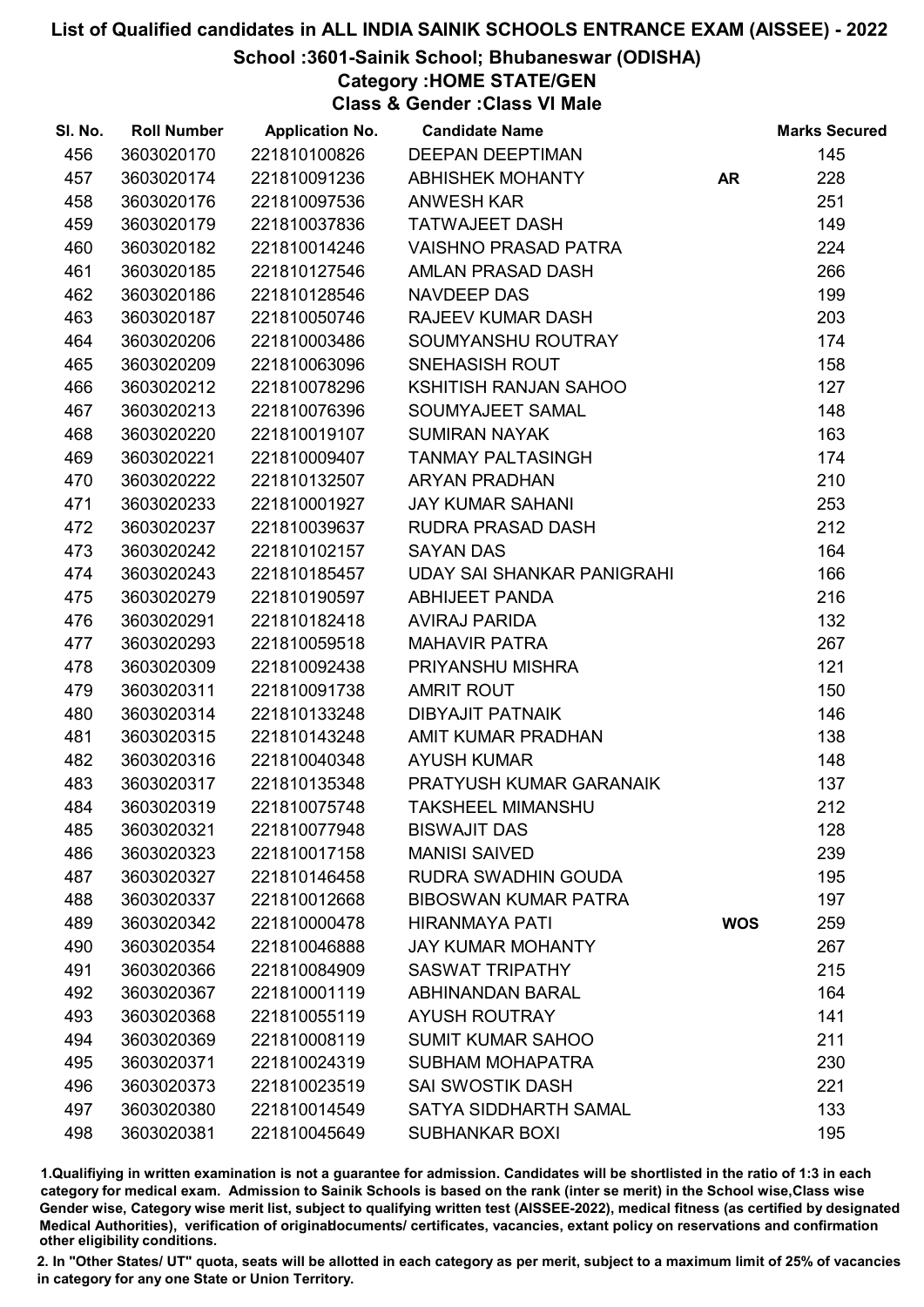# List of Qualified candidates in ALL INDIA SAINIK SCHOOLS ENTRANCE EXAM (AISSEE) - 2022

## School :3601-Sainik School; Bhubaneswar (ODISHA)

### Category :HOME STATE/GEN

### Class & Gender :Class VI Male

| Sl. No. | Roll Number | Application No. | Candidate Name | | Marks Secured |
|---|---|---|---|---|---|
| 456 | 3603020170 | 221810100826 | DEEPAN DEEPTIMAN | | 145 |
| 457 | 3603020174 | 221810091236 | ABHISHEK MOHANTY | AR | 228 |
| 458 | 3603020176 | 221810097536 | ANWESH KAR | | 251 |
| 459 | 3603020179 | 221810037836 | TATWAJEET DASH | | 149 |
| 460 | 3603020182 | 221810014246 | VAISHNO PRASAD PATRA | | 224 |
| 461 | 3603020185 | 221810127546 | AMLAN PRASAD DASH | | 266 |
| 462 | 3603020186 | 221810128546 | NAVDEEP DAS | | 199 |
| 463 | 3603020187 | 221810050746 | RAJEEV KUMAR DASH | | 203 |
| 464 | 3603020206 | 221810003486 | SOUMYANSHU ROUTRAY | | 174 |
| 465 | 3603020209 | 221810063096 | SNEHASISH ROUT | | 158 |
| 466 | 3603020212 | 221810078296 | KSHITISH RANJAN SAHOO | | 127 |
| 467 | 3603020213 | 221810076396 | SOUMYAJEET SAMAL | | 148 |
| 468 | 3603020220 | 221810019107 | SUMIRAN NAYAK | | 163 |
| 469 | 3603020221 | 221810009407 | TANMAY PALTASINGH | | 174 |
| 470 | 3603020222 | 221810132507 | ARYAN PRADHAN | | 210 |
| 471 | 3603020233 | 221810001927 | JAY KUMAR SAHANI | | 253 |
| 472 | 3603020237 | 221810039637 | RUDRA PRASAD DASH | | 212 |
| 473 | 3603020242 | 221810102157 | SAYAN DAS | | 164 |
| 474 | 3603020243 | 221810185457 | UDAY SAI SHANKAR PANIGRAHI | | 166 |
| 475 | 3603020279 | 221810190597 | ABHIJEET PANDA | | 216 |
| 476 | 3603020291 | 221810182418 | AVIRAJ PARIDA | | 132 |
| 477 | 3603020293 | 221810059518 | MAHAVIR PATRA | | 267 |
| 478 | 3603020309 | 221810092438 | PRIYANSHU MISHRA | | 121 |
| 479 | 3603020311 | 221810091738 | AMRIT ROUT | | 150 |
| 480 | 3603020314 | 221810133248 | DIBYAJIT PATNAIK | | 146 |
| 481 | 3603020315 | 221810143248 | AMIT KUMAR PRADHAN | | 138 |
| 482 | 3603020316 | 221810040348 | AYUSH KUMAR | | 148 |
| 483 | 3603020317 | 221810135348 | PRATYUSH KUMAR GARANAIK | | 137 |
| 484 | 3603020319 | 221810075748 | TAKSHEEL MIMANSHU | | 212 |
| 485 | 3603020321 | 221810077948 | BISWAJIT DAS | | 128 |
| 486 | 3603020323 | 221810017158 | MANISI SAIVED | | 239 |
| 487 | 3603020327 | 221810146458 | RUDRA SWADHIN GOUDA | | 195 |
| 488 | 3603020337 | 221810012668 | BIBOSWAN KUMAR PATRA | | 197 |
| 489 | 3603020342 | 221810000478 | HIRANMAYA PATI | WOS | 259 |
| 490 | 3603020354 | 221810046888 | JAY KUMAR MOHANTY | | 267 |
| 491 | 3603020366 | 221810084909 | SASWAT TRIPATHY | | 215 |
| 492 | 3603020367 | 221810001119 | ABHINANDAN BARAL | | 164 |
| 493 | 3603020368 | 221810055119 | AYUSH ROUTRAY | | 141 |
| 494 | 3603020369 | 221810008119 | SUMIT KUMAR SAHOO | | 211 |
| 495 | 3603020371 | 221810024319 | SUBHAM MOHAPATRA | | 230 |
| 496 | 3603020373 | 221810023519 | SAI SWOSTIK DASH | | 221 |
| 497 | 3603020380 | 221810014549 | SATYA SIDDHARTH SAMAL | | 133 |
| 498 | 3603020381 | 221810045649 | SUBHANKAR BOXI | | 195 |

1.Qualifying in written examination is not a guarantee for admission. Candidates will be shortlisted in the ratio of 1:3 in each category for medical exam. Admission to Sainik Schools is based on the rank (inter se merit) in the School wise,Class wise Gender wise, Category wise merit list, subject to qualifying written test (AISSEE-2022), medical fitness (as certified by designated Medical Authorities), verification of originaldocuments/ certificates, vacancies, extant policy on reservations and confirmation other eligibility conditions.

2. In "Other States/ UT" quota, seats will be allotted in each category as per merit, subject to a maximum limit of 25% of vacancies in category for any one State or Union Territory.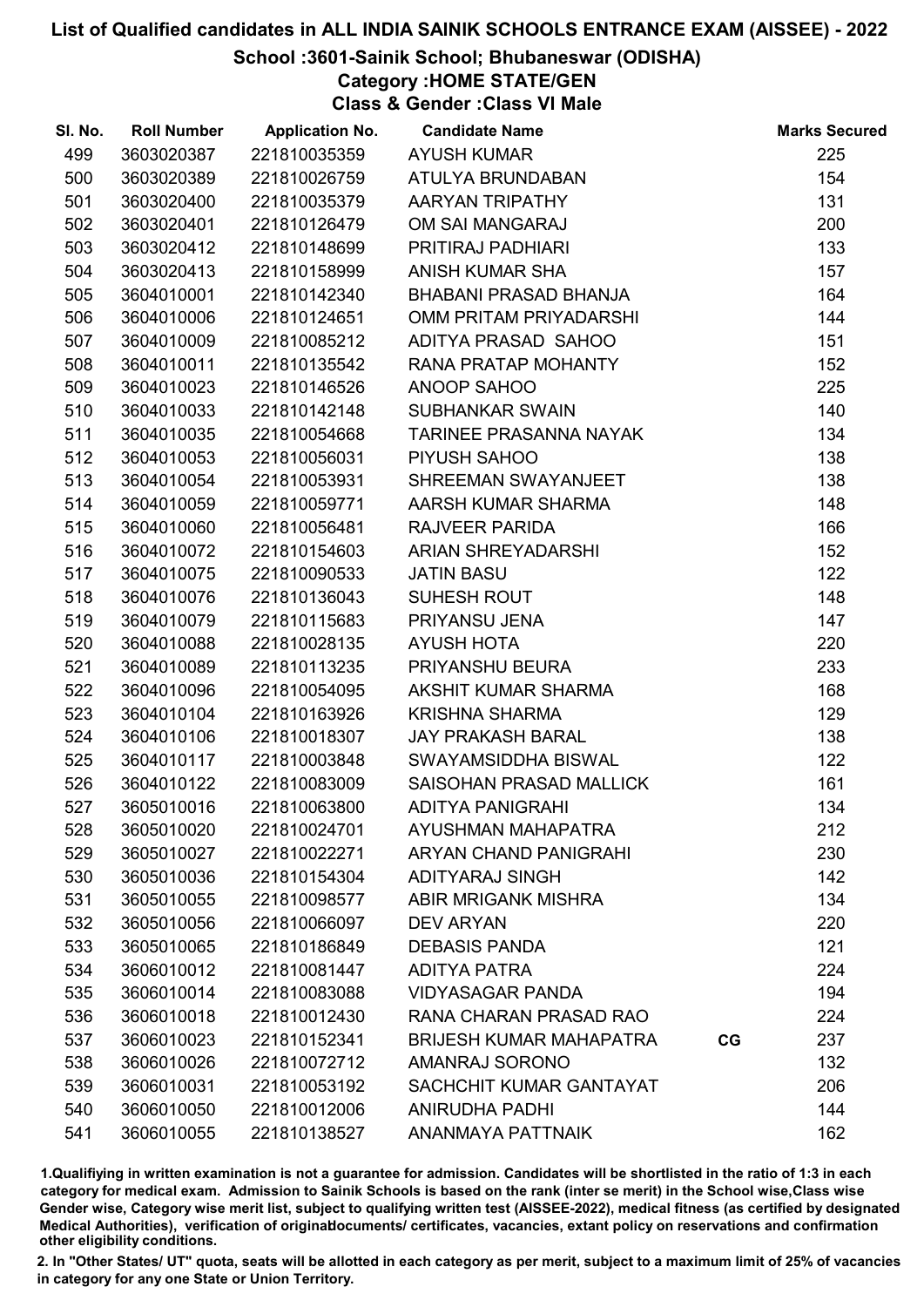# List of Qualified candidates in ALL INDIA SAINIK SCHOOLS ENTRANCE EXAM (AISSEE) - 2022

## School :3601-Sainik School; Bhubaneswar (ODISHA)

### Category :HOME STATE/GEN

### Class & Gender :Class VI Male

| Sl. No. | Roll Number | Application No. | Candidate Name | | Marks Secured |
|---|---|---|---|---|---|
| 499 | 3603020387 | 221810035359 | AYUSH KUMAR | | 225 |
| 500 | 3603020389 | 221810026759 | ATULYA BRUNDABAN | | 154 |
| 501 | 3603020400 | 221810035379 | AARYAN TRIPATHY | | 131 |
| 502 | 3603020401 | 221810126479 | OM SAI MANGARAJ | | 200 |
| 503 | 3603020412 | 221810148699 | PRITIRAJ PADHIARI | | 133 |
| 504 | 3603020413 | 221810158999 | ANISH KUMAR SHA | | 157 |
| 505 | 3604010001 | 221810142340 | BHABANI PRASAD BHANJA | | 164 |
| 506 | 3604010006 | 221810124651 | OMM PRITAM PRIYADARSHI | | 144 |
| 507 | 3604010009 | 221810085212 | ADITYA PRASAD SAHOO | | 151 |
| 508 | 3604010011 | 221810135542 | RANA PRATAP MOHANTY | | 152 |
| 509 | 3604010023 | 221810146526 | ANOOP SAHOO | | 225 |
| 510 | 3604010033 | 221810142148 | SUBHANKAR SWAIN | | 140 |
| 511 | 3604010035 | 221810054668 | TARINEE PRASANNA NAYAK | | 134 |
| 512 | 3604010053 | 221810056031 | PIYUSH SAHOO | | 138 |
| 513 | 3604010054 | 221810053931 | SHREEMAN SWAYANJEET | | 138 |
| 514 | 3604010059 | 221810059771 | AARSH KUMAR SHARMA | | 148 |
| 515 | 3604010060 | 221810056481 | RAJVEER PARIDA | | 166 |
| 516 | 3604010072 | 221810154603 | ARIAN SHREYADARSHI | | 152 |
| 517 | 3604010075 | 221810090533 | JATIN BASU | | 122 |
| 518 | 3604010076 | 221810136043 | SUHESH ROUT | | 148 |
| 519 | 3604010079 | 221810115683 | PRIYANSU JENA | | 147 |
| 520 | 3604010088 | 221810028135 | AYUSH HOTA | | 220 |
| 521 | 3604010089 | 221810113235 | PRIYANSHU BEURA | | 233 |
| 522 | 3604010096 | 221810054095 | AKSHIT KUMAR SHARMA | | 168 |
| 523 | 3604010104 | 221810163926 | KRISHNA SHARMA | | 129 |
| 524 | 3604010106 | 221810018307 | JAY PRAKASH BARAL | | 138 |
| 525 | 3604010117 | 221810003848 | SWAYAMSIDDHA BISWAL | | 122 |
| 526 | 3604010122 | 221810083009 | SAISOHAN PRASAD MALLICK | | 161 |
| 527 | 3605010016 | 221810063800 | ADITYA PANIGRAHI | | 134 |
| 528 | 3605010020 | 221810024701 | AYUSHMAN MAHAPATRA | | 212 |
| 529 | 3605010027 | 221810022271 | ARYAN CHAND PANIGRAHI | | 230 |
| 530 | 3605010036 | 221810154304 | ADITYARAJ SINGH | | 142 |
| 531 | 3605010055 | 221810098577 | ABIR MRIGANK MISHRA | | 134 |
| 532 | 3605010056 | 221810066097 | DEV ARYAN | | 220 |
| 533 | 3605010065 | 221810186849 | DEBASIS PANDA | | 121 |
| 534 | 3606010012 | 221810081447 | ADITYA PATRA | | 224 |
| 535 | 3606010014 | 221810083088 | VIDYASAGAR PANDA | | 194 |
| 536 | 3606010018 | 221810012430 | RANA CHARAN PRASAD RAO | | 224 |
| 537 | 3606010023 | 221810152341 | BRIJESH KUMAR MAHAPATRA | CG | 237 |
| 538 | 3606010026 | 221810072712 | AMANRAJ SORONO | | 132 |
| 539 | 3606010031 | 221810053192 | SACHCHIT KUMAR GANTAYAT | | 206 |
| 540 | 3606010050 | 221810012006 | ANIRUDHA PADHI | | 144 |
| 541 | 3606010055 | 221810138527 | ANANMAYA PATTNAIK | | 162 |

1.Qualifying in written examination is not a guarantee for admission. Candidates will be shortlisted in the ratio of 1:3 in each category for medical exam. Admission to Sainik Schools is based on the rank (inter se merit) in the School wise,Class wise Gender wise, Category wise merit list, subject to qualifying written test (AISSEE-2022), medical fitness (as certified by designated Medical Authorities), verification of originaldocuments/ certificates, vacancies, extant policy on reservations and confirmation other eligibility conditions.

2. In "Other States/ UT" quota, seats will be allotted in each category as per merit, subject to a maximum limit of 25% of vacancies in category for any one State or Union Territory.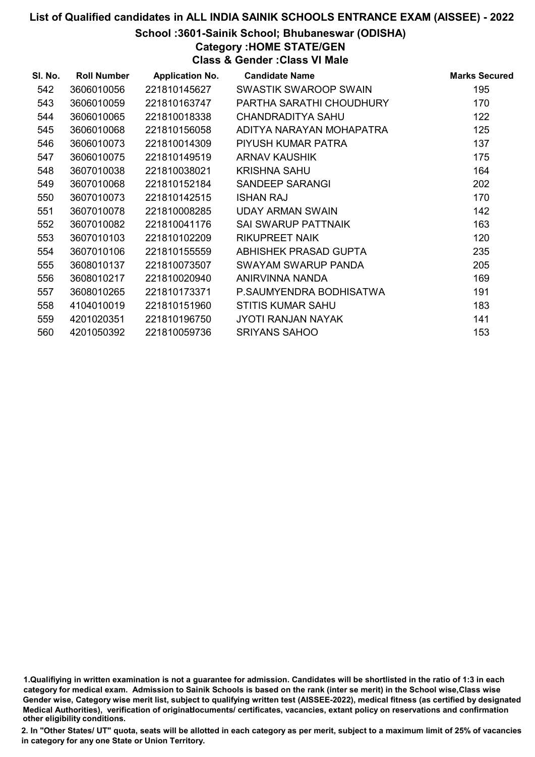# List of Qualified candidates in ALL INDIA SAINIK SCHOOLS ENTRANCE EXAM (AISSEE) - 2022

## School :3601-Sainik School; Bhubaneswar (ODISHA)

### Category :HOME STATE/GEN

### Class & Gender :Class VI Male

| Sl. No. | Roll Number | Application No. | Candidate Name | Marks Secured |
|---|---|---|---|---|
| 542 | 3606010056 | 221810145627 | SWASTIK SWAROOP SWAIN | 195 |
| 543 | 3606010059 | 221810163747 | PARTHA SARATHI CHOUDHURY | 170 |
| 544 | 3606010065 | 221810018338 | CHANDRADITYA SAHU | 122 |
| 545 | 3606010068 | 221810156058 | ADITYA NARAYAN MOHAPATRA | 125 |
| 546 | 3606010073 | 221810014309 | PIYUSH KUMAR PATRA | 137 |
| 547 | 3606010075 | 221810149519 | ARNAV KAUSHIK | 175 |
| 548 | 3607010038 | 221810038021 | KRISHNA SAHU | 164 |
| 549 | 3607010068 | 221810152184 | SANDEEP SARANGI | 202 |
| 550 | 3607010073 | 221810142515 | ISHAN RAJ | 170 |
| 551 | 3607010078 | 221810008285 | UDAY ARMAN SWAIN | 142 |
| 552 | 3607010082 | 221810041176 | SAI SWARUP PATTNAIK | 163 |
| 553 | 3607010103 | 221810102209 | RIKUPREET NAIK | 120 |
| 554 | 3607010106 | 221810155559 | ABHISHEK PRASAD GUPTA | 235 |
| 555 | 3608010137 | 221810073507 | SWAYAM SWARUP PANDA | 205 |
| 556 | 3608010217 | 221810020940 | ANIRVINNA NANDA | 169 |
| 557 | 3608010265 | 221810173371 | P.SAUMYENDRA BODHISATWA | 191 |
| 558 | 4104010019 | 221810151960 | STITIS KUMAR SAHU | 183 |
| 559 | 4201020351 | 221810196750 | JYOTI RANJAN NAYAK | 141 |
| 560 | 4201050392 | 221810059736 | SRIYANS SAHOO | 153 |

1.Qualifiying in written examination is not a guarantee for admission. Candidates will be shortlisted in the ratio of 1:3 in each category for medical exam. Admission to Sainik Schools is based on the rank (inter se merit) in the School wise,Class wise Gender wise, Category wise merit list, subject to qualifying written test (AISSEE-2022), medical fitness (as certified by designated Medical Authorities), verification of originaldocuments/ certificates, vacancies, extant policy on reservations and confirmation other eligibility conditions.

2. In "Other States/ UT" quota, seats will be allotted in each category as per merit, subject to a maximum limit of 25% of vacancies in category for any one State or Union Territory.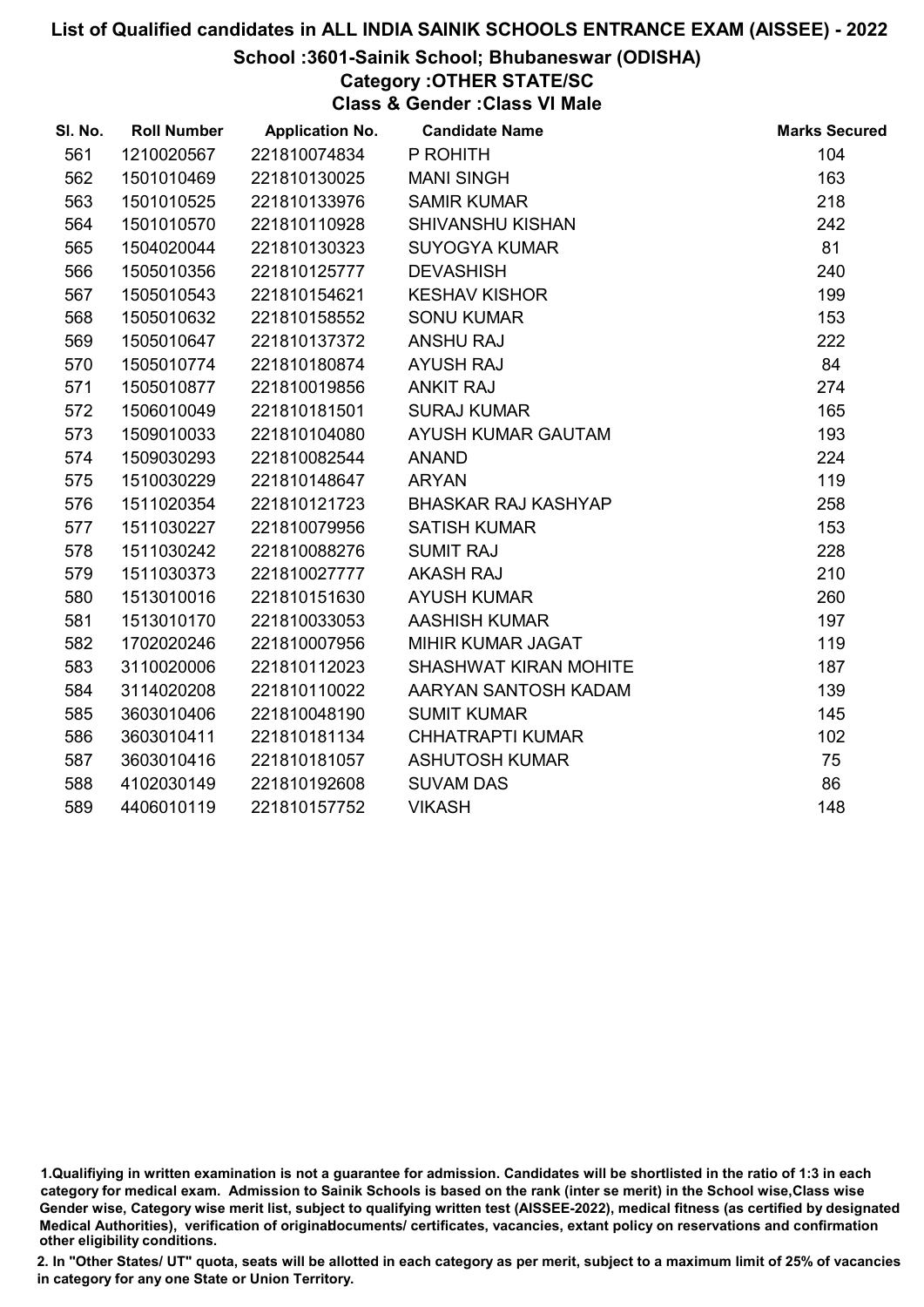# List of Qualified candidates in ALL INDIA SAINIK SCHOOLS ENTRANCE EXAM (AISSEE) - 2022

## School :3601-Sainik School; Bhubaneswar (ODISHA)

### Category :OTHER STATE/SC

### Class & Gender :Class VI Male

| Sl. No. | Roll Number | Application No. | Candidate Name | Marks Secured |
|---|---|---|---|---|
| 561 | 1210020567 | 221810074834 | P ROHITH | 104 |
| 562 | 1501010469 | 221810130025 | MANI SINGH | 163 |
| 563 | 1501010525 | 221810133976 | SAMIR KUMAR | 218 |
| 564 | 1501010570 | 221810110928 | SHIVANSHU KISHAN | 242 |
| 565 | 1504020044 | 221810130323 | SUYOGYA KUMAR | 81 |
| 566 | 1505010356 | 221810125777 | DEVASHISH | 240 |
| 567 | 1505010543 | 221810154621 | KESHAV KISHOR | 199 |
| 568 | 1505010632 | 221810158552 | SONU KUMAR | 153 |
| 569 | 1505010647 | 221810137372 | ANSHU RAJ | 222 |
| 570 | 1505010774 | 221810180874 | AYUSH RAJ | 84 |
| 571 | 1505010877 | 221810019856 | ANKIT RAJ | 274 |
| 572 | 1506010049 | 221810181501 | SURAJ KUMAR | 165 |
| 573 | 1509010033 | 221810104080 | AYUSH KUMAR GAUTAM | 193 |
| 574 | 1509030293 | 221810082544 | ANAND | 224 |
| 575 | 1510030229 | 221810148647 | ARYAN | 119 |
| 576 | 1511020354 | 221810121723 | BHASKAR RAJ KASHYAP | 258 |
| 577 | 1511030227 | 221810079956 | SATISH KUMAR | 153 |
| 578 | 1511030242 | 221810088276 | SUMIT RAJ | 228 |
| 579 | 1511030373 | 221810027777 | AKASH RAJ | 210 |
| 580 | 1513010016 | 221810151630 | AYUSH KUMAR | 260 |
| 581 | 1513010170 | 221810033053 | AASHISH KUMAR | 197 |
| 582 | 1702020246 | 221810007956 | MIHIR KUMAR JAGAT | 119 |
| 583 | 3110020006 | 221810112023 | SHASHWAT KIRAN MOHITE | 187 |
| 584 | 3114020208 | 221810110022 | AARYAN SANTOSH KADAM | 139 |
| 585 | 3603010406 | 221810048190 | SUMIT KUMAR | 145 |
| 586 | 3603010411 | 221810181134 | CHHATRAPTI KUMAR | 102 |
| 587 | 3603010416 | 221810181057 | ASHUTOSH KUMAR | 75 |
| 588 | 4102030149 | 221810192608 | SUVAM DAS | 86 |
| 589 | 4406010119 | 221810157752 | VIKASH | 148 |

1.Qualifiying in written examination is not a guarantee for admission. Candidates will be shortlisted in the ratio of 1:3 in each category for medical exam. Admission to Sainik Schools is based on the rank (inter se merit) in the School wise,Class wise Gender wise, Category wise merit list, subject to qualifying written test (AISSEE-2022), medical fitness (as certified by designated Medical Authorities), verification of originaldocuments/ certificates, vacancies, extant policy on reservations and confirmation other eligibility conditions.

2. In "Other States/ UT" quota, seats will be allotted in each category as per merit, subject to a maximum limit of 25% of vacancies in category for any one State or Union Territory.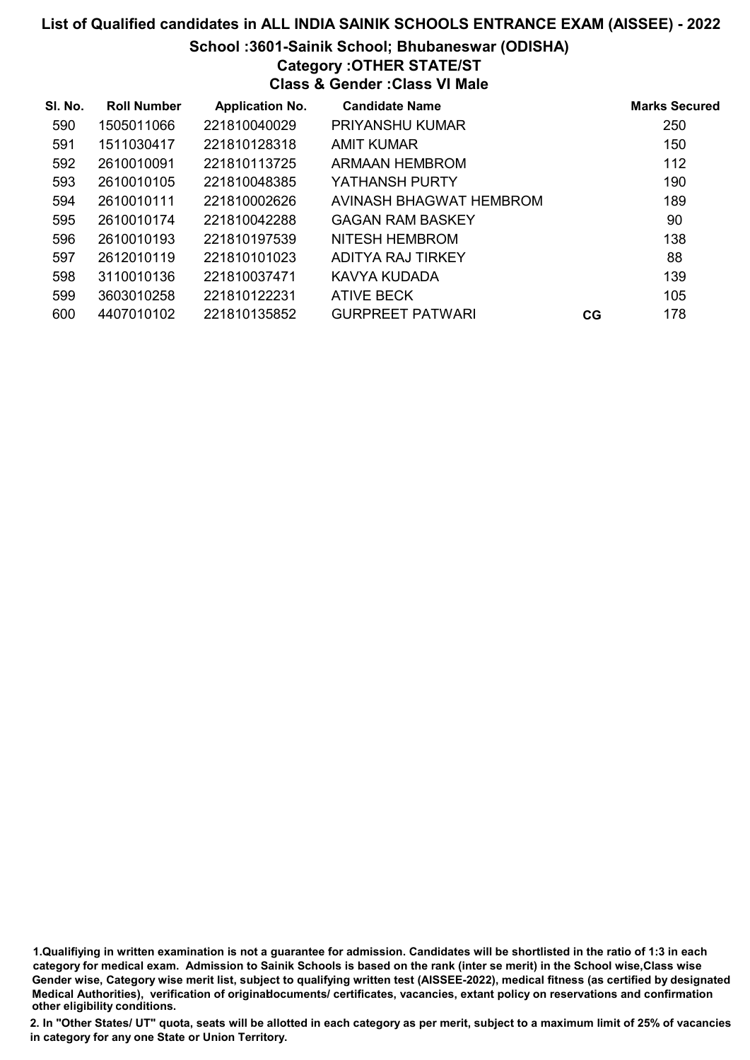# List of Qualified candidates in ALL INDIA SAINIK SCHOOLS ENTRANCE EXAM (AISSEE) - 2022

## School :3601-Sainik School; Bhubaneswar (ODISHA)

### Category :OTHER STATE/ST

### Class & Gender :Class VI Male

| Sl. No. | Roll Number | Application No. | Candidate Name | | Marks Secured |
|---|---|---|---|---|---|
| 590 | 1505011066 | 221810040029 | PRIYANSHU KUMAR | | 250 |
| 591 | 1511030417 | 221810128318 | AMIT KUMAR | | 150 |
| 592 | 2610010091 | 221810113725 | ARMAAN HEMBROM | | 112 |
| 593 | 2610010105 | 221810048385 | YATHANSH PURTY | | 190 |
| 594 | 2610010111 | 221810002626 | AVINASH BHAGWAT HEMBROM | | 189 |
| 595 | 2610010174 | 221810042288 | GAGAN RAM BASKEY | | 90 |
| 596 | 2610010193 | 221810197539 | NITESH HEMBROM | | 138 |
| 597 | 2612010119 | 221810101023 | ADITYA RAJ TIRKEY | | 88 |
| 598 | 3110010136 | 221810037471 | KAVYA KUDADA | | 139 |
| 599 | 3603010258 | 221810122231 | ATIVE BECK | | 105 |
| 600 | 4407010102 | 221810135852 | GURPREET PATWARI | CG | 178 |

1.Qualifiying in written examination is not a guarantee for admission. Candidates will be shortlisted in the ratio of 1:3 in each category for medical exam. Admission to Sainik Schools is based on the rank (inter se merit) in the School wise,Class wise Gender wise, Category wise merit list, subject to qualifying written test (AISSEE-2022), medical fitness (as certified by designated Medical Authorities), verification of originaldocuments/ certificates, vacancies, extant policy on reservations and confirmation other eligibility conditions.

2. In "Other States/ UT" quota, seats will be allotted in each category as per merit, subject to a maximum limit of 25% of vacancies in category for any one State or Union Territory.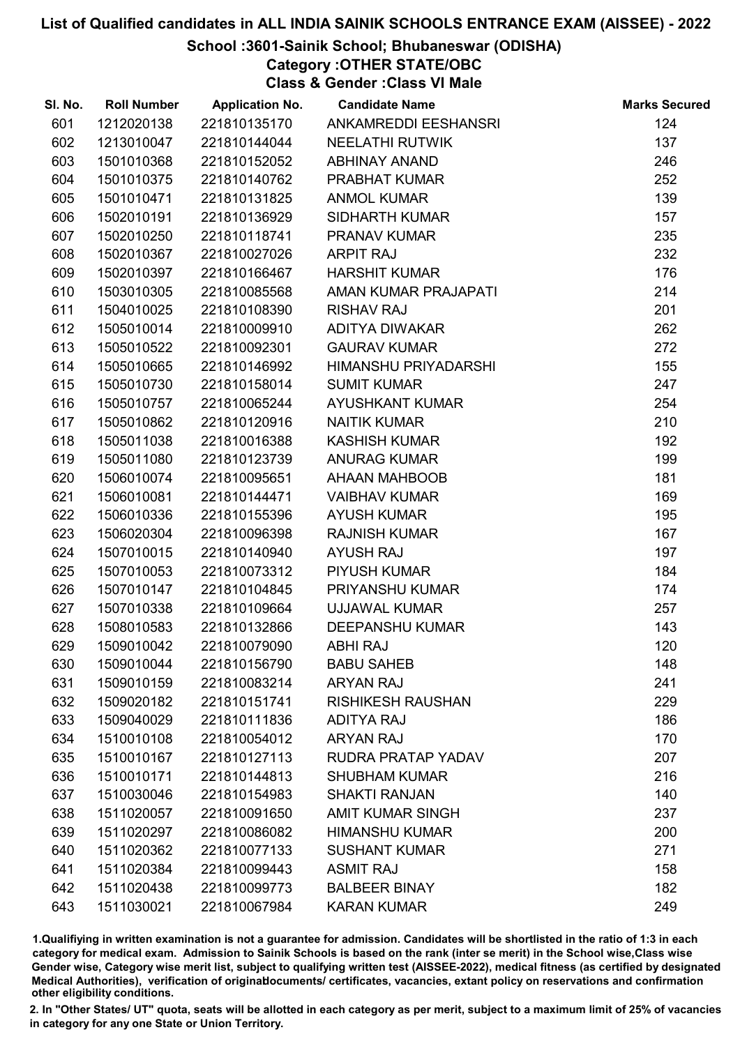# List of Qualified candidates in ALL INDIA SAINIK SCHOOLS ENTRANCE EXAM (AISSEE) - 2022

## School :3601-Sainik School; Bhubaneswar (ODISHA)

### Category :OTHER STATE/OBC

### Class & Gender :Class VI Male

| Sl. No. | Roll Number | Application No. | Candidate Name | Marks Secured |
|---|---|---|---|---|
| 601 | 1212020138 | 221810135170 | ANKAMREDDI EESHANSRI | 124 |
| 602 | 1213010047 | 221810144044 | NEELATHI RUTWIK | 137 |
| 603 | 1501010368 | 221810152052 | ABHINAY ANAND | 246 |
| 604 | 1501010375 | 221810140762 | PRABHAT KUMAR | 252 |
| 605 | 1501010471 | 221810131825 | ANMOL KUMAR | 139 |
| 606 | 1502010191 | 221810136929 | SIDHARTH KUMAR | 157 |
| 607 | 1502010250 | 221810118741 | PRANAV KUMAR | 235 |
| 608 | 1502010367 | 221810027026 | ARPIT RAJ | 232 |
| 609 | 1502010397 | 221810166467 | HARSHIT KUMAR | 176 |
| 610 | 1503010305 | 221810085568 | AMAN KUMAR PRAJAPATI | 214 |
| 611 | 1504010025 | 221810108390 | RISHAV RAJ | 201 |
| 612 | 1505010014 | 221810009910 | ADITYA DIWAKAR | 262 |
| 613 | 1505010522 | 221810092301 | GAURAV KUMAR | 272 |
| 614 | 1505010665 | 221810146992 | HIMANSHU PRIYADARSHI | 155 |
| 615 | 1505010730 | 221810158014 | SUMIT KUMAR | 247 |
| 616 | 1505010757 | 221810065244 | AYUSHKANT KUMAR | 254 |
| 617 | 1505010862 | 221810120916 | NAITIK KUMAR | 210 |
| 618 | 1505011038 | 221810016388 | KASHISH KUMAR | 192 |
| 619 | 1505011080 | 221810123739 | ANURAG KUMAR | 199 |
| 620 | 1506010074 | 221810095651 | AHAAN MAHBOOB | 181 |
| 621 | 1506010081 | 221810144471 | VAIBHAV KUMAR | 169 |
| 622 | 1506010336 | 221810155396 | AYUSH KUMAR | 195 |
| 623 | 1506020304 | 221810096398 | RAJNISH KUMAR | 167 |
| 624 | 1507010015 | 221810140940 | AYUSH RAJ | 197 |
| 625 | 1507010053 | 221810073312 | PIYUSH KUMAR | 184 |
| 626 | 1507010147 | 221810104845 | PRIYANSHU KUMAR | 174 |
| 627 | 1507010338 | 221810109664 | UJJAWAL KUMAR | 257 |
| 628 | 1508010583 | 221810132866 | DEEPANSHU KUMAR | 143 |
| 629 | 1509010042 | 221810079090 | ABHI RAJ | 120 |
| 630 | 1509010044 | 221810156790 | BABU SAHEB | 148 |
| 631 | 1509010159 | 221810083214 | ARYAN RAJ | 241 |
| 632 | 1509020182 | 221810151741 | RISHIKESH RAUSHAN | 229 |
| 633 | 1509040029 | 221810111836 | ADITYA RAJ | 186 |
| 634 | 1510010108 | 221810054012 | ARYAN RAJ | 170 |
| 635 | 1510010167 | 221810127113 | RUDRA PRATAP YADAV | 207 |
| 636 | 1510010171 | 221810144813 | SHUBHAM KUMAR | 216 |
| 637 | 1510030046 | 221810154983 | SHAKTI RANJAN | 140 |
| 638 | 1511020057 | 221810091650 | AMIT KUMAR SINGH | 237 |
| 639 | 1511020297 | 221810086082 | HIMANSHU KUMAR | 200 |
| 640 | 1511020362 | 221810077133 | SUSHANT KUMAR | 271 |
| 641 | 1511020384 | 221810099443 | ASMIT RAJ | 158 |
| 642 | 1511020438 | 221810099773 | BALBEER BINAY | 182 |
| 643 | 1511030021 | 221810067984 | KARAN KUMAR | 249 |

1.Qualifiying in written examination is not a guarantee for admission. Candidates will be shortlisted in the ratio of 1:3 in each category for medical exam. Admission to Sainik Schools is based on the rank (inter se merit) in the School wise,Class wise Gender wise, Category wise merit list, subject to qualifying written test (AISSEE-2022), medical fitness (as certified by designated Medical Authorities), verification of originaldocuments/ certificates, vacancies, extant policy on reservations and confirmation other eligibility conditions.

2. In "Other States/ UT" quota, seats will be allotted in each category as per merit, subject to a maximum limit of 25% of vacancies in category for any one State or Union Territory.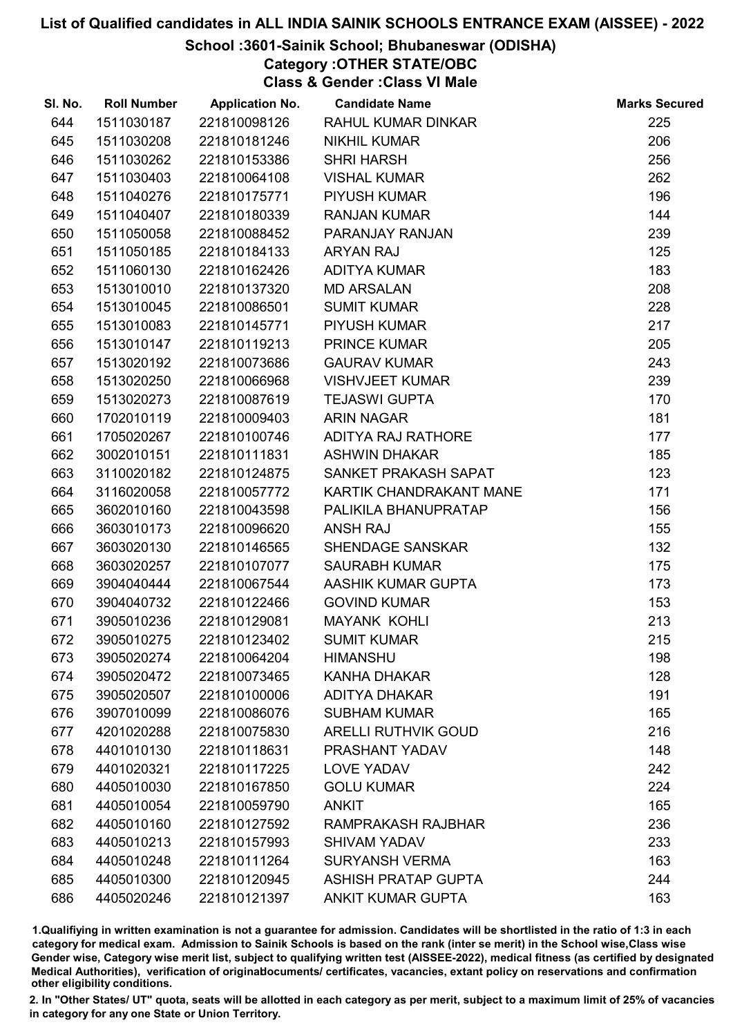# List of Qualified candidates in ALL INDIA SAINIK SCHOOLS ENTRANCE EXAM (AISSEE) - 2022

## School :3601-Sainik School; Bhubaneswar (ODISHA)

### Category :OTHER STATE/OBC

### Class & Gender :Class VI Male

| Sl. No. | Roll Number | Application No. | Candidate Name | Marks Secured |
|---|---|---|---|---|
| 644 | 1511030187 | 221810098126 | RAHUL KUMAR DINKAR | 225 |
| 645 | 1511030208 | 221810181246 | NIKHIL KUMAR | 206 |
| 646 | 1511030262 | 221810153386 | SHRI HARSH | 256 |
| 647 | 1511030403 | 221810064108 | VISHAL KUMAR | 262 |
| 648 | 1511040276 | 221810175771 | PIYUSH KUMAR | 196 |
| 649 | 1511040407 | 221810180339 | RANJAN KUMAR | 144 |
| 650 | 1511050058 | 221810088452 | PARANJAY RANJAN | 239 |
| 651 | 1511050185 | 221810184133 | ARYAN RAJ | 125 |
| 652 | 1511060130 | 221810162426 | ADITYA KUMAR | 183 |
| 653 | 1513010010 | 221810137320 | MD ARSALAN | 208 |
| 654 | 1513010045 | 221810086501 | SUMIT KUMAR | 228 |
| 655 | 1513010083 | 221810145771 | PIYUSH KUMAR | 217 |
| 656 | 1513010147 | 221810119213 | PRINCE KUMAR | 205 |
| 657 | 1513020192 | 221810073686 | GAURAV KUMAR | 243 |
| 658 | 1513020250 | 221810066968 | VISHVJEET KUMAR | 239 |
| 659 | 1513020273 | 221810087619 | TEJASWI GUPTA | 170 |
| 660 | 1702010119 | 221810009403 | ARIN NAGAR | 181 |
| 661 | 1705020267 | 221810100746 | ADITYA RAJ RATHORE | 177 |
| 662 | 3002010151 | 221810111831 | ASHWIN DHAKAR | 185 |
| 663 | 3110020182 | 221810124875 | SANKET PRAKASH SAPAT | 123 |
| 664 | 3116020058 | 221810057772 | KARTIK CHANDRAKANT MANE | 171 |
| 665 | 3602010160 | 221810043598 | PALIKILA BHANUPRATAP | 156 |
| 666 | 3603010173 | 221810096620 | ANSH RAJ | 155 |
| 667 | 3603020130 | 221810146565 | SHENDAGE SANSKAR | 132 |
| 668 | 3603020257 | 221810107077 | SAURABH KUMAR | 175 |
| 669 | 3904040444 | 221810067544 | AASHIK KUMAR GUPTA | 173 |
| 670 | 3904040732 | 221810122466 | GOVIND KUMAR | 153 |
| 671 | 3905010236 | 221810129081 | MAYANK KOHLI | 213 |
| 672 | 3905010275 | 221810123402 | SUMIT KUMAR | 215 |
| 673 | 3905020274 | 221810064204 | HIMANSHU | 198 |
| 674 | 3905020472 | 221810073465 | KANHA DHAKAR | 128 |
| 675 | 3905020507 | 221810100006 | ADITYA DHAKAR | 191 |
| 676 | 3907010099 | 221810086076 | SUBHAM KUMAR | 165 |
| 677 | 4201020288 | 221810075830 | ARELLI RUTHVIK GOUD | 216 |
| 678 | 4401010130 | 221810118631 | PRASHANT YADAV | 148 |
| 679 | 4401020321 | 221810117225 | LOVE YADAV | 242 |
| 680 | 4405010030 | 221810167850 | GOLU KUMAR | 224 |
| 681 | 4405010054 | 221810059790 | ANKIT | 165 |
| 682 | 4405010160 | 221810127592 | RAMPRAKASH RAJBHAR | 236 |
| 683 | 4405010213 | 221810157993 | SHIVAM YADAV | 233 |
| 684 | 4405010248 | 221810111264 | SURYANSH VERMA | 163 |
| 685 | 4405010300 | 221810120945 | ASHISH PRATAP GUPTA | 244 |
| 686 | 4405020246 | 221810121397 | ANKIT KUMAR GUPTA | 163 |

1.Qualifiying in written examination is not a guarantee for admission. Candidates will be shortlisted in the ratio of 1:3 in each category for medical exam. Admission to Sainik Schools is based on the rank (inter se merit) in the School wise,Class wise Gender wise, Category wise merit list, subject to qualifying written test (AISSEE-2022), medical fitness (as certified by designated Medical Authorities), verification of originaldocuments/ certificates, vacancies, extant policy on reservations and confirmation other eligibility conditions.

2. In "Other States/ UT" quota, seats will be allotted in each category as per merit, subject to a maximum limit of 25% of vacancies in category for any one State or Union Territory.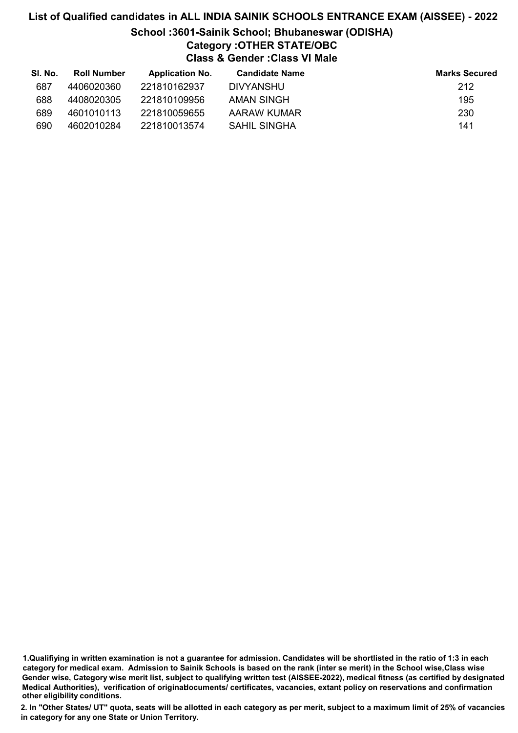# List of Qualified candidates in ALL INDIA SAINIK SCHOOLS ENTRANCE EXAM (AISSEE) - 2022

## School :3601-Sainik School; Bhubaneswar (ODISHA)

### Category :OTHER STATE/OBC

### Class & Gender :Class VI Male

| Sl. No. | Roll Number | Application No. | Candidate Name | Marks Secured |
|---|---|---|---|---|
| 687 | 4406020360 | 221810162937 | DIVYANSHU | 212 |
| 688 | 4408020305 | 221810109956 | AMAN SINGH | 195 |
| 689 | 4601010113 | 221810059655 | AARAW KUMAR | 230 |
| 690 | 4602010284 | 221810013574 | SAHIL SINGHA | 141 |

**1.Qualifiying in written examination is not a guarantee for admission. Candidates will be shortlisted in the ratio of 1:3 in each category for medical exam. Admission to Sainik Schools is based on the rank (inter se merit) in the School wise,Class wise Gender wise, Category wise merit list, subject to qualifying written test (AISSEE-2022), medical fitness (as certified by designated Medical Authorities), verification of originaldocuments/ certificates, vacancies, extant policy on reservations and confirmation other eligibility conditions.**

**2. In "Other States/ UT" quota, seats will be allotted in each category as per merit, subject to a maximum limit of 25% of vacancies in category for any one State or Union Territory.**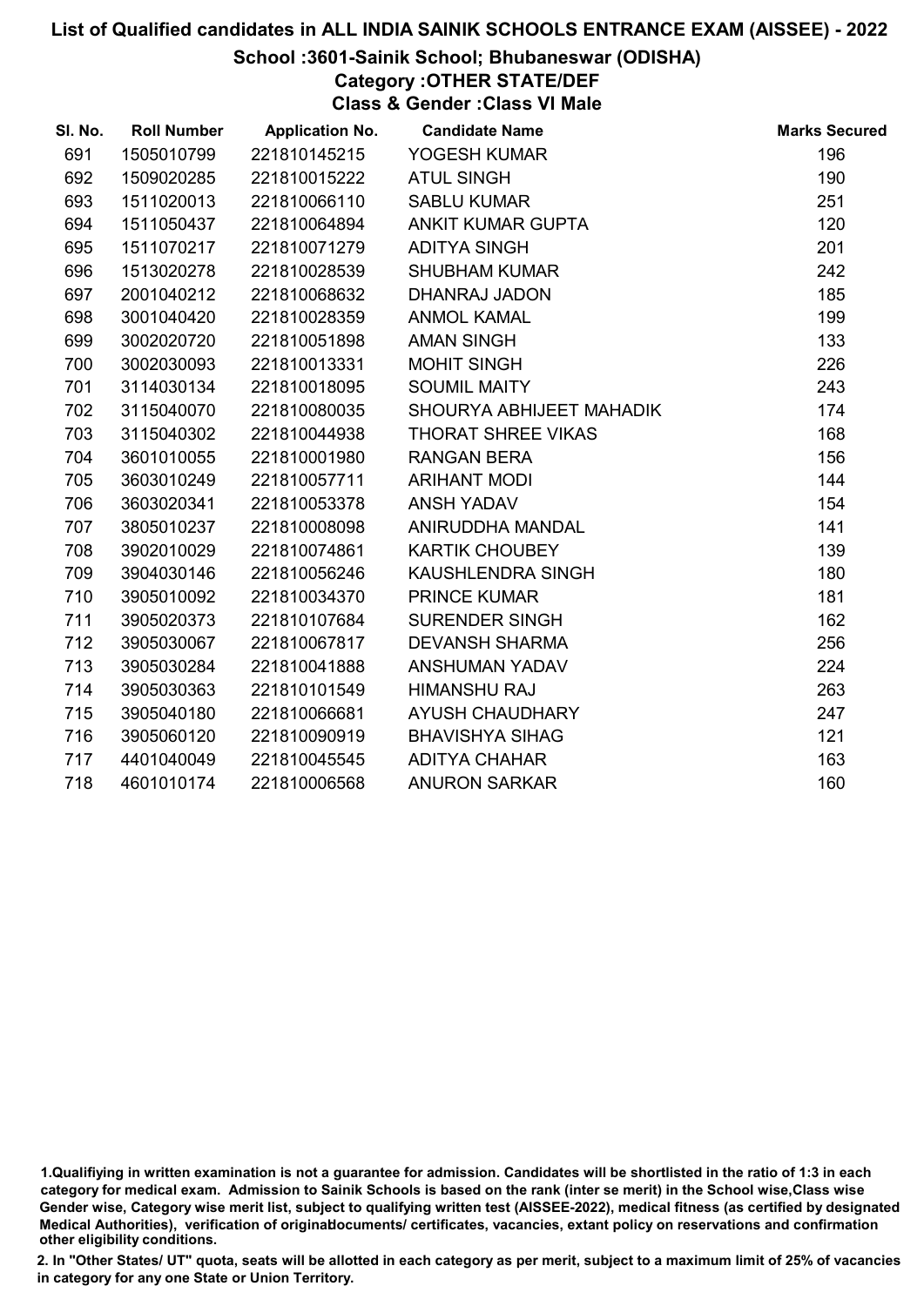# List of Qualified candidates in ALL INDIA SAINIK SCHOOLS ENTRANCE EXAM (AISSEE) - 2022

## School :3601-Sainik School; Bhubaneswar (ODISHA)

### Category :OTHER STATE/DEF

### Class & Gender :Class VI Male

| Sl. No. | Roll Number | Application No. | Candidate Name | Marks Secured |
|---|---|---|---|---|
| 691 | 1505010799 | 221810145215 | YOGESH KUMAR | 196 |
| 692 | 1509020285 | 221810015222 | ATUL SINGH | 190 |
| 693 | 1511020013 | 221810066110 | SABLU KUMAR | 251 |
| 694 | 1511050437 | 221810064894 | ANKIT KUMAR GUPTA | 120 |
| 695 | 1511070217 | 221810071279 | ADITYA SINGH | 201 |
| 696 | 1513020278 | 221810028539 | SHUBHAM KUMAR | 242 |
| 697 | 2001040212 | 221810068632 | DHANRAJ JADON | 185 |
| 698 | 3001040420 | 221810028359 | ANMOL KAMAL | 199 |
| 699 | 3002020720 | 221810051898 | AMAN SINGH | 133 |
| 700 | 3002030093 | 221810013331 | MOHIT SINGH | 226 |
| 701 | 3114030134 | 221810018095 | SOUMIL MAITY | 243 |
| 702 | 3115040070 | 221810080035 | SHOURYA ABHIJEET MAHADIK | 174 |
| 703 | 3115040302 | 221810044938 | THORAT SHREE VIKAS | 168 |
| 704 | 3601010055 | 221810001980 | RANGAN BERA | 156 |
| 705 | 3603010249 | 221810057711 | ARIHANT MODI | 144 |
| 706 | 3603020341 | 221810053378 | ANSH YADAV | 154 |
| 707 | 3805010237 | 221810008098 | ANIRUDDHA MANDAL | 141 |
| 708 | 3902010029 | 221810074861 | KARTIK CHOUBEY | 139 |
| 709 | 3904030146 | 221810056246 | KAUSHLENDRA SINGH | 180 |
| 710 | 3905010092 | 221810034370 | PRINCE KUMAR | 181 |
| 711 | 3905020373 | 221810107684 | SURENDER SINGH | 162 |
| 712 | 3905030067 | 221810067817 | DEVANSH SHARMA | 256 |
| 713 | 3905030284 | 221810041888 | ANSHUMAN YADAV | 224 |
| 714 | 3905030363 | 221810101549 | HIMANSHU RAJ | 263 |
| 715 | 3905040180 | 221810066681 | AYUSH CHAUDHARY | 247 |
| 716 | 3905060120 | 221810090919 | BHAVISHYA SIHAG | 121 |
| 717 | 4401040049 | 221810045545 | ADITYA CHAHAR | 163 |
| 718 | 4601010174 | 221810006568 | ANURON SARKAR | 160 |

1.Qualifiying in written examination is not a guarantee for admission. Candidates will be shortlisted in the ratio of 1:3 in each category for medical exam. Admission to Sainik Schools is based on the rank (inter se merit) in the School wise,Class wise Gender wise, Category wise merit list, subject to qualifying written test (AISSEE-2022), medical fitness (as certified by designated Medical Authorities), verification of originaldocuments/ certificates, vacancies, extant policy on reservations and confirmation other eligibility conditions.

2. In "Other States/ UT" quota, seats will be allotted in each category as per merit, subject to a maximum limit of 25% of vacancies in category for any one State or Union Territory.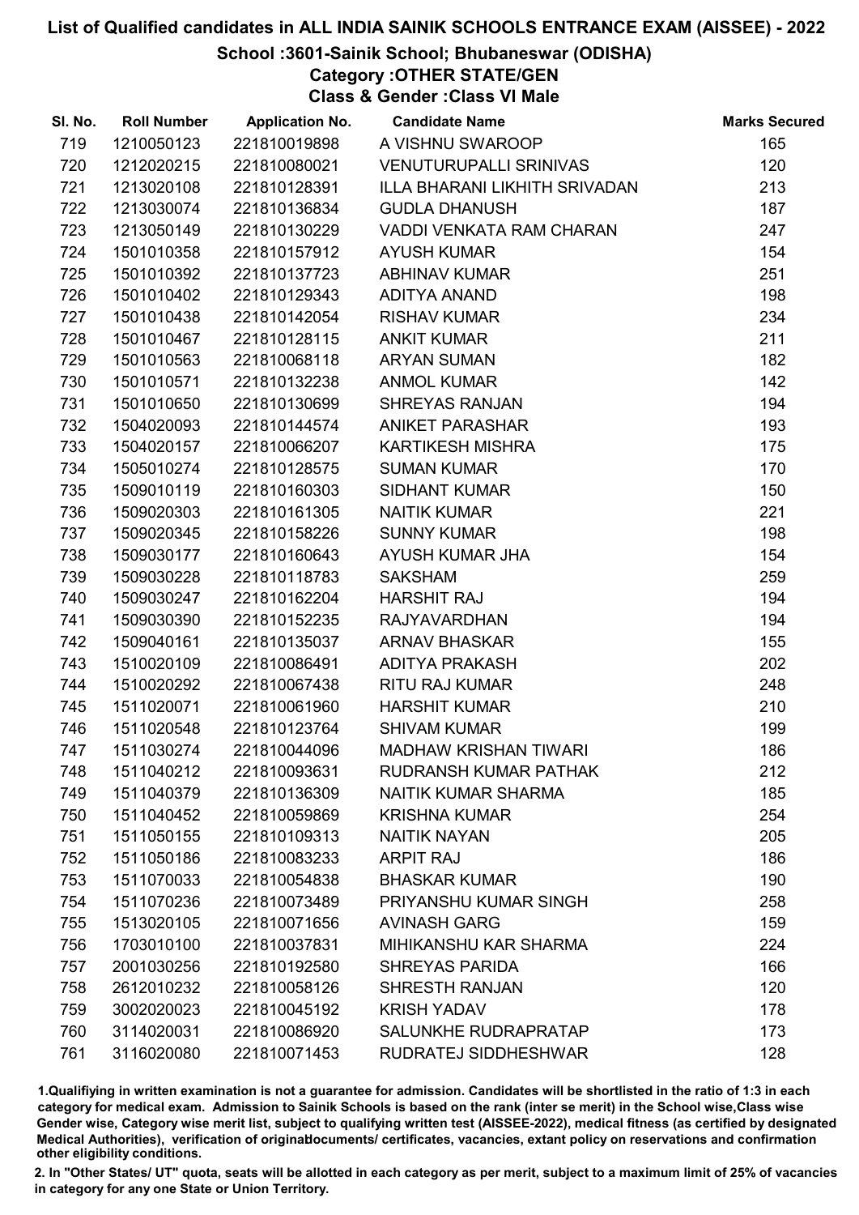# List of Qualified candidates in ALL INDIA SAINIK SCHOOLS ENTRANCE EXAM (AISSEE) - 2022

## School :3601-Sainik School; Bhubaneswar (ODISHA)

### Category :OTHER STATE/GEN

### Class & Gender :Class VI Male

| Sl. No. | Roll Number | Application No. | Candidate Name | Marks Secured |
|---|---|---|---|---|
| 719 | 1210050123 | 221810019898 | A VISHNU SWAROOP | 165 |
| 720 | 1212020215 | 221810080021 | VENUTURUPALLI SRINIVAS | 120 |
| 721 | 1213020108 | 221810128391 | ILLA BHARANI LIKHITH SRIVADAN | 213 |
| 722 | 1213030074 | 221810136834 | GUDLA DHANUSH | 187 |
| 723 | 1213050149 | 221810130229 | VADDI VENKATA RAM CHARAN | 247 |
| 724 | 1501010358 | 221810157912 | AYUSH KUMAR | 154 |
| 725 | 1501010392 | 221810137723 | ABHINAV KUMAR | 251 |
| 726 | 1501010402 | 221810129343 | ADITYA ANAND | 198 |
| 727 | 1501010438 | 221810142054 | RISHAV KUMAR | 234 |
| 728 | 1501010467 | 221810128115 | ANKIT KUMAR | 211 |
| 729 | 1501010563 | 221810068118 | ARYAN SUMAN | 182 |
| 730 | 1501010571 | 221810132238 | ANMOL KUMAR | 142 |
| 731 | 1501010650 | 221810130699 | SHREYAS RANJAN | 194 |
| 732 | 1504020093 | 221810144574 | ANIKET PARASHAR | 193 |
| 733 | 1504020157 | 221810066207 | KARTIKESH MISHRA | 175 |
| 734 | 1505010274 | 221810128575 | SUMAN KUMAR | 170 |
| 735 | 1509010119 | 221810160303 | SIDHANT KUMAR | 150 |
| 736 | 1509020303 | 221810161305 | NAITIK KUMAR | 221 |
| 737 | 1509020345 | 221810158226 | SUNNY KUMAR | 198 |
| 738 | 1509030177 | 221810160643 | AYUSH KUMAR JHA | 154 |
| 739 | 1509030228 | 221810118783 | SAKSHAM | 259 |
| 740 | 1509030247 | 221810162204 | HARSHIT RAJ | 194 |
| 741 | 1509030390 | 221810152235 | RAJYAVARDHAN | 194 |
| 742 | 1509040161 | 221810135037 | ARNAV BHASKAR | 155 |
| 743 | 1510020109 | 221810086491 | ADITYA PRAKASH | 202 |
| 744 | 1510020292 | 221810067438 | RITU RAJ KUMAR | 248 |
| 745 | 1511020071 | 221810061960 | HARSHIT KUMAR | 210 |
| 746 | 1511020548 | 221810123764 | SHIVAM KUMAR | 199 |
| 747 | 1511030274 | 221810044096 | MADHAW KRISHAN TIWARI | 186 |
| 748 | 1511040212 | 221810093631 | RUDRANSH KUMAR PATHAK | 212 |
| 749 | 1511040379 | 221810136309 | NAITIK KUMAR SHARMA | 185 |
| 750 | 1511040452 | 221810059869 | KRISHNA KUMAR | 254 |
| 751 | 1511050155 | 221810109313 | NAITIK NAYAN | 205 |
| 752 | 1511050186 | 221810083233 | ARPIT RAJ | 186 |
| 753 | 1511070033 | 221810054838 | BHASKAR KUMAR | 190 |
| 754 | 1511070236 | 221810073489 | PRIYANSHU KUMAR SINGH | 258 |
| 755 | 1513020105 | 221810071656 | AVINASH GARG | 159 |
| 756 | 1703010100 | 221810037831 | MIHIKANSHU KAR SHARMA | 224 |
| 757 | 2001030256 | 221810192580 | SHREYAS PARIDA | 166 |
| 758 | 2612010232 | 221810058126 | SHRESTH RANJAN | 120 |
| 759 | 3002020023 | 221810045192 | KRISH YADAV | 178 |
| 760 | 3114020031 | 221810086920 | SALUNKHE RUDRAPRATAP | 173 |
| 761 | 3116020080 | 221810071453 | RUDRATEJ SIDDHESHWAR | 128 |

1.Qualifiying in written examination is not a guarantee for admission. Candidates will be shortlisted in the ratio of 1:3 in each category for medical exam. Admission to Sainik Schools is based on the rank (inter se merit) in the School wise,Class wise Gender wise, Category wise merit list, subject to qualifying written test (AISSEE-2022), medical fitness (as certified by designated Medical Authorities), verification of originaldocuments/ certificates, vacancies, extant policy on reservations and confirmation other eligibility conditions.

2. In "Other States/ UT" quota, seats will be allotted in each category as per merit, subject to a maximum limit of 25% of vacancies in category for any one State or Union Territory.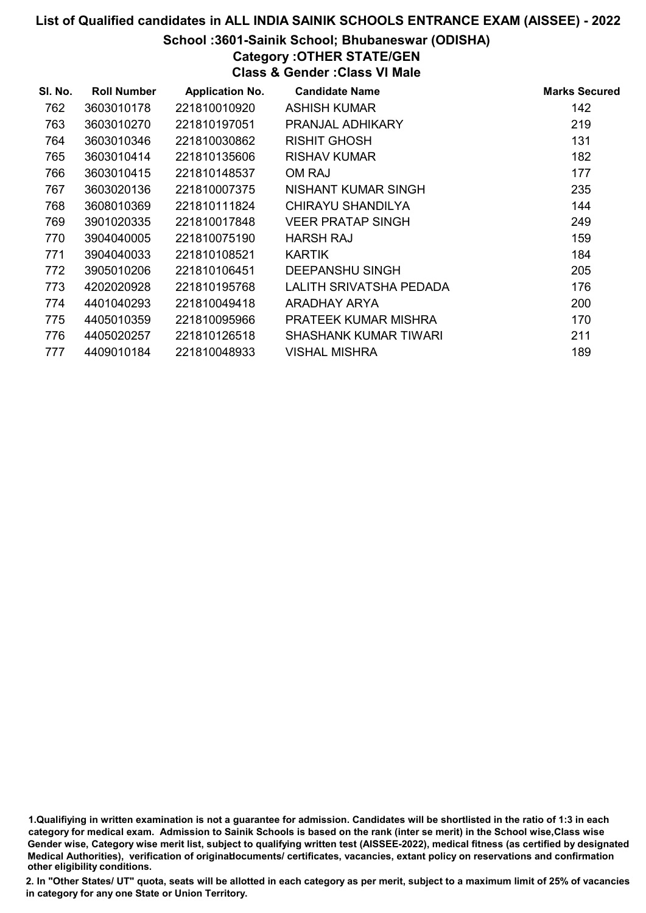# List of Qualified candidates in ALL INDIA SAINIK SCHOOLS ENTRANCE EXAM (AISSEE) - 2022

## School :3601-Sainik School; Bhubaneswar (ODISHA)

### Category :OTHER STATE/GEN

### Class & Gender :Class VI Male

| Sl. No. | Roll Number | Application No. | Candidate Name | Marks Secured |
|---|---|---|---|---|
| 762 | 3603010178 | 221810010920 | ASHISH KUMAR | 142 |
| 763 | 3603010270 | 221810197051 | PRANJAL ADHIKARY | 219 |
| 764 | 3603010346 | 221810030862 | RISHIT GHOSH | 131 |
| 765 | 3603010414 | 221810135606 | RISHAV KUMAR | 182 |
| 766 | 3603010415 | 221810148537 | OM RAJ | 177 |
| 767 | 3603020136 | 221810007375 | NISHANT KUMAR SINGH | 235 |
| 768 | 3608010369 | 221810111824 | CHIRAYU SHANDILYA | 144 |
| 769 | 3901020335 | 221810017848 | VEER PRATAP SINGH | 249 |
| 770 | 3904040005 | 221810075190 | HARSH RAJ | 159 |
| 771 | 3904040033 | 221810108521 | KARTIK | 184 |
| 772 | 3905010206 | 221810106451 | DEEPANSHU SINGH | 205 |
| 773 | 4202020928 | 221810195768 | LALITH SRIVATSHA PEDADA | 176 |
| 774 | 4401040293 | 221810049418 | ARADHAY ARYA | 200 |
| 775 | 4405010359 | 221810095966 | PRATEEK KUMAR MISHRA | 170 |
| 776 | 4405020257 | 221810126518 | SHASHANK KUMAR TIWARI | 211 |
| 777 | 4409010184 | 221810048933 | VISHAL MISHRA | 189 |

1.Qualifiying in written examination is not a guarantee for admission. Candidates will be shortlisted in the ratio of 1:3 in each category for medical exam. Admission to Sainik Schools is based on the rank (inter se merit) in the School wise,Class wise Gender wise, Category wise merit list, subject to qualifying written test (AISSEE-2022), medical fitness (as certified by designated Medical Authorities), verification of originaldocuments/ certificates, vacancies, extant policy on reservations and confirmation other eligibility conditions.

2. In "Other States/ UT" quota, seats will be allotted in each category as per merit, subject to a maximum limit of 25% of vacancies in category for any one State or Union Territory.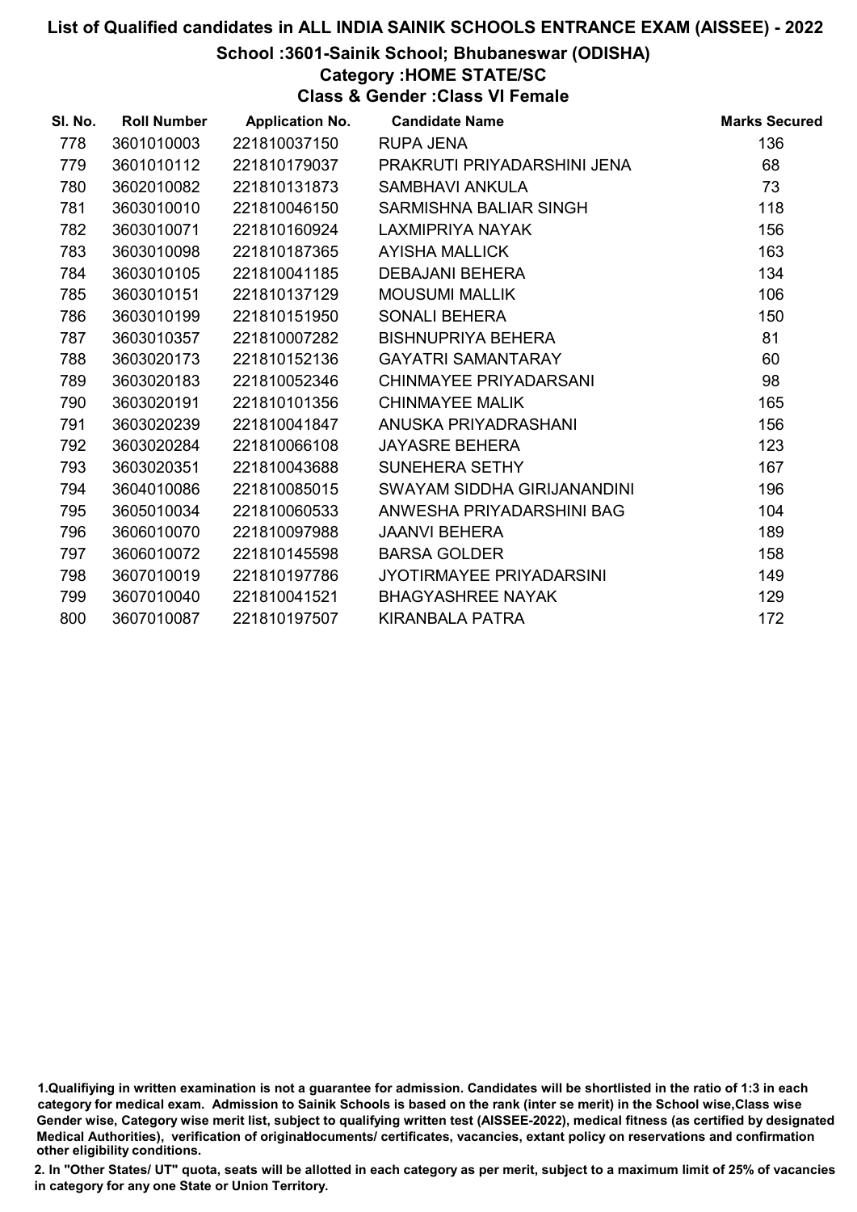# List of Qualified candidates in ALL INDIA SAINIK SCHOOLS ENTRANCE EXAM (AISSEE) - 2022

## School :3601-Sainik School; Bhubaneswar (ODISHA)

### Category :HOME STATE/SC

### Class & Gender :Class VI Female

| Sl. No. | Roll Number | Application No. | Candidate Name | Marks Secured |
|---|---|---|---|---|
| 778 | 3601010003 | 221810037150 | RUPA JENA | 136 |
| 779 | 3601010112 | 221810179037 | PRAKRUTI PRIYADARSHINI JENA | 68 |
| 780 | 3602010082 | 221810131873 | SAMBHAVI ANKULA | 73 |
| 781 | 3603010010 | 221810046150 | SARMISHNA BALIAR SINGH | 118 |
| 782 | 3603010071 | 221810160924 | LAXMIPRIYA NAYAK | 156 |
| 783 | 3603010098 | 221810187365 | AYISHA MALLICK | 163 |
| 784 | 3603010105 | 221810041185 | DEBAJANI BEHERA | 134 |
| 785 | 3603010151 | 221810137129 | MOUSUMI MALLIK | 106 |
| 786 | 3603010199 | 221810151950 | SONALI BEHERA | 150 |
| 787 | 3603010357 | 221810007282 | BISHNUPRIYA BEHERA | 81 |
| 788 | 3603020173 | 221810152136 | GAYATRI SAMANTARAY | 60 |
| 789 | 3603020183 | 221810052346 | CHINMAYEE PRIYADARSANI | 98 |
| 790 | 3603020191 | 221810101356 | CHINMAYEE MALIK | 165 |
| 791 | 3603020239 | 221810041847 | ANUSKA PRIYADRASHANI | 156 |
| 792 | 3603020284 | 221810066108 | JAYASRE BEHERA | 123 |
| 793 | 3603020351 | 221810043688 | SUNEHERA SETHY | 167 |
| 794 | 3604010086 | 221810085015 | SWAYAM SIDDHA GIRIJANANDINI | 196 |
| 795 | 3605010034 | 221810060533 | ANWESHA PRIYADARSHINI BAG | 104 |
| 796 | 3606010070 | 221810097988 | JAANVI BEHERA | 189 |
| 797 | 3606010072 | 221810145598 | BARSA GOLDER | 158 |
| 798 | 3607010019 | 221810197786 | JYOTIRMAYEE PRIYADARSINI | 149 |
| 799 | 3607010040 | 221810041521 | BHAGYASHREE NAYAK | 129 |
| 800 | 3607010087 | 221810197507 | KIRANBALA PATRA | 172 |

1.Qualifiying in written examination is not a guarantee for admission. Candidates will be shortlisted in the ratio of 1:3 in each category for medical exam. Admission to Sainik Schools is based on the rank (inter se merit) in the School wise,Class wise Gender wise, Category wise merit list, subject to qualifying written test (AISSEE-2022), medical fitness (as certified by designated Medical Authorities), verification of originaldocuments/ certificates, vacancies, extant policy on reservations and confirmation other eligibility conditions.

2. In "Other States/ UT" quota, seats will be allotted in each category as per merit, subject to a maximum limit of 25% of vacancies in category for any one State or Union Territory.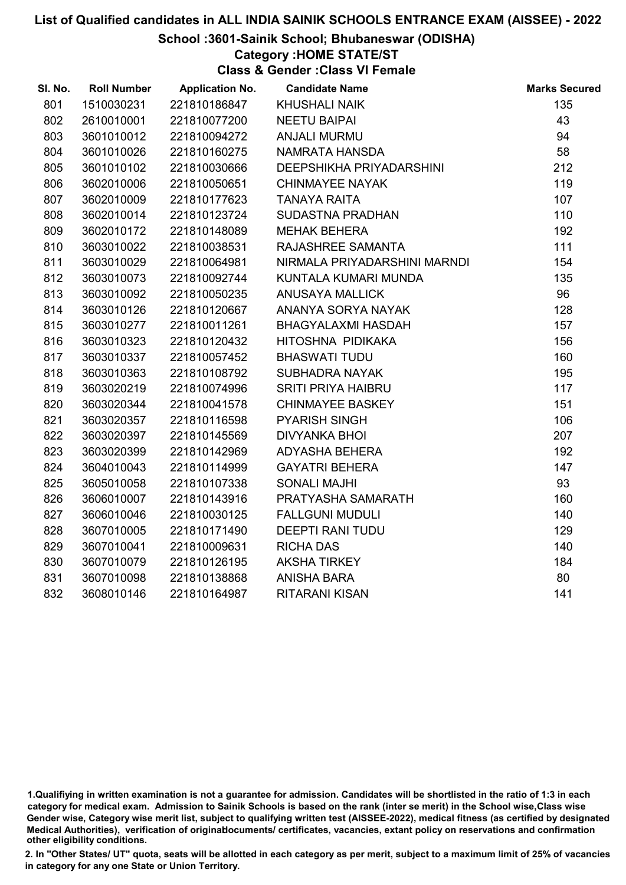# List of Qualified candidates in ALL INDIA SAINIK SCHOOLS ENTRANCE EXAM (AISSEE) - 2022

## School :3601-Sainik School; Bhubaneswar (ODISHA)

### Category :HOME STATE/ST

### Class & Gender :Class VI Female

| Sl. No. | Roll Number | Application No. | Candidate Name | Marks Secured |
|---|---|---|---|---|
| 801 | 1510030231 | 221810186847 | KHUSHALI NAIK | 135 |
| 802 | 2610010001 | 221810077200 | NEETU BAIPAI | 43 |
| 803 | 3601010012 | 221810094272 | ANJALI MURMU | 94 |
| 804 | 3601010026 | 221810160275 | NAMRATA HANSDA | 58 |
| 805 | 3601010102 | 221810030666 | DEEPSHIKHA PRIYADARSHINI | 212 |
| 806 | 3602010006 | 221810050651 | CHINMAYEE NAYAK | 119 |
| 807 | 3602010009 | 221810177623 | TANAYA RAITA | 107 |
| 808 | 3602010014 | 221810123724 | SUDASTNA PRADHAN | 110 |
| 809 | 3602010172 | 221810148089 | MEHAK BEHERA | 192 |
| 810 | 3603010022 | 221810038531 | RAJASHREE SAMANTA | 111 |
| 811 | 3603010029 | 221810064981 | NIRMALA PRIYADARSHINI MARNDI | 154 |
| 812 | 3603010073 | 221810092744 | KUNTALA KUMARI MUNDA | 135 |
| 813 | 3603010092 | 221810050235 | ANUSAYA MALLICK | 96 |
| 814 | 3603010126 | 221810120667 | ANANYA SORYA NAYAK | 128 |
| 815 | 3603010277 | 221810011261 | BHAGYALAXMI HASDAH | 157 |
| 816 | 3603010323 | 221810120432 | HITOSHNA PIDIKAKA | 156 |
| 817 | 3603010337 | 221810057452 | BHASWATI TUDU | 160 |
| 818 | 3603010363 | 221810108792 | SUBHADRA NAYAK | 195 |
| 819 | 3603020219 | 221810074996 | SRITI PRIYA HAIBRU | 117 |
| 820 | 3603020344 | 221810041578 | CHINMAYEE BASKEY | 151 |
| 821 | 3603020357 | 221810116598 | PYARISH SINGH | 106 |
| 822 | 3603020397 | 221810145569 | DIVYANKA BHOI | 207 |
| 823 | 3603020399 | 221810142969 | ADYASHA BEHERA | 192 |
| 824 | 3604010043 | 221810114999 | GAYATRI BEHERA | 147 |
| 825 | 3605010058 | 221810107338 | SONALI MAJHI | 93 |
| 826 | 3606010007 | 221810143916 | PRATYASHA SAMARATH | 160 |
| 827 | 3606010046 | 221810030125 | FALLGUNI MUDULI | 140 |
| 828 | 3607010005 | 221810171490 | DEEPTI RANI TUDU | 129 |
| 829 | 3607010041 | 221810009631 | RICHA DAS | 140 |
| 830 | 3607010079 | 221810126195 | AKSHA TIRKEY | 184 |
| 831 | 3607010098 | 221810138868 | ANISHA BARA | 80 |
| 832 | 3608010146 | 221810164987 | RITARANI KISAN | 141 |

1.Qualifiying in written examination is not a guarantee for admission. Candidates will be shortlisted in the ratio of 1:3 in each category for medical exam. Admission to Sainik Schools is based on the rank (inter se merit) in the School wise,Class wise Gender wise, Category wise merit list, subject to qualifying written test (AISSEE-2022), medical fitness (as certified by designated Medical Authorities), verification of originaldocuments/ certificates, vacancies, extant policy on reservations and confirmation other eligibility conditions.

2. In "Other States/ UT" quota, seats will be allotted in each category as per merit, subject to a maximum limit of 25% of vacancies in category for any one State or Union Territory.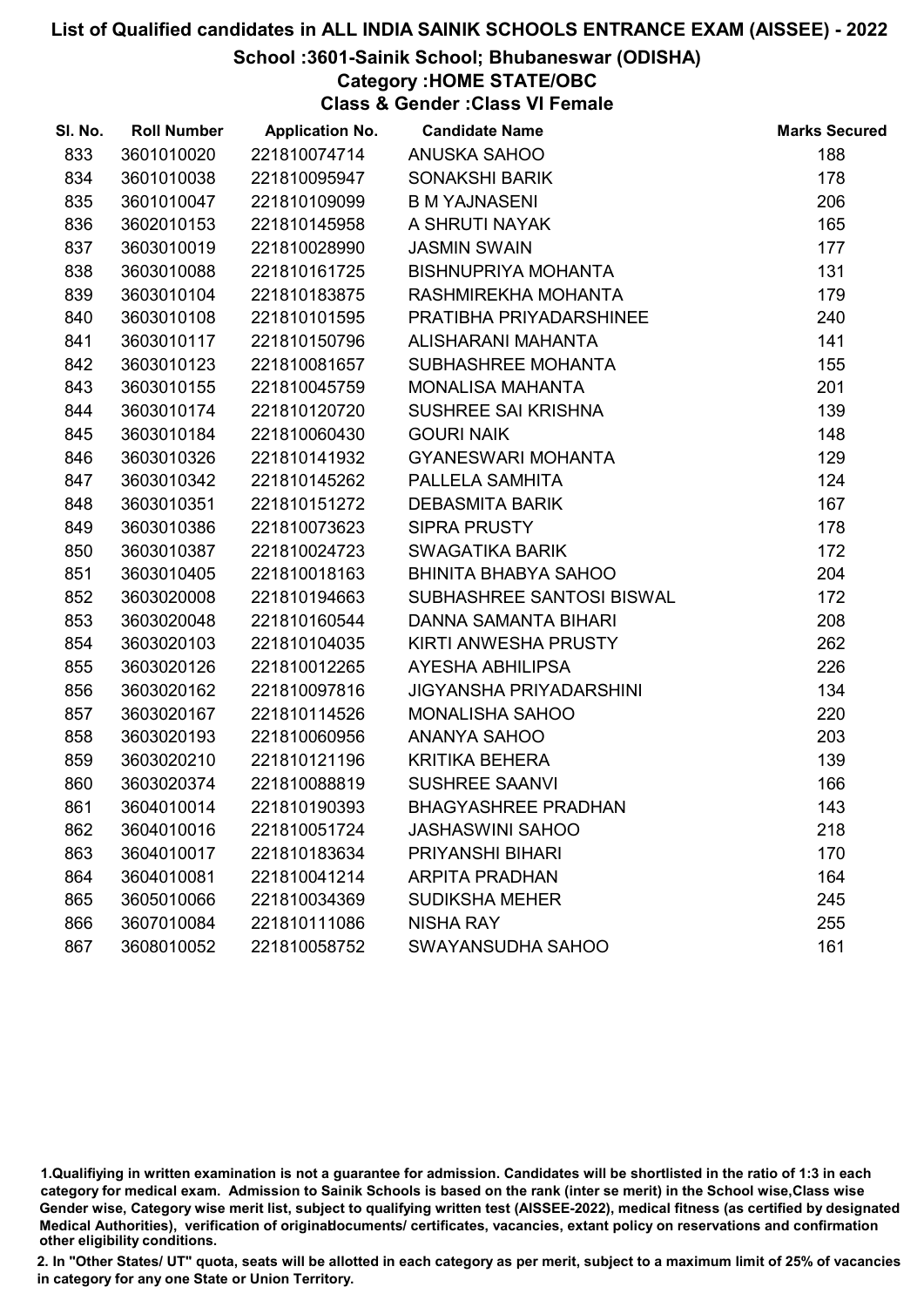# List of Qualified candidates in ALL INDIA SAINIK SCHOOLS ENTRANCE EXAM (AISSEE) - 2022

## School :3601-Sainik School; Bhubaneswar (ODISHA)

### Category :HOME STATE/OBC

### Class & Gender :Class VI Female

| Sl. No. | Roll Number | Application No. | Candidate Name | Marks Secured |
|---|---|---|---|---|
| 833 | 3601010020 | 221810074714 | ANUSKA SAHOO | 188 |
| 834 | 3601010038 | 221810095947 | SONAKSHI BARIK | 178 |
| 835 | 3601010047 | 221810109099 | B M YAJNASENI | 206 |
| 836 | 3602010153 | 221810145958 | A SHRUTI NAYAK | 165 |
| 837 | 3603010019 | 221810028990 | JASMIN SWAIN | 177 |
| 838 | 3603010088 | 221810161725 | BISHNUPRIYA MOHANTA | 131 |
| 839 | 3603010104 | 221810183875 | RASHMIREKHA MOHANTA | 179 |
| 840 | 3603010108 | 221810101595 | PRATIBHA PRIYADARSHINEE | 240 |
| 841 | 3603010117 | 221810150796 | ALISHARANI MAHANTA | 141 |
| 842 | 3603010123 | 221810081657 | SUBHASHREE MOHANTA | 155 |
| 843 | 3603010155 | 221810045759 | MONALISA MAHANTA | 201 |
| 844 | 3603010174 | 221810120720 | SUSHREE SAI KRISHNA | 139 |
| 845 | 3603010184 | 221810060430 | GOURI NAIK | 148 |
| 846 | 3603010326 | 221810141932 | GYANESWARI MOHANTA | 129 |
| 847 | 3603010342 | 221810145262 | PALLELA SAMHITA | 124 |
| 848 | 3603010351 | 221810151272 | DEBASMITA BARIK | 167 |
| 849 | 3603010386 | 221810073623 | SIPRA PRUSTY | 178 |
| 850 | 3603010387 | 221810024723 | SWAGATIKA BARIK | 172 |
| 851 | 3603010405 | 221810018163 | BHINITA BHABYA SAHOO | 204 |
| 852 | 3603020008 | 221810194663 | SUBHASHREE SANTOSI BISWAL | 172 |
| 853 | 3603020048 | 221810160544 | DANNA SAMANTA BIHARI | 208 |
| 854 | 3603020103 | 221810104035 | KIRTI ANWESHA PRUSTY | 262 |
| 855 | 3603020126 | 221810012265 | AYESHA ABHILIPSA | 226 |
| 856 | 3603020162 | 221810097816 | JIGYANSHA PRIYADARSHINI | 134 |
| 857 | 3603020167 | 221810114526 | MONALISHA SAHOO | 220 |
| 858 | 3603020193 | 221810060956 | ANANYA SAHOO | 203 |
| 859 | 3603020210 | 221810121196 | KRITIKA BEHERA | 139 |
| 860 | 3603020374 | 221810088819 | SUSHREE SAANVI | 166 |
| 861 | 3604010014 | 221810190393 | BHAGYASHREE PRADHAN | 143 |
| 862 | 3604010016 | 221810051724 | JASHASWINI SAHOO | 218 |
| 863 | 3604010017 | 221810183634 | PRIYANSHI BIHARI | 170 |
| 864 | 3604010081 | 221810041214 | ARPITA PRADHAN | 164 |
| 865 | 3605010066 | 221810034369 | SUDIKSHA MEHER | 245 |
| 866 | 3607010084 | 221810111086 | NISHA RAY | 255 |
| 867 | 3608010052 | 221810058752 | SWAYANSUDHA SAHOO | 161 |

1.Qualifiying in written examination is not a guarantee for admission. Candidates will be shortlisted in the ratio of 1:3 in each category for medical exam. Admission to Sainik Schools is based on the rank (inter se merit) in the School wise,Class wise Gender wise, Category wise merit list, subject to qualifying written test (AISSEE-2022), medical fitness (as certified by designated Medical Authorities), verification of originaldocuments/ certificates, vacancies, extant policy on reservations and confirmation other eligibility conditions.

2. In "Other States/ UT" quota, seats will be allotted in each category as per merit, subject to a maximum limit of 25% of vacancies in category for any one State or Union Territory.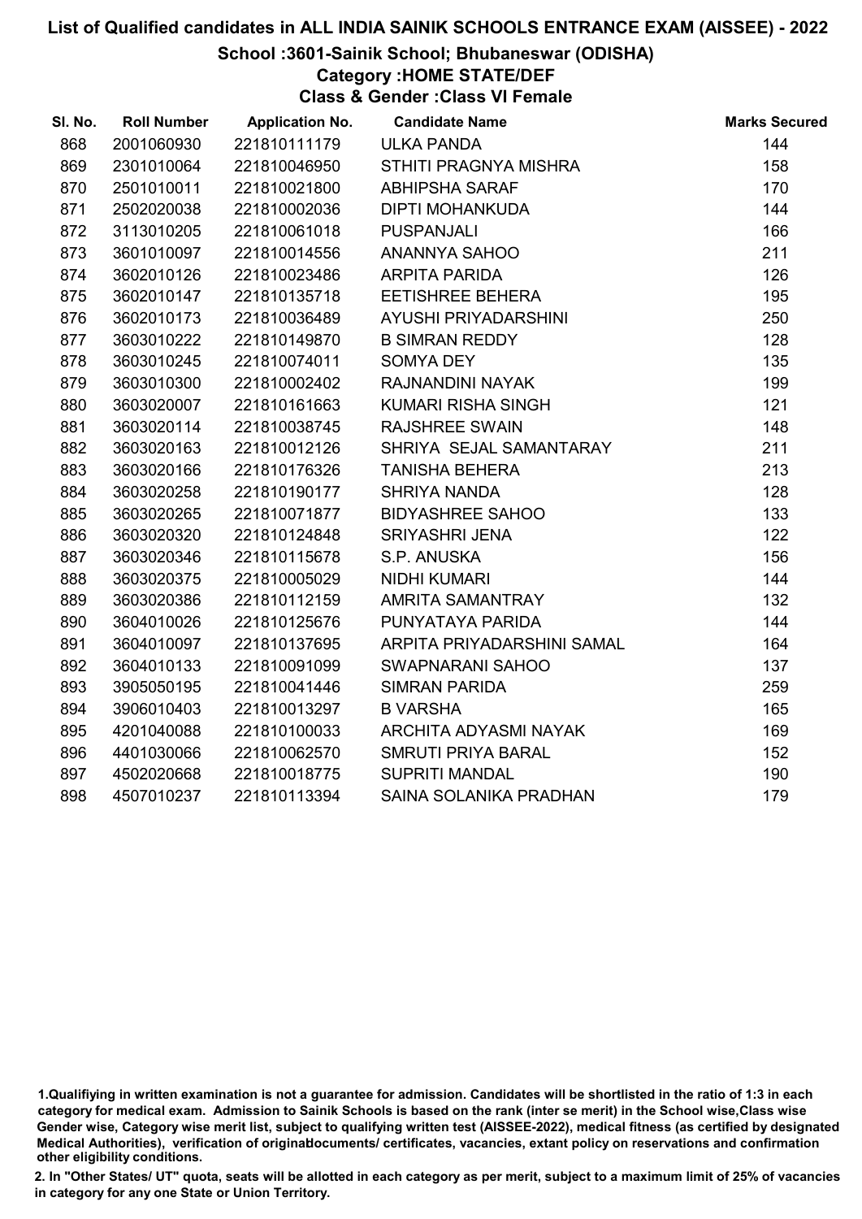# List of Qualified candidates in ALL INDIA SAINIK SCHOOLS ENTRANCE EXAM (AISSEE) - 2022

## School :3601-Sainik School; Bhubaneswar (ODISHA)

### Category :HOME STATE/DEF

### Class & Gender :Class VI Female

| Sl. No. | Roll Number | Application No. | Candidate Name | Marks Secured |
|---|---|---|---|---|
| 868 | 2001060930 | 221810111179 | ULKA PANDA | 144 |
| 869 | 2301010064 | 221810046950 | STHITI PRAGNYA MISHRA | 158 |
| 870 | 2501010011 | 221810021800 | ABHIPSHA SARAF | 170 |
| 871 | 2502020038 | 221810002036 | DIPTI MOHANKUDA | 144 |
| 872 | 3113010205 | 221810061018 | PUSPANJALI | 166 |
| 873 | 3601010097 | 221810014556 | ANANNYA SAHOO | 211 |
| 874 | 3602010126 | 221810023486 | ARPITA PARIDA | 126 |
| 875 | 3602010147 | 221810135718 | EETISHREE BEHERA | 195 |
| 876 | 3602010173 | 221810036489 | AYUSHI PRIYADARSHINI | 250 |
| 877 | 3603010222 | 221810149870 | B SIMRAN REDDY | 128 |
| 878 | 3603010245 | 221810074011 | SOMYA DEY | 135 |
| 879 | 3603010300 | 221810002402 | RAJNANDINI NAYAK | 199 |
| 880 | 3603020007 | 221810161663 | KUMARI RISHA SINGH | 121 |
| 881 | 3603020114 | 221810038745 | RAJSHREE SWAIN | 148 |
| 882 | 3603020163 | 221810012126 | SHRIYA SEJAL SAMANTARAY | 211 |
| 883 | 3603020166 | 221810176326 | TANISHA BEHERA | 213 |
| 884 | 3603020258 | 221810190177 | SHRIYA NANDA | 128 |
| 885 | 3603020265 | 221810071877 | BIDYASHREE SAHOO | 133 |
| 886 | 3603020320 | 221810124848 | SRIYASHRI JENA | 122 |
| 887 | 3603020346 | 221810115678 | S.P. ANUSKA | 156 |
| 888 | 3603020375 | 221810005029 | NIDHI KUMARI | 144 |
| 889 | 3603020386 | 221810112159 | AMRITA SAMANTRAY | 132 |
| 890 | 3604010026 | 221810125676 | PUNYATAYA PARIDA | 144 |
| 891 | 3604010097 | 221810137695 | ARPITA PRIYADARSHINI SAMAL | 164 |
| 892 | 3604010133 | 221810091099 | SWAPNARANI SAHOO | 137 |
| 893 | 3905050195 | 221810041446 | SIMRAN PARIDA | 259 |
| 894 | 3906010403 | 221810013297 | B VARSHA | 165 |
| 895 | 4201040088 | 221810100033 | ARCHITA ADYASMI NAYAK | 169 |
| 896 | 4401030066 | 221810062570 | SMRUTI PRIYA BARAL | 152 |
| 897 | 4502020668 | 221810018775 | SUPRITI MANDAL | 190 |
| 898 | 4507010237 | 221810113394 | SAINA SOLANIKA PRADHAN | 179 |

1.Qualifiying in written examination is not a guarantee for admission. Candidates will be shortlisted in the ratio of 1:3 in each category for medical exam. Admission to Sainik Schools is based on the rank (inter se merit) in the School wise,Class wise Gender wise, Category wise merit list, subject to qualifying written test (AISSEE-2022), medical fitness (as certified by designated Medical Authorities), verification of originaldocuments/ certificates, vacancies, extant policy on reservations and confirmation other eligibility conditions.

2. In "Other States/ UT" quota, seats will be allotted in each category as per merit, subject to a maximum limit of 25% of vacancies in category for any one State or Union Territory.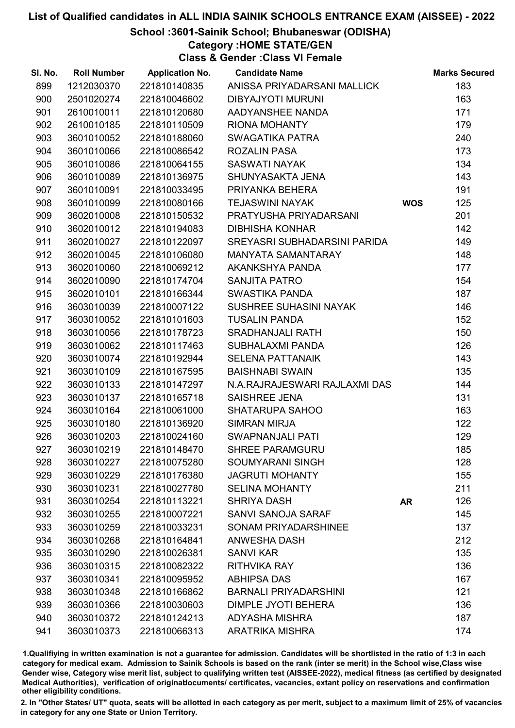# List of Qualified candidates in ALL INDIA SAINIK SCHOOLS ENTRANCE EXAM (AISSEE) - 2022

## School :3601-Sainik School; Bhubaneswar (ODISHA)

### Category :HOME STATE/GEN

### Class & Gender :Class VI Female

| Sl. No. | Roll Number | Application No. | Candidate Name | | Marks Secured |
|---|---|---|---|---|---|
| 899 | 1212030370 | 221810140835 | ANISSA PRIYADARSANI MALLICK | | 183 |
| 900 | 2501020274 | 221810046602 | DIBYAJYOTI MURUNI | | 163 |
| 901 | 2610010011 | 221810120680 | AADYANSHEE NANDA | | 171 |
| 902 | 2610010185 | 221810110509 | RIONA MOHANTY | | 179 |
| 903 | 3601010052 | 221810188060 | SWAGATIKA PATRA | | 240 |
| 904 | 3601010066 | 221810086542 | ROZALIN PASA | | 173 |
| 905 | 3601010086 | 221810064155 | SASWATI NAYAK | | 134 |
| 906 | 3601010089 | 221810136975 | SHUNYASAKTA JENA | | 143 |
| 907 | 3601010091 | 221810033495 | PRIYANKA BEHERA | | 191 |
| 908 | 3601010099 | 221810080166 | TEJASWINI NAYAK | **WOS** | 125 |
| 909 | 3602010008 | 221810150532 | PRATYUSHA PRIYADARSANI | | 201 |
| 910 | 3602010012 | 221810194083 | DIBHISHA KONHAR | | 142 |
| 911 | 3602010027 | 221810122097 | SREYASRI SUBHADARSINI PARIDA | | 149 |
| 912 | 3602010045 | 221810106080 | MANYATA SAMANTARAY | | 148 |
| 913 | 3602010060 | 221810069212 | AKANKSHYA PANDA | | 177 |
| 914 | 3602010090 | 221810174704 | SANJITA PATRO | | 154 |
| 915 | 3602010101 | 221810166344 | SWASTIKA PANDA | | 187 |
| 916 | 3603010039 | 221810007122 | SUSHREE SUHASINI NAYAK | | 146 |
| 917 | 3603010052 | 221810101603 | TUSALIN PANDA | | 152 |
| 918 | 3603010056 | 221810178723 | SRADHANJALI RATH | | 150 |
| 919 | 3603010062 | 221810117463 | SUBHALAXMI PANDA | | 126 |
| 920 | 3603010074 | 221810192944 | SELENA PATTANAIK | | 143 |
| 921 | 3603010109 | 221810167595 | BAISHNABI SWAIN | | 135 |
| 922 | 3603010133 | 221810147297 | N.A.RAJRAJESWARI RAJLAXMI DAS | | 144 |
| 923 | 3603010137 | 221810165718 | SAISHREE JENA | | 131 |
| 924 | 3603010164 | 221810061000 | SHATARUPA SAHOO | | 163 |
| 925 | 3603010180 | 221810136920 | SIMRAN MIRJA | | 122 |
| 926 | 3603010203 | 221810024160 | SWAPNANJALI PATI | | 129 |
| 927 | 3603010219 | 221810148470 | SHREE PARAMGURU | | 185 |
| 928 | 3603010227 | 221810075280 | SOUMYARANI SINGH | | 128 |
| 929 | 3603010229 | 221810176380 | JAGRUTI MOHANTY | | 155 |
| 930 | 3603010231 | 221810027780 | SELINA MOHANTY | | 211 |
| 931 | 3603010254 | 221810113221 | SHRIYA DASH | **AR** | 126 |
| 932 | 3603010255 | 221810007221 | SANVI SANOJA SARAF | | 145 |
| 933 | 3603010259 | 221810033231 | SONAM PRIYADARSHINEE | | 137 |
| 934 | 3603010268 | 221810164841 | ANWESHA DASH | | 212 |
| 935 | 3603010290 | 221810026381 | SANVI KAR | | 135 |
| 936 | 3603010315 | 221810082322 | RITHVIKA RAY | | 136 |
| 937 | 3603010341 | 221810095952 | ABHIPSA DAS | | 167 |
| 938 | 3603010348 | 221810166862 | BARNALI PRIYADARSHINI | | 121 |
| 939 | 3603010366 | 221810030603 | DIMPLE JYOTI BEHERA | | 136 |
| 940 | 3603010372 | 221810124213 | ADYASHA MISHRA | | 187 |
| 941 | 3603010373 | 221810066313 | ARATRIKA MISHRA | | 174 |

1.Qualifying in written examination is not a guarantee for admission. Candidates will be shortlisted in the ratio of 1:3 in each category for medical exam. Admission to Sainik Schools is based on the rank (inter se merit) in the School wise,Class wise Gender wise, Category wise merit list, subject to qualifying written test (AISSEE-2022), medical fitness (as certified by designated Medical Authorities), verification of originaldocuments/ certificates, vacancies, extant policy on reservations and confirmation other eligibility conditions.

2. In "Other States/ UT" quota, seats will be allotted in each category as per merit, subject to a maximum limit of 25% of vacancies in category for any one State or Union Territory.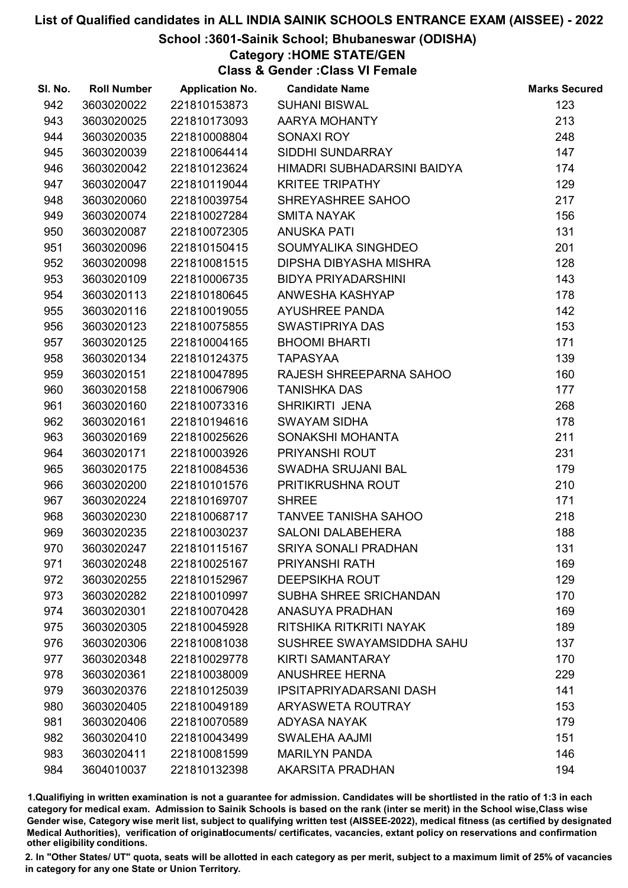# List of Qualified candidates in ALL INDIA SAINIK SCHOOLS ENTRANCE EXAM (AISSEE) - 2022

## School :3601-Sainik School; Bhubaneswar (ODISHA)

### Category :HOME STATE/GEN

### Class & Gender :Class VI Female

| Sl. No. | Roll Number | Application No. | Candidate Name | Marks Secured |
|---|---|---|---|---|
| 942 | 3603020022 | 221810153873 | SUHANI BISWAL | 123 |
| 943 | 3603020025 | 221810173093 | AARYA MOHANTY | 213 |
| 944 | 3603020035 | 221810008804 | SONAXI ROY | 248 |
| 945 | 3603020039 | 221810064414 | SIDDHI SUNDARRAY | 147 |
| 946 | 3603020042 | 221810123624 | HIMADRI SUBHADARSINI BAIDYA | 174 |
| 947 | 3603020047 | 221810119044 | KRITEE TRIPATHY | 129 |
| 948 | 3603020060 | 221810039754 | SHREYASHREE SAHOO | 217 |
| 949 | 3603020074 | 221810027284 | SMITA NAYAK | 156 |
| 950 | 3603020087 | 221810072305 | ANUSKA PATI | 131 |
| 951 | 3603020096 | 221810150415 | SOUMYALIKA SINGHDEO | 201 |
| 952 | 3603020098 | 221810081515 | DIPSHA DIBYASHA MISHRA | 128 |
| 953 | 3603020109 | 221810006735 | BIDYA PRIYADARSHINI | 143 |
| 954 | 3603020113 | 221810180645 | ANWESHA KASHYAP | 178 |
| 955 | 3603020116 | 221810019055 | AYUSHREE PANDA | 142 |
| 956 | 3603020123 | 221810075855 | SWASTIPRIYA DAS | 153 |
| 957 | 3603020125 | 221810004165 | BHOOMI BHARTI | 171 |
| 958 | 3603020134 | 221810124375 | TAPASYAA | 139 |
| 959 | 3603020151 | 221810047895 | RAJESH SHREEPARNA SAHOO | 160 |
| 960 | 3603020158 | 221810067906 | TANISHKA DAS | 177 |
| 961 | 3603020160 | 221810073316 | SHRIKIRTI JENA | 268 |
| 962 | 3603020161 | 221810194616 | SWAYAM SIDHA | 178 |
| 963 | 3603020169 | 221810025626 | SONAKSHI MOHANTA | 211 |
| 964 | 3603020171 | 221810003926 | PRIYANSHI ROUT | 231 |
| 965 | 3603020175 | 221810084536 | SWADHA SRUJANI BAL | 179 |
| 966 | 3603020200 | 221810101576 | PRITIKRUSHNA ROUT | 210 |
| 967 | 3603020224 | 221810169707 | SHREE | 171 |
| 968 | 3603020230 | 221810068717 | TANVEE TANISHA SAHOO | 218 |
| 969 | 3603020235 | 221810030237 | SALONI DALABEHERA | 188 |
| 970 | 3603020247 | 221810115167 | SRIYA SONALI PRADHAN | 131 |
| 971 | 3603020248 | 221810025167 | PRIYANSHI RATH | 169 |
| 972 | 3603020255 | 221810152967 | DEEPSIKHA ROUT | 129 |
| 973 | 3603020282 | 221810010997 | SUBHA SHREE SRICHANDAN | 170 |
| 974 | 3603020301 | 221810070428 | ANASUYA PRADHAN | 169 |
| 975 | 3603020305 | 221810045928 | RITSHIKA RITKRITI NAYAK | 189 |
| 976 | 3603020306 | 221810081038 | SUSHREE SWAYAMSIDDHA SAHU | 137 |
| 977 | 3603020348 | 221810029778 | KIRTI SAMANTARAY | 170 |
| 978 | 3603020361 | 221810038009 | ANUSHREE HERNA | 229 |
| 979 | 3603020376 | 221810125039 | IPSITAPRIYADARSANI DASH | 141 |
| 980 | 3603020405 | 221810049189 | ARYASWETA ROUTRAY | 153 |
| 981 | 3603020406 | 221810070589 | ADYASA NAYAK | 179 |
| 982 | 3603020410 | 221810043499 | SWALEHA AAJMI | 151 |
| 983 | 3603020411 | 221810081599 | MARILYN PANDA | 146 |
| 984 | 3604010037 | 221810132398 | AKARSITA PRADHAN | 194 |

1.Qualifiying in written examination is not a guarantee for admission. Candidates will be shortlisted in the ratio of 1:3 in each category for medical exam. Admission to Sainik Schools is based on the rank (inter se merit) in the School wise,Class wise Gender wise, Category wise merit list, subject to qualifying written test (AISSEE-2022), medical fitness (as certified by designated Medical Authorities), verification of originaldocuments/ certificates, vacancies, extant policy on reservations and confirmation other eligibility conditions.

2. In "Other States/ UT" quota, seats will be allotted in each category as per merit, subject to a maximum limit of 25% of vacancies in category for any one State or Union Territory.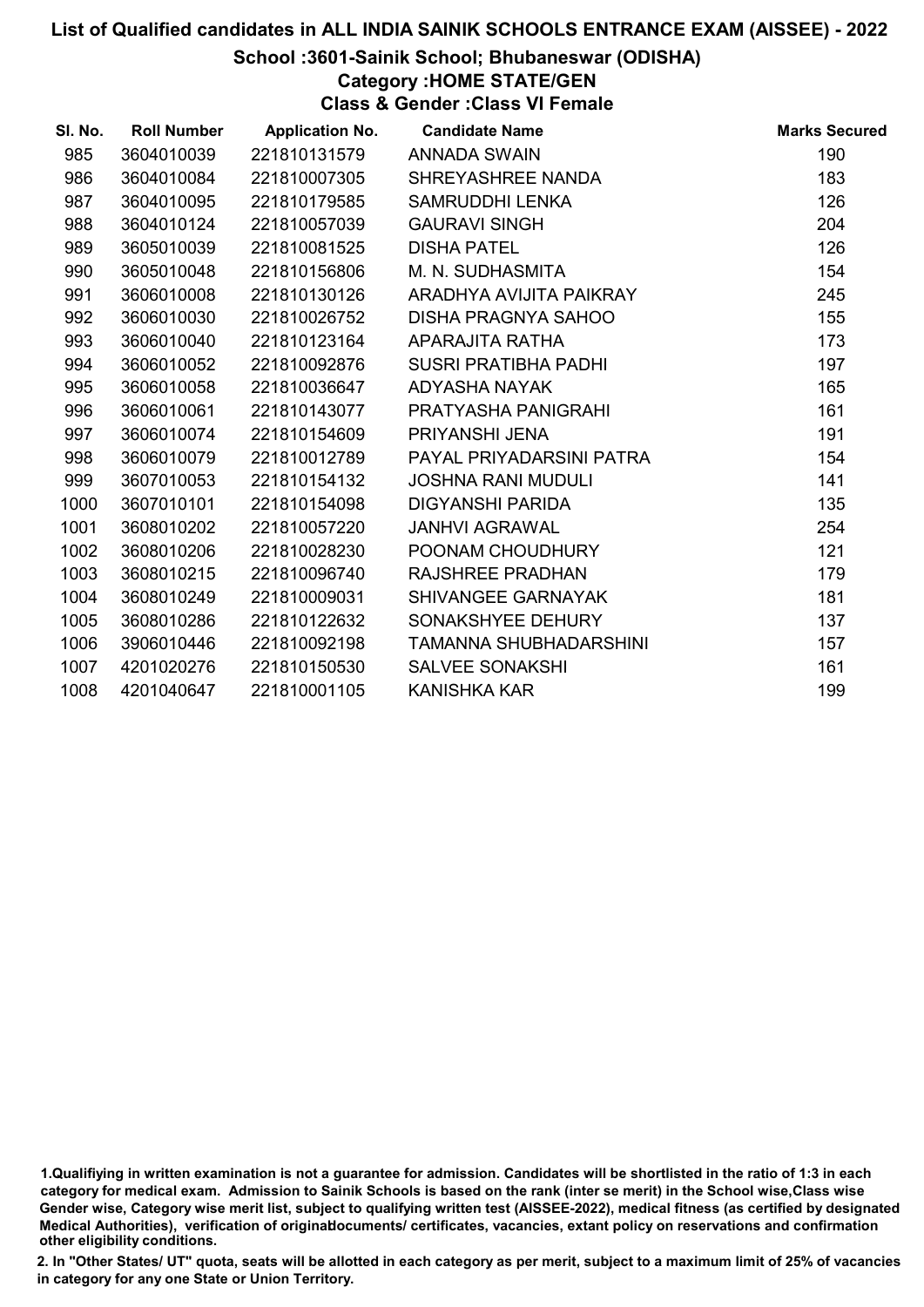# List of Qualified candidates in ALL INDIA SAINIK SCHOOLS ENTRANCE EXAM (AISSEE) - 2022

## School :3601-Sainik School; Bhubaneswar (ODISHA)

### Category :HOME STATE/GEN

### Class & Gender :Class VI Female

| Sl. No. | Roll Number | Application No. | Candidate Name | Marks Secured |
|---|---|---|---|---|
| 985 | 3604010039 | 221810131579 | ANNADA SWAIN | 190 |
| 986 | 3604010084 | 221810007305 | SHREYASHREE NANDA | 183 |
| 987 | 3604010095 | 221810179585 | SAMRUDDHI LENKA | 126 |
| 988 | 3604010124 | 221810057039 | GAURAVI SINGH | 204 |
| 989 | 3605010039 | 221810081525 | DISHA PATEL | 126 |
| 990 | 3605010048 | 221810156806 | M. N. SUDHASMITA | 154 |
| 991 | 3606010008 | 221810130126 | ARADHYA AVIJITA PAIKRAY | 245 |
| 992 | 3606010030 | 221810026752 | DISHA PRAGNYA SAHOO | 155 |
| 993 | 3606010040 | 221810123164 | APARAJITA RATHA | 173 |
| 994 | 3606010052 | 221810092876 | SUSRI PRATIBHA PADHI | 197 |
| 995 | 3606010058 | 221810036647 | ADYASHA NAYAK | 165 |
| 996 | 3606010061 | 221810143077 | PRATYASHA PANIGRAHI | 161 |
| 997 | 3606010074 | 221810154609 | PRIYANSHI JENA | 191 |
| 998 | 3606010079 | 221810012789 | PAYAL PRIYADARSINI PATRA | 154 |
| 999 | 3607010053 | 221810154132 | JOSHNA RANI MUDULI | 141 |
| 1000 | 3607010101 | 221810154098 | DIGYANSHI PARIDA | 135 |
| 1001 | 3608010202 | 221810057220 | JANHVI AGRAWAL | 254 |
| 1002 | 3608010206 | 221810028230 | POONAM CHOUDHURY | 121 |
| 1003 | 3608010215 | 221810096740 | RAJSHREE PRADHAN | 179 |
| 1004 | 3608010249 | 221810009031 | SHIVANGEE GARNAYAK | 181 |
| 1005 | 3608010286 | 221810122632 | SONAKSHYEE DEHURY | 137 |
| 1006 | 3906010446 | 221810092198 | TAMANNA SHUBHADARSHINI | 157 |
| 1007 | 4201020276 | 221810150530 | SALVEE SONAKSHI | 161 |
| 1008 | 4201040647 | 221810001105 | KANISHKA KAR | 199 |

1.Qualifiying in written examination is not a guarantee for admission. Candidates will be shortlisted in the ratio of 1:3 in each category for medical exam. Admission to Sainik Schools is based on the rank (inter se merit) in the School wise,Class wise Gender wise, Category wise merit list, subject to qualifying written test (AISSEE-2022), medical fitness (as certified by designated Medical Authorities), verification of originaldocuments/ certificates, vacancies, extant policy on reservations and confirmation other eligibility conditions.

2. In "Other States/ UT" quota, seats will be allotted in each category as per merit, subject to a maximum limit of 25% of vacancies in category for any one State or Union Territory.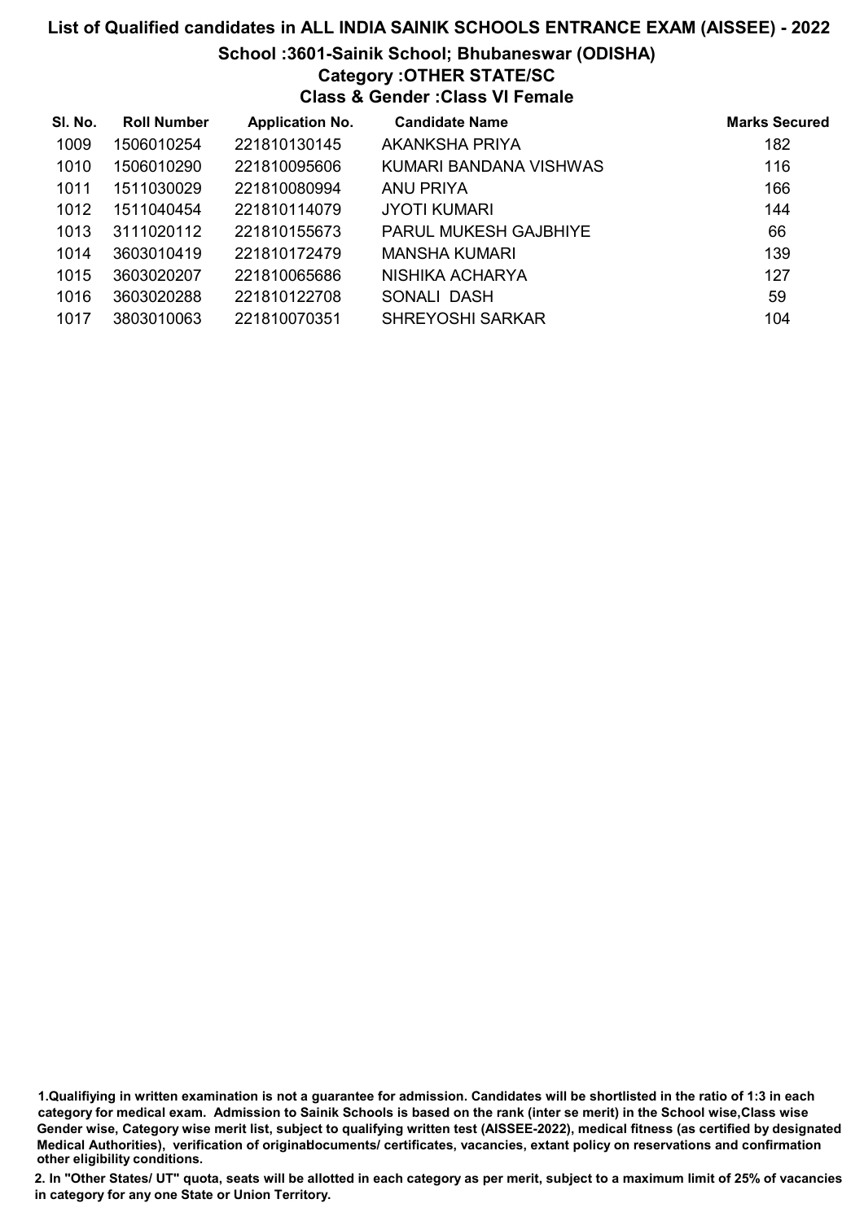# List of Qualified candidates in ALL INDIA SAINIK SCHOOLS ENTRANCE EXAM (AISSEE) - 2022

## School :3601-Sainik School; Bhubaneswar (ODISHA)

### Category :OTHER STATE/SC

### Class & Gender :Class VI Female

| Sl. No. | Roll Number | Application No. | Candidate Name | Marks Secured |
|---|---|---|---|---|
| 1009 | 1506010254 | 221810130145 | AKANKSHA PRIYA | 182 |
| 1010 | 1506010290 | 221810095606 | KUMARI BANDANA VISHWAS | 116 |
| 1011 | 1511030029 | 221810080994 | ANU PRIYA | 166 |
| 1012 | 1511040454 | 221810114079 | JYOTI KUMARI | 144 |
| 1013 | 3111020112 | 221810155673 | PARUL MUKESH GAJBHIYE | 66 |
| 1014 | 3603010419 | 221810172479 | MANSHA KUMARI | 139 |
| 1015 | 3603020207 | 221810065686 | NISHIKA ACHARYA | 127 |
| 1016 | 3603020288 | 221810122708 | SONALI DASH | 59 |
| 1017 | 3803010063 | 221810070351 | SHREYOSHI SARKAR | 104 |

1.Qualifiying in written examination is not a guarantee for admission. Candidates will be shortlisted in the ratio of 1:3 in each category for medical exam. Admission to Sainik Schools is based on the rank (inter se merit) in the School wise,Class wise Gender wise, Category wise merit list, subject to qualifying written test (AISSEE-2022), medical fitness (as certified by designated Medical Authorities), verification of originaldocuments/ certificates, vacancies, extant policy on reservations and confirmation other eligibility conditions.

2. In "Other States/ UT" quota, seats will be allotted in each category as per merit, subject to a maximum limit of 25% of vacancies in category for any one State or Union Territory.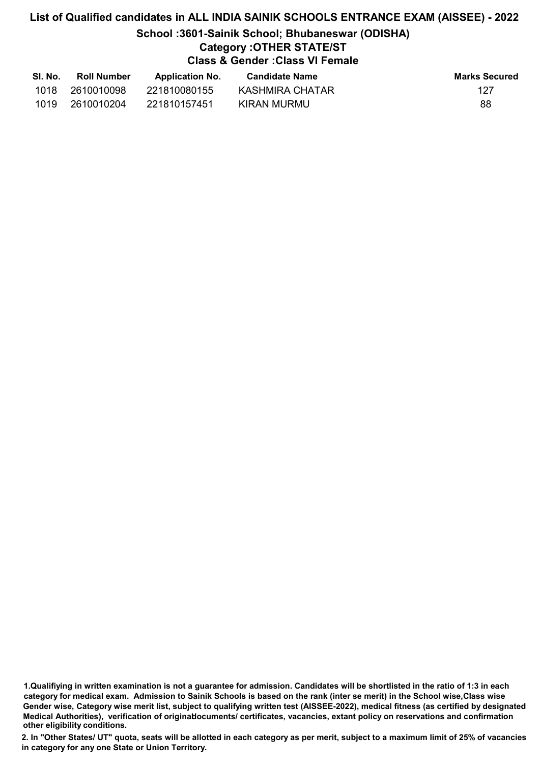# List of Qualified candidates in ALL INDIA SAINIK SCHOOLS ENTRANCE EXAM (AISSEE) - 2022

## School :3601-Sainik School; Bhubaneswar (ODISHA)

### Category :OTHER STATE/ST

### Class & Gender :Class VI Female

| Sl. No. | Roll Number | Application No. | Candidate Name | Marks Secured |
|---|---|---|---|---|
| 1018 | 2610010098 | 221810080155 | KASHMIRA CHATAR | 127 |
| 1019 | 2610010204 | 221810157451 | KIRAN MURMU | 88 |

1.Qualifiying in written examination is not a guarantee for admission. Candidates will be shortlisted in the ratio of 1:3 in each category for medical exam. Admission to Sainik Schools is based on the rank (inter se merit) in the School wise,Class wise Gender wise, Category wise merit list, subject to qualifying written test (AISSEE-2022), medical fitness (as certified by designated Medical Authorities), verification of originaldocuments/ certificates, vacancies, extant policy on reservations and confirmation other eligibility conditions.

2. In "Other States/ UT" quota, seats will be allotted in each category as per merit, subject to a maximum limit of 25% of vacancies in category for any one State or Union Territory.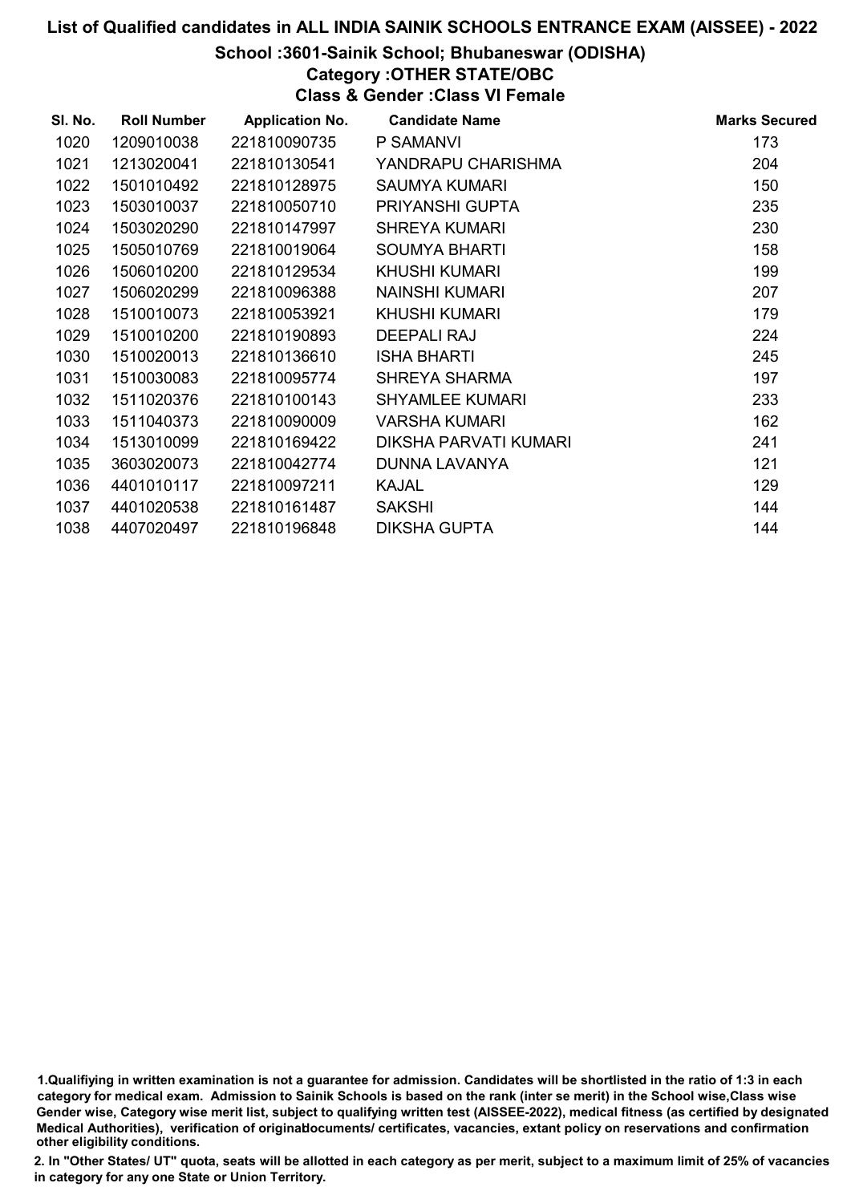# List of Qualified candidates in ALL INDIA SAINIK SCHOOLS ENTRANCE EXAM (AISSEE) - 2022

## School :3601-Sainik School; Bhubaneswar (ODISHA)

### Category :OTHER STATE/OBC

### Class & Gender :Class VI Female

| Sl. No. | Roll Number | Application No. | Candidate Name | Marks Secured |
|---|---|---|---|---|
| 1020 | 1209010038 | 221810090735 | P SAMANVI | 173 |
| 1021 | 1213020041 | 221810130541 | YANDRAPU CHARISHMA | 204 |
| 1022 | 1501010492 | 221810128975 | SAUMYA KUMARI | 150 |
| 1023 | 1503010037 | 221810050710 | PRIYANSHI GUPTA | 235 |
| 1024 | 1503020290 | 221810147997 | SHREYA KUMARI | 230 |
| 1025 | 1505010769 | 221810019064 | SOUMYA BHARTI | 158 |
| 1026 | 1506010200 | 221810129534 | KHUSHI KUMARI | 199 |
| 1027 | 1506020299 | 221810096388 | NAINSHI KUMARI | 207 |
| 1028 | 1510010073 | 221810053921 | KHUSHI KUMARI | 179 |
| 1029 | 1510010200 | 221810190893 | DEEPALI RAJ | 224 |
| 1030 | 1510020013 | 221810136610 | ISHA BHARTI | 245 |
| 1031 | 1510030083 | 221810095774 | SHREYA SHARMA | 197 |
| 1032 | 1511020376 | 221810100143 | SHYAMLEE KUMARI | 233 |
| 1033 | 1511040373 | 221810090009 | VARSHA KUMARI | 162 |
| 1034 | 1513010099 | 221810169422 | DIKSHA PARVATI KUMARI | 241 |
| 1035 | 3603020073 | 221810042774 | DUNNA LAVANYA | 121 |
| 1036 | 4401010117 | 221810097211 | KAJAL | 129 |
| 1037 | 4401020538 | 221810161487 | SAKSHI | 144 |
| 1038 | 4407020497 | 221810196848 | DIKSHA GUPTA | 144 |

1.Qualifiying in written examination is not a guarantee for admission. Candidates will be shortlisted in the ratio of 1:3 in each category for medical exam. Admission to Sainik Schools is based on the rank (inter se merit) in the School wise,Class wise Gender wise, Category wise merit list, subject to qualifying written test (AISSEE-2022), medical fitness (as certified by designated Medical Authorities), verification of originaldocuments/ certificates, vacancies, extant policy on reservations and confirmation other eligibility conditions.

2. In "Other States/ UT" quota, seats will be allotted in each category as per merit, subject to a maximum limit of 25% of vacancies in category for any one State or Union Territory.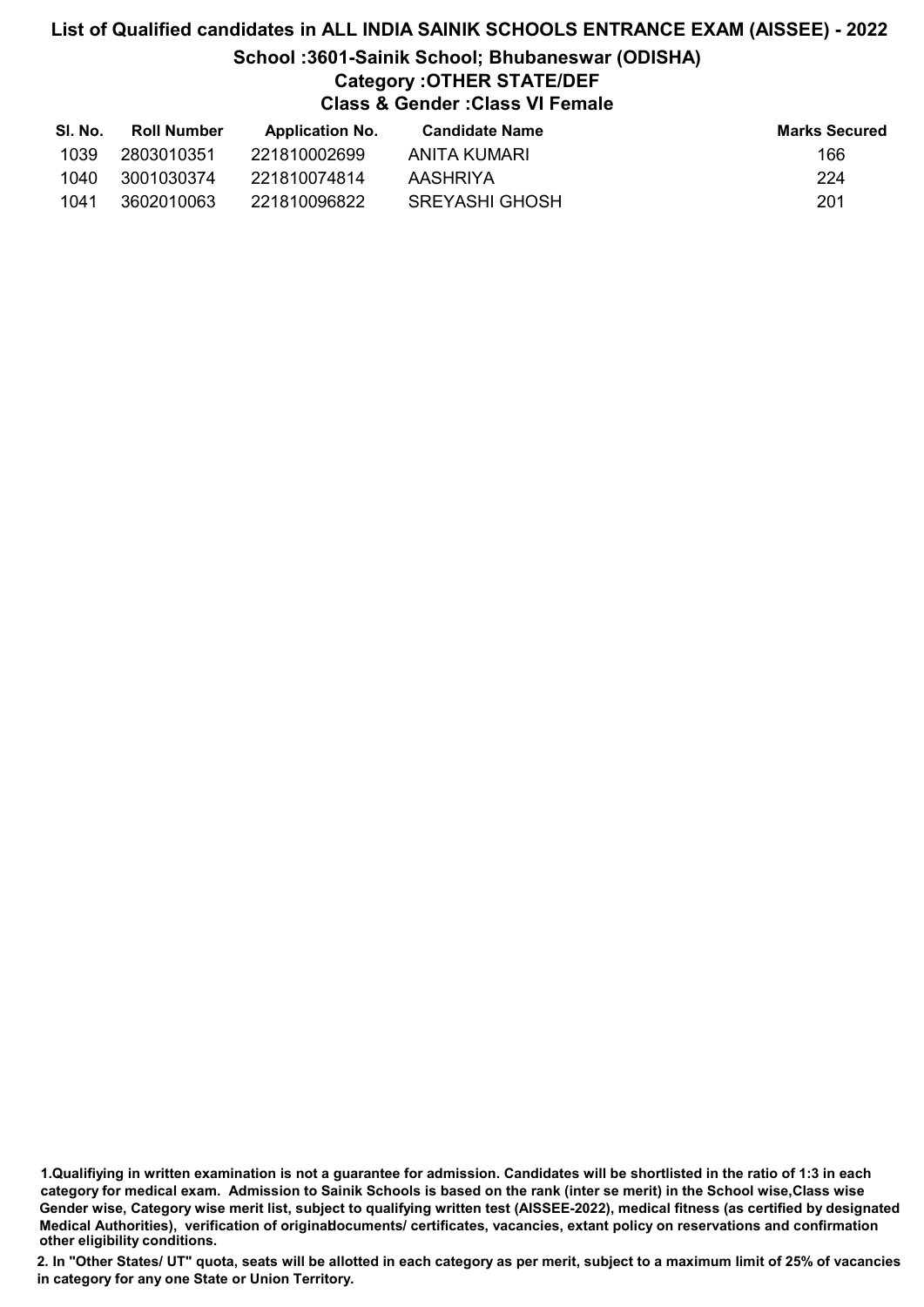# List of Qualified candidates in ALL INDIA SAINIK SCHOOLS ENTRANCE EXAM (AISSEE) - 2022

## School :3601-Sainik School; Bhubaneswar (ODISHA)

### Category :OTHER STATE/DEF

### Class & Gender :Class VI Female

| Sl. No. | Roll Number | Application No. | Candidate Name | Marks Secured |
|---|---|---|---|---|
| 1039 | 2803010351 | 221810002699 | ANITA KUMARI | 166 |
| 1040 | 3001030374 | 221810074814 | AASHRIYA | 224 |
| 1041 | 3602010063 | 221810096822 | SREYASHI GHOSH | 201 |

1.Qualifiying in written examination is not a guarantee for admission. Candidates will be shortlisted in the ratio of 1:3 in each category for medical exam. Admission to Sainik Schools is based on the rank (inter se merit) in the School wise,Class wise Gender wise, Category wise merit list, subject to qualifying written test (AISSEE-2022), medical fitness (as certified by designated Medical Authorities), verification of originaldocuments/ certificates, vacancies, extant policy on reservations and confirmation other eligibility conditions.

2. In "Other States/ UT" quota, seats will be allotted in each category as per merit, subject to a maximum limit of 25% of vacancies in category for any one State or Union Territory.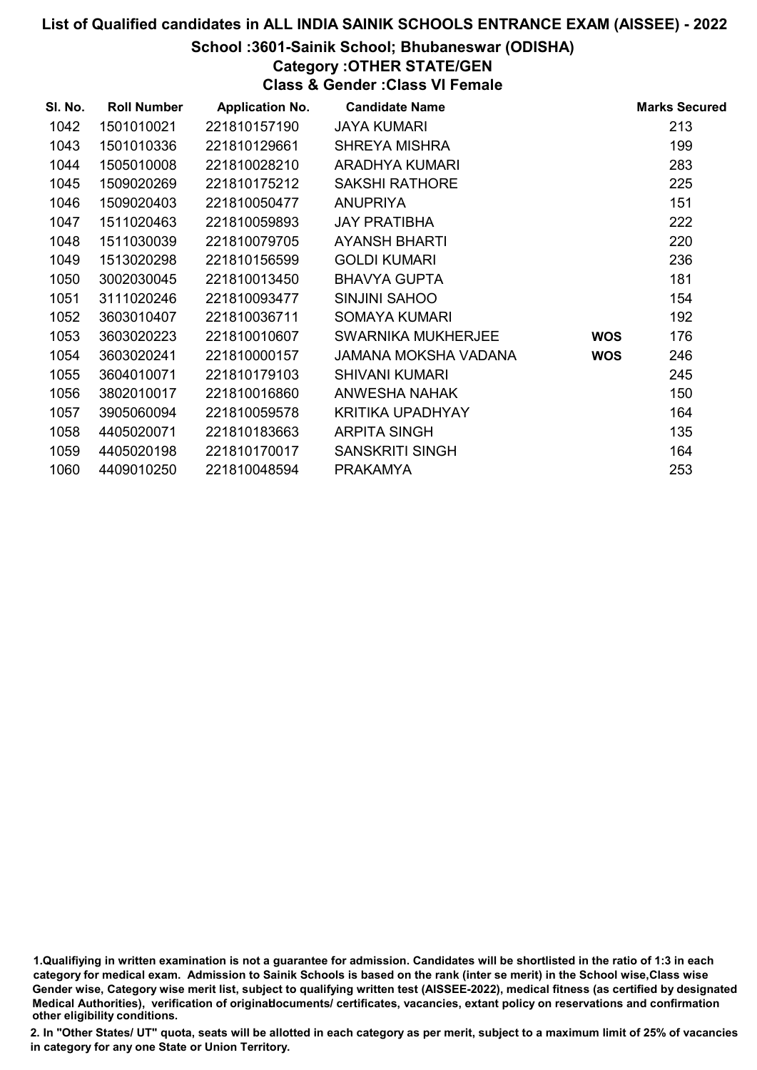# List of Qualified candidates in ALL INDIA SAINIK SCHOOLS ENTRANCE EXAM (AISSEE) - 2022

## School :3601-Sainik School; Bhubaneswar (ODISHA)

### Category :OTHER STATE/GEN

### Class & Gender :Class VI Female

| Sl. No. | Roll Number | Application No. | Candidate Name | | Marks Secured |
|---|---|---|---|---|---|
| 1042 | 1501010021 | 221810157190 | JAYA KUMARI | | 213 |
| 1043 | 1501010336 | 221810129661 | SHREYA MISHRA | | 199 |
| 1044 | 1505010008 | 221810028210 | ARADHYA KUMARI | | 283 |
| 1045 | 1509020269 | 221810175212 | SAKSHI RATHORE | | 225 |
| 1046 | 1509020403 | 221810050477 | ANUPRIYA | | 151 |
| 1047 | 1511020463 | 221810059893 | JAY PRATIBHA | | 222 |
| 1048 | 1511030039 | 221810079705 | AYANSH BHARTI | | 220 |
| 1049 | 1513020298 | 221810156599 | GOLDI KUMARI | | 236 |
| 1050 | 3002030045 | 221810013450 | BHAVYA GUPTA | | 181 |
| 1051 | 3111020246 | 221810093477 | SINJINI SAHOO | | 154 |
| 1052 | 3603010407 | 221810036711 | SOMAYA KUMARI | | 192 |
| 1053 | 3603020223 | 221810010607 | SWARNIKA MUKHERJEE | **WOS** | 176 |
| 1054 | 3603020241 | 221810000157 | JAMANA MOKSHA VADANA | **WOS** | 246 |
| 1055 | 3604010071 | 221810179103 | SHIVANI KUMARI | | 245 |
| 1056 | 3802010017 | 221810016860 | ANWESHA NAHAK | | 150 |
| 1057 | 3905060094 | 221810059578 | KRITIKA UPADHYAY | | 164 |
| 1058 | 4405020071 | 221810183663 | ARPITA SINGH | | 135 |
| 1059 | 4405020198 | 221810170017 | SANSKRITI SINGH | | 164 |
| 1060 | 4409010250 | 221810048594 | PRAKAMYA | | 253 |

1.Qualifiying in written examination is not a guarantee for admission. Candidates will be shortlisted in the ratio of 1:3 in each category for medical exam. Admission to Sainik Schools is based on the rank (inter se merit) in the School wise,Class wise Gender wise, Category wise merit list, subject to qualifying written test (AISSEE-2022), medical fitness (as certified by designated Medical Authorities), verification of originaldocuments/ certificates, vacancies, extant policy on reservations and confirmation other eligibility conditions.

2. In "Other States/ UT" quota, seats will be allotted in each category as per merit, subject to a maximum limit of 25% of vacancies in category for any one State or Union Territory.